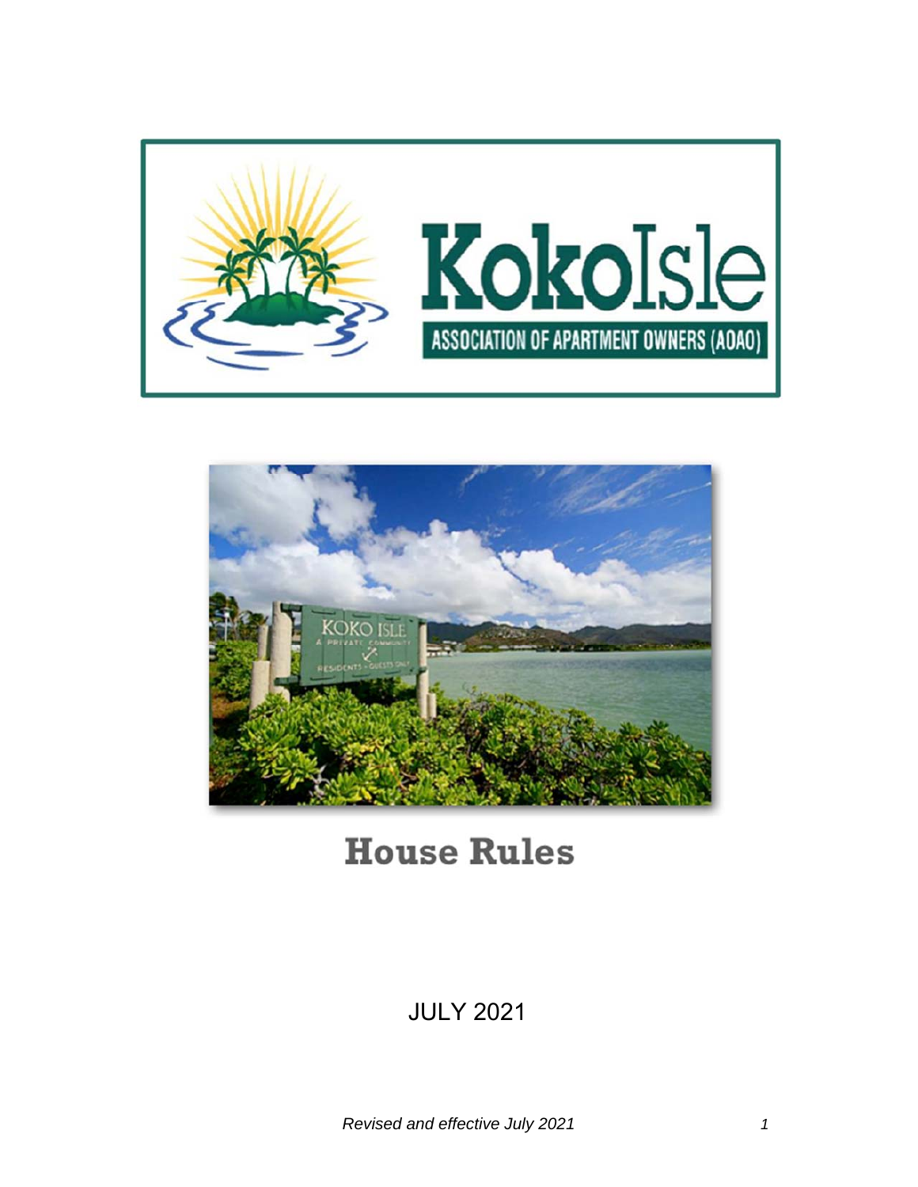# KokoIsle

ASSOCIATION OF APARTMENT OWNERS (AOAO)

# House Rules

JULY 2021

*Revised and effective July 2021*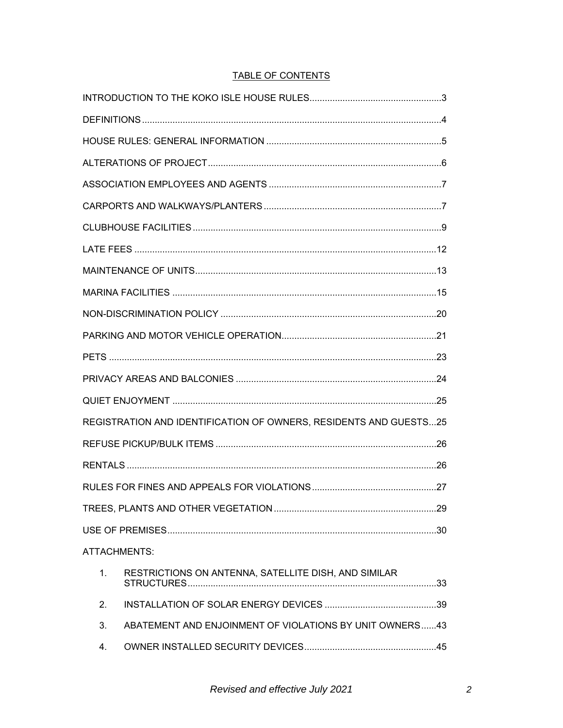## TABLE OF CONTENTS

INTRODUCTION TO THE KOKO ISLE HOUSE RULES....................................................3

DEFINITIONS.....................................................................................................................4

HOUSE RULES: GENERAL INFORMATION ....................................................................5

ALTERATIONS OF PROJECT...........................................................................................6

ASSOCIATION EMPLOYEES AND AGENTS ...................................................................7

CARPORTS AND WALKWAYS/PLANTERS.....................................................................7

CLUBHOUSE FACILITIES.................................................................................................9

LATE FEES ......................................................................................................................12

MAINTENANCE OF UNITS..............................................................................................13

MARINA FACILITIES .......................................................................................................15

NON-DISCRIMINATION POLICY ....................................................................................20

PARKING AND MOTOR VEHICLE OPERATION.............................................................21

PETS ................................................................................................................................23

PRIVACY AREAS AND BALCONIES ...............................................................................24

QUIET ENJOYMENT .......................................................................................................25

REGISTRATION AND IDENTIFICATION OF OWNERS, RESIDENTS AND GUESTS...25

REFUSE PICKUP/BULK ITEMS ......................................................................................26

RENTALS .........................................................................................................................26

RULES FOR FINES AND APPEALS FOR VIOLATIONS.................................................27

TREES, PLANTS AND OTHER VEGETATION................................................................29

USE OF PREMISES.........................................................................................................30

ATTACHMENTS:

1. RESTRICTIONS ON ANTENNA, SATELLITE DISH, AND SIMILAR STRUCTURES.................................................................................................33
2. INSTALLATION OF SOLAR ENERGY DEVICES ............................................39
3. ABATEMENT AND ENJOINMENT OF VIOLATIONS BY UNIT OWNERS......43
4. OWNER INSTALLED SECURITY DEVICES....................................................45

*Revised and effective July 2021*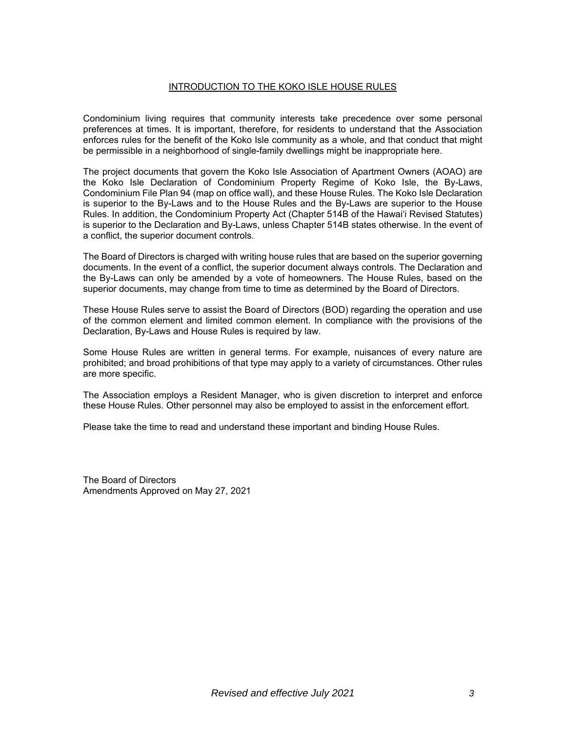## INTRODUCTION TO THE KOKO ISLE HOUSE RULES

Condominium living requires that community interests take precedence over some personal preferences at times. It is important, therefore, for residents to understand that the Association enforces rules for the benefit of the Koko Isle community as a whole, and that conduct that might be permissible in a neighborhood of single-family dwellings might be inappropriate here.

The project documents that govern the Koko Isle Association of Apartment Owners (AOAO) are the Koko Isle Declaration of Condominium Property Regime of Koko Isle, the By-Laws, Condominium File Plan 94 (map on office wall), and these House Rules. The Koko Isle Declaration is superior to the By-Laws and to the House Rules and the By-Laws are superior to the House Rules. In addition, the Condominium Property Act (Chapter 514B of the Hawai'i Revised Statutes) is superior to the Declaration and By-Laws, unless Chapter 514B states otherwise. In the event of a conflict, the superior document controls.

The Board of Directors is charged with writing house rules that are based on the superior governing documents. In the event of a conflict, the superior document always controls. The Declaration and the By-Laws can only be amended by a vote of homeowners. The House Rules, based on the superior documents, may change from time to time as determined by the Board of Directors.

These House Rules serve to assist the Board of Directors (BOD) regarding the operation and use of the common element and limited common element. In compliance with the provisions of the Declaration, By-Laws and House Rules is required by law.

Some House Rules are written in general terms. For example, nuisances of every nature are prohibited; and broad prohibitions of that type may apply to a variety of circumstances. Other rules are more specific.

The Association employs a Resident Manager, who is given discretion to interpret and enforce these House Rules. Other personnel may also be employed to assist in the enforcement effort.

Please take the time to read and understand these important and binding House Rules.

The Board of Directors
Amendments Approved on May 27, 2021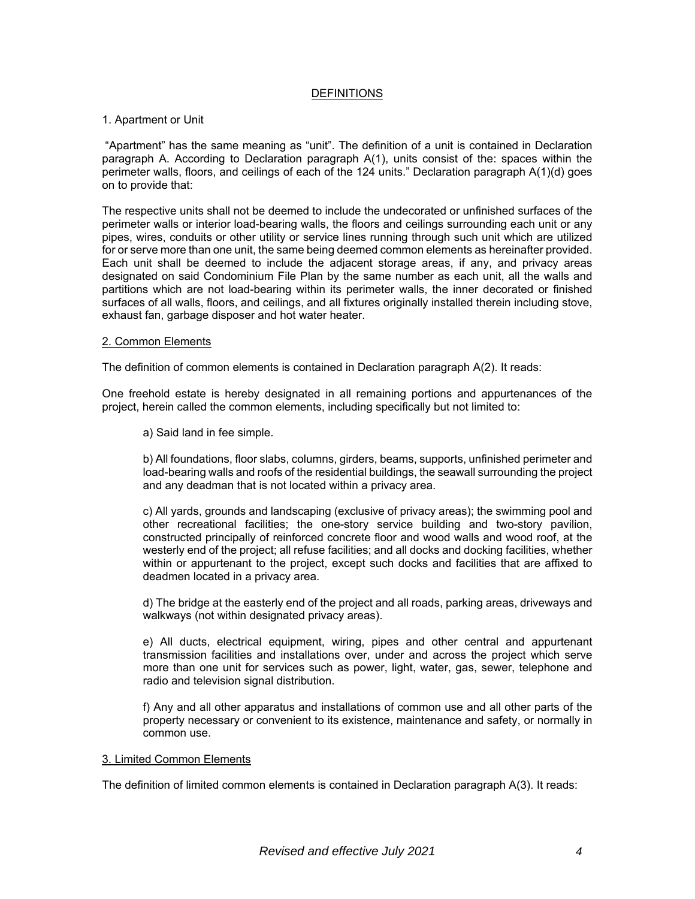## DEFINITIONS

1. Apartment or Unit

"Apartment" has the same meaning as "unit". The definition of a unit is contained in Declaration paragraph A. According to Declaration paragraph A(1), units consist of the: spaces within the perimeter walls, floors, and ceilings of each of the 124 units." Declaration paragraph A(1)(d) goes on to provide that:

The respective units shall not be deemed to include the undecorated or unfinished surfaces of the perimeter walls or interior load-bearing walls, the floors and ceilings surrounding each unit or any pipes, wires, conduits or other utility or service lines running through such unit which are utilized for or serve more than one unit, the same being deemed common elements as hereinafter provided. Each unit shall be deemed to include the adjacent storage areas, if any, and privacy areas designated on said Condominium File Plan by the same number as each unit, all the walls and partitions which are not load-bearing within its perimeter walls, the inner decorated or finished surfaces of all walls, floors, and ceilings, and all fixtures originally installed therein including stove, exhaust fan, garbage disposer and hot water heater.

2. Common Elements

The definition of common elements is contained in Declaration paragraph A(2). It reads:

One freehold estate is hereby designated in all remaining portions and appurtenances of the project, herein called the common elements, including specifically but not limited to:

a) Said land in fee simple.

b) All foundations, floor slabs, columns, girders, beams, supports, unfinished perimeter and load-bearing walls and roofs of the residential buildings, the seawall surrounding the project and any deadman that is not located within a privacy area.

c) All yards, grounds and landscaping (exclusive of privacy areas); the swimming pool and other recreational facilities; the one-story service building and two-story pavilion, constructed principally of reinforced concrete floor and wood walls and wood roof, at the westerly end of the project; all refuse facilities; and all docks and docking facilities, whether within or appurtenant to the project, except such docks and facilities that are affixed to deadmen located in a privacy area.

d) The bridge at the easterly end of the project and all roads, parking areas, driveways and walkways (not within designated privacy areas).

e) All ducts, electrical equipment, wiring, pipes and other central and appurtenant transmission facilities and installations over, under and across the project which serve more than one unit for services such as power, light, water, gas, sewer, telephone and radio and television signal distribution.

f) Any and all other apparatus and installations of common use and all other parts of the property necessary or convenient to its existence, maintenance and safety, or normally in common use.

3. Limited Common Elements

The definition of limited common elements is contained in Declaration paragraph A(3). It reads: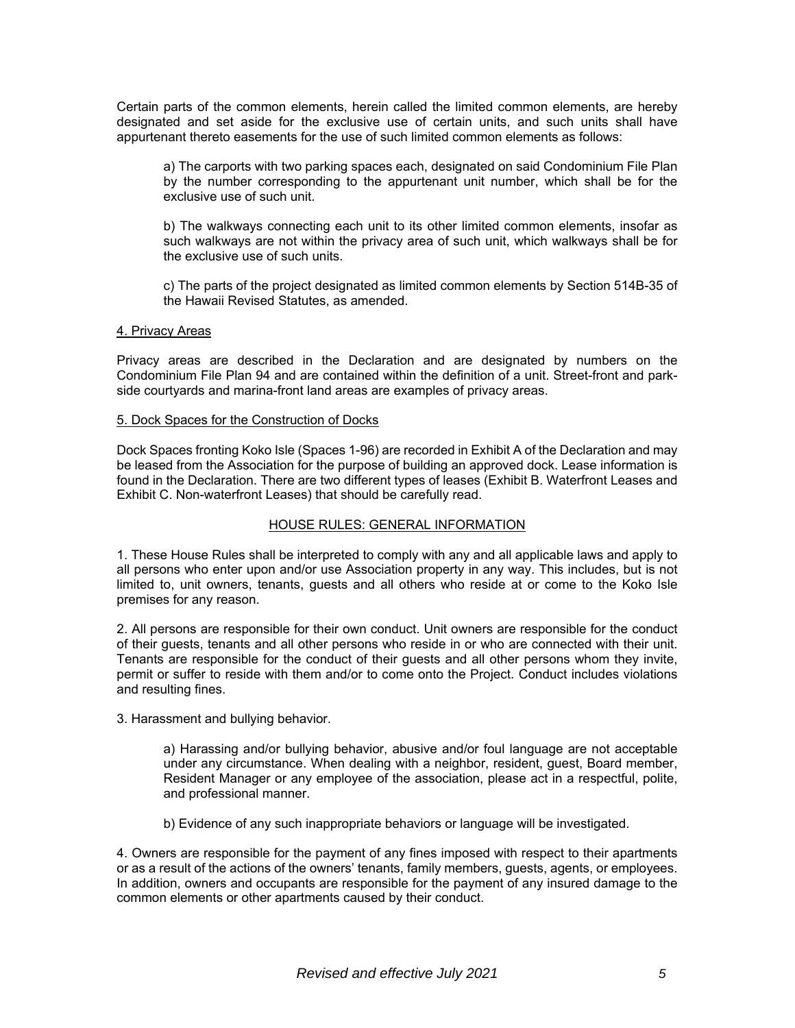Certain parts of the common elements, herein called the limited common elements, are hereby designated and set aside for the exclusive use of certain units, and such units shall have appurtenant thereto easements for the use of such limited common elements as follows:

a) The carports with two parking spaces each, designated on said Condominium File Plan by the number corresponding to the appurtenant unit number, which shall be for the exclusive use of such unit.

b) The walkways connecting each unit to its other limited common elements, insofar as such walkways are not within the privacy area of such unit, which walkways shall be for the exclusive use of such units.

c) The parts of the project designated as limited common elements by Section 514B-35 of the Hawaii Revised Statutes, as amended.

4. Privacy Areas

Privacy areas are described in the Declaration and are designated by numbers on the Condominium File Plan 94 and are contained within the definition of a unit. Street-front and park-side courtyards and marina-front land areas are examples of privacy areas.

5. Dock Spaces for the Construction of Docks

Dock Spaces fronting Koko Isle (Spaces 1-96) are recorded in Exhibit A of the Declaration and may be leased from the Association for the purpose of building an approved dock. Lease information is found in the Declaration. There are two different types of leases (Exhibit B. Waterfront Leases and Exhibit C. Non-waterfront Leases) that should be carefully read.

## HOUSE RULES: GENERAL INFORMATION

1. These House Rules shall be interpreted to comply with any and all applicable laws and apply to all persons who enter upon and/or use Association property in any way. This includes, but is not limited to, unit owners, tenants, guests and all others who reside at or come to the Koko Isle premises for any reason.

2. All persons are responsible for their own conduct. Unit owners are responsible for the conduct of their guests, tenants and all other persons who reside in or who are connected with their unit. Tenants are responsible for the conduct of their guests and all other persons whom they invite, permit or suffer to reside with them and/or to come onto the Project. Conduct includes violations and resulting fines.

3. Harassment and bullying behavior.

a) Harassing and/or bullying behavior, abusive and/or foul language are not acceptable under any circumstance. When dealing with a neighbor, resident, guest, Board member, Resident Manager or any employee of the association, please act in a respectful, polite, and professional manner.

b) Evidence of any such inappropriate behaviors or language will be investigated.

4. Owners are responsible for the payment of any fines imposed with respect to their apartments or as a result of the actions of the owners' tenants, family members, guests, agents, or employees. In addition, owners and occupants are responsible for the payment of any insured damage to the common elements or other apartments caused by their conduct.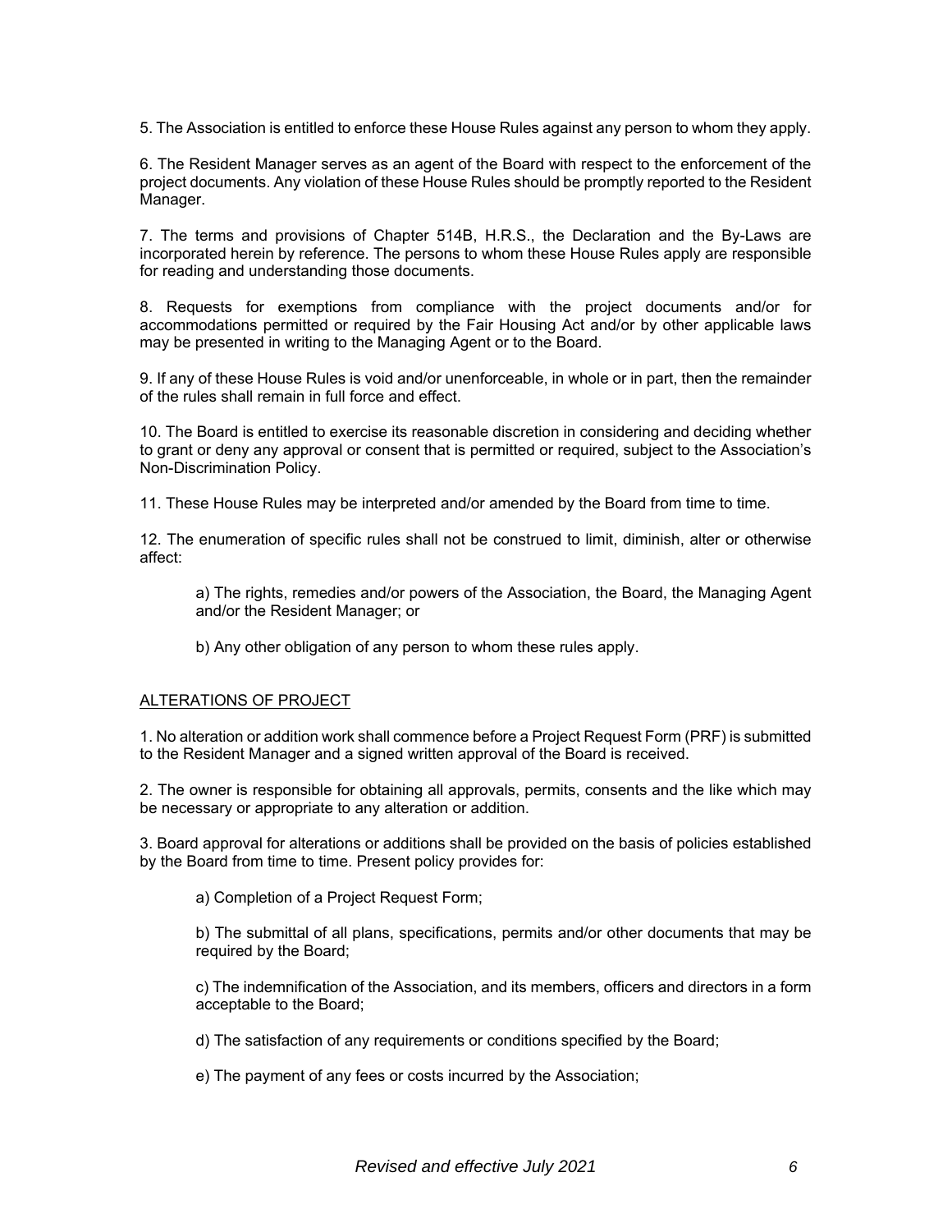5. The Association is entitled to enforce these House Rules against any person to whom they apply.

6. The Resident Manager serves as an agent of the Board with respect to the enforcement of the project documents. Any violation of these House Rules should be promptly reported to the Resident Manager.

7. The terms and provisions of Chapter 514B, H.R.S., the Declaration and the By-Laws are incorporated herein by reference. The persons to whom these House Rules apply are responsible for reading and understanding those documents.

8. Requests for exemptions from compliance with the project documents and/or for accommodations permitted or required by the Fair Housing Act and/or by other applicable laws may be presented in writing to the Managing Agent or to the Board.

9. If any of these House Rules is void and/or unenforceable, in whole or in part, then the remainder of the rules shall remain in full force and effect.

10. The Board is entitled to exercise its reasonable discretion in considering and deciding whether to grant or deny any approval or consent that is permitted or required, subject to the Association's Non-Discrimination Policy.

11. These House Rules may be interpreted and/or amended by the Board from time to time.

12. The enumeration of specific rules shall not be construed to limit, diminish, alter or otherwise affect:

> a) The rights, remedies and/or powers of the Association, the Board, the Managing Agent and/or the Resident Manager; or
>
> b) Any other obligation of any person to whom these rules apply.

## ALTERATIONS OF PROJECT

1. No alteration or addition work shall commence before a Project Request Form (PRF) is submitted to the Resident Manager and a signed written approval of the Board is received.

2. The owner is responsible for obtaining all approvals, permits, consents and the like which may be necessary or appropriate to any alteration or addition.

3. Board approval for alterations or additions shall be provided on the basis of policies established by the Board from time to time. Present policy provides for:

> a) Completion of a Project Request Form;
>
> b) The submittal of all plans, specifications, permits and/or other documents that may be required by the Board;
>
> c) The indemnification of the Association, and its members, officers and directors in a form acceptable to the Board;
>
> d) The satisfaction of any requirements or conditions specified by the Board;
>
> e) The payment of any fees or costs incurred by the Association;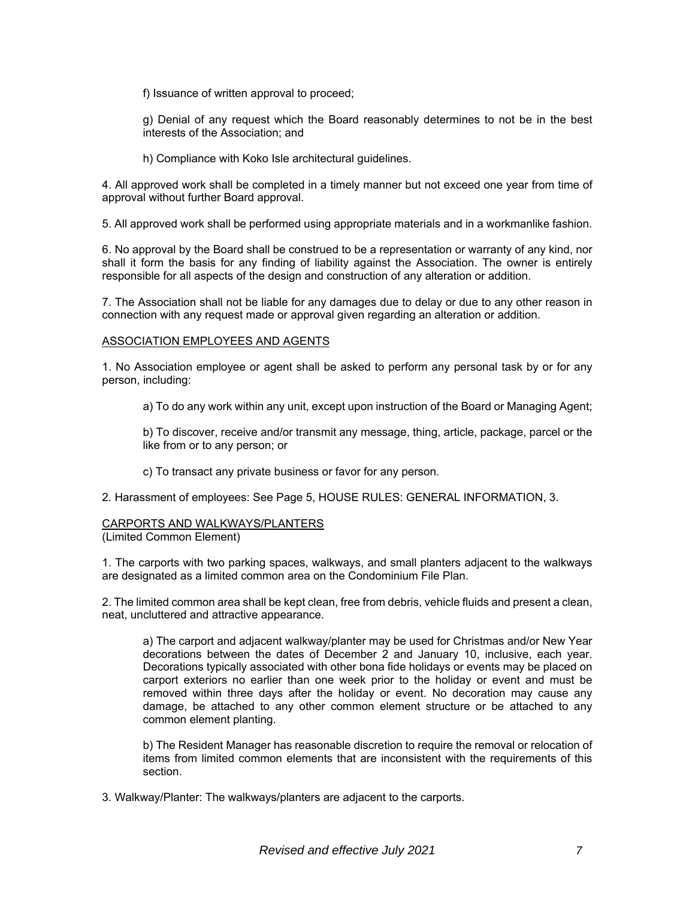f) Issuance of written approval to proceed;

g) Denial of any request which the Board reasonably determines to not be in the best interests of the Association; and

h) Compliance with Koko Isle architectural guidelines.

4. All approved work shall be completed in a timely manner but not exceed one year from time of approval without further Board approval.

5. All approved work shall be performed using appropriate materials and in a workmanlike fashion.

6. No approval by the Board shall be construed to be a representation or warranty of any kind, nor shall it form the basis for any finding of liability against the Association. The owner is entirely responsible for all aspects of the design and construction of any alteration or addition.

7. The Association shall not be liable for any damages due to delay or due to any other reason in connection with any request made or approval given regarding an alteration or addition.

## ASSOCIATION EMPLOYEES AND AGENTS

1. No Association employee or agent shall be asked to perform any personal task by or for any person, including:

a) To do any work within any unit, except upon instruction of the Board or Managing Agent;

b) To discover, receive and/or transmit any message, thing, article, package, parcel or the like from or to any person; or

c) To transact any private business or favor for any person.

2. Harassment of employees: See Page 5, HOUSE RULES: GENERAL INFORMATION, 3.

## CARPORTS AND WALKWAYS/PLANTERS

(Limited Common Element)

1. The carports with two parking spaces, walkways, and small planters adjacent to the walkways are designated as a limited common area on the Condominium File Plan.

2. The limited common area shall be kept clean, free from debris, vehicle fluids and present a clean, neat, uncluttered and attractive appearance.

a) The carport and adjacent walkway/planter may be used for Christmas and/or New Year decorations between the dates of December 2 and January 10, inclusive, each year. Decorations typically associated with other bona fide holidays or events may be placed on carport exteriors no earlier than one week prior to the holiday or event and must be removed within three days after the holiday or event. No decoration may cause any damage, be attached to any other common element structure or be attached to any common element planting.

b) The Resident Manager has reasonable discretion to require the removal or relocation of items from limited common elements that are inconsistent with the requirements of this section.

3. Walkway/Planter: The walkways/planters are adjacent to the carports.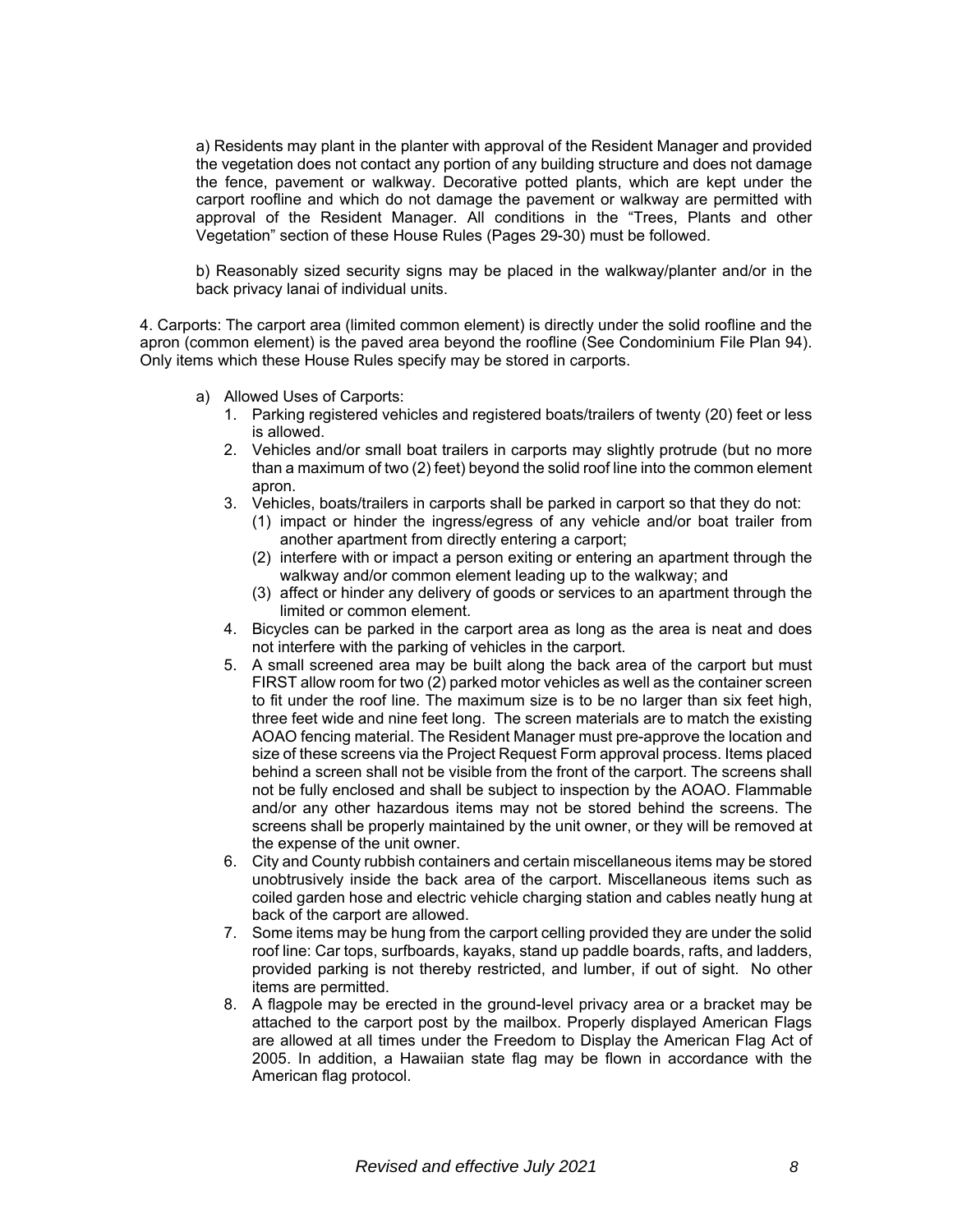a) Residents may plant in the planter with approval of the Resident Manager and provided the vegetation does not contact any portion of any building structure and does not damage the fence, pavement or walkway. Decorative potted plants, which are kept under the carport roofline and which do not damage the pavement or walkway are permitted with approval of the Resident Manager. All conditions in the "Trees, Plants and other Vegetation" section of these House Rules (Pages 29-30) must be followed.

b) Reasonably sized security signs may be placed in the walkway/planter and/or in the back privacy lanai of individual units.

4. Carports: The carport area (limited common element) is directly under the solid roofline and the apron (common element) is the paved area beyond the roofline (See Condominium File Plan 94). Only items which these House Rules specify may be stored in carports.

a) Allowed Uses of Carports:
   1. Parking registered vehicles and registered boats/trailers of twenty (20) feet or less is allowed.
   2. Vehicles and/or small boat trailers in carports may slightly protrude (but no more than a maximum of two (2) feet) beyond the solid roof line into the common element apron.
   3. Vehicles, boats/trailers in carports shall be parked in carport so that they do not:
      (1) impact or hinder the ingress/egress of any vehicle and/or boat trailer from another apartment from directly entering a carport;
      (2) interfere with or impact a person exiting or entering an apartment through the walkway and/or common element leading up to the walkway; and
      (3) affect or hinder any delivery of goods or services to an apartment through the limited or common element.
   4. Bicycles can be parked in the carport area as long as the area is neat and does not interfere with the parking of vehicles in the carport.
   5. A small screened area may be built along the back area of the carport but must FIRST allow room for two (2) parked motor vehicles as well as the container screen to fit under the roof line. The maximum size is to be no larger than six feet high, three feet wide and nine feet long. The screen materials are to match the existing AOAO fencing material. The Resident Manager must pre-approve the location and size of these screens via the Project Request Form approval process. Items placed behind a screen shall not be visible from the front of the carport. The screens shall not be fully enclosed and shall be subject to inspection by the AOAO. Flammable and/or any other hazardous items may not be stored behind the screens. The screens shall be properly maintained by the unit owner, or they will be removed at the expense of the unit owner.
   6. City and County rubbish containers and certain miscellaneous items may be stored unobtrusively inside the back area of the carport. Miscellaneous items such as coiled garden hose and electric vehicle charging station and cables neatly hung at back of the carport are allowed.
   7. Some items may be hung from the carport celling provided they are under the solid roof line: Car tops, surfboards, kayaks, stand up paddle boards, rafts, and ladders, provided parking is not thereby restricted, and lumber, if out of sight. No other items are permitted.
   8. A flagpole may be erected in the ground-level privacy area or a bracket may be attached to the carport post by the mailbox. Properly displayed American Flags are allowed at all times under the Freedom to Display the American Flag Act of 2005. In addition, a Hawaiian state flag may be flown in accordance with the American flag protocol.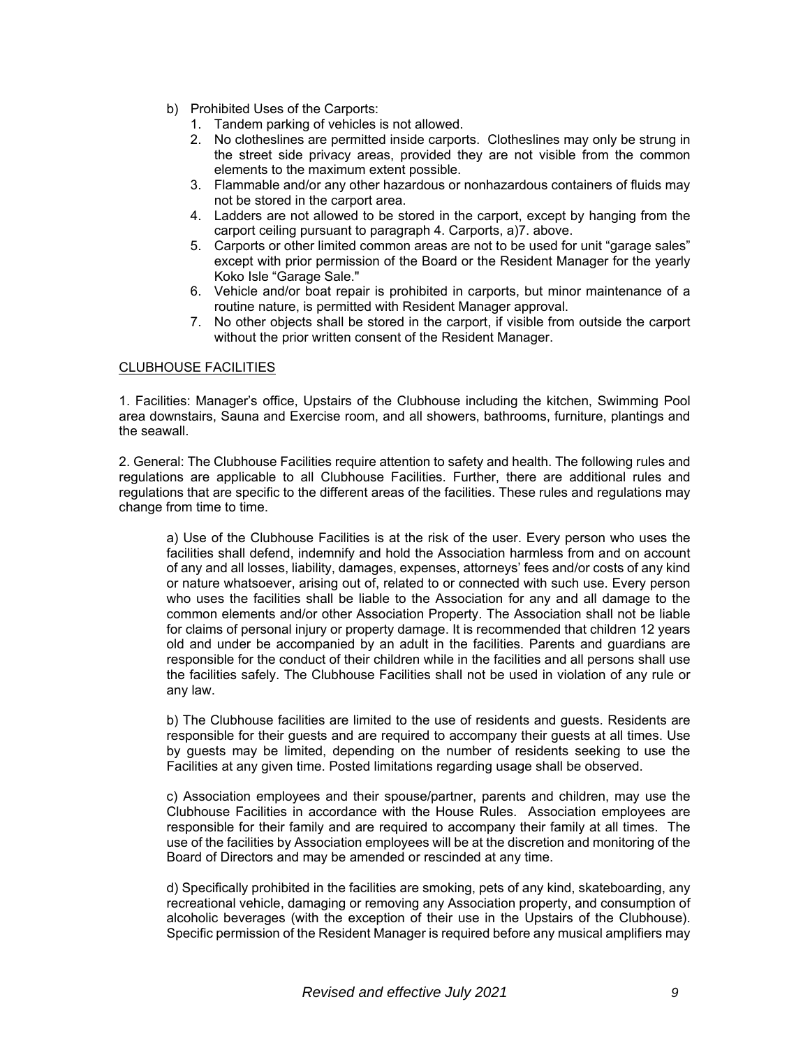b) Prohibited Uses of the Carports:

1. Tandem parking of vehicles is not allowed.
2. No clotheslines are permitted inside carports. Clotheslines may only be strung in the street side privacy areas, provided they are not visible from the common elements to the maximum extent possible.
3. Flammable and/or any other hazardous or nonhazardous containers of fluids may not be stored in the carport area.
4. Ladders are not allowed to be stored in the carport, except by hanging from the carport ceiling pursuant to paragraph 4. Carports, a)7. above.
5. Carports or other limited common areas are not to be used for unit "garage sales" except with prior permission of the Board or the Resident Manager for the yearly Koko Isle "Garage Sale."
6. Vehicle and/or boat repair is prohibited in carports, but minor maintenance of a routine nature, is permitted with Resident Manager approval.
7. No other objects shall be stored in the carport, if visible from outside the carport without the prior written consent of the Resident Manager.

## CLUBHOUSE FACILITIES

1. Facilities: Manager's office, Upstairs of the Clubhouse including the kitchen, Swimming Pool area downstairs, Sauna and Exercise room, and all showers, bathrooms, furniture, plantings and the seawall.

2. General: The Clubhouse Facilities require attention to safety and health. The following rules and regulations are applicable to all Clubhouse Facilities. Further, there are additional rules and regulations that are specific to the different areas of the facilities. These rules and regulations may change from time to time.

a) Use of the Clubhouse Facilities is at the risk of the user. Every person who uses the facilities shall defend, indemnify and hold the Association harmless from and on account of any and all losses, liability, damages, expenses, attorneys' fees and/or costs of any kind or nature whatsoever, arising out of, related to or connected with such use. Every person who uses the facilities shall be liable to the Association for any and all damage to the common elements and/or other Association Property. The Association shall not be liable for claims of personal injury or property damage. It is recommended that children 12 years old and under be accompanied by an adult in the facilities. Parents and guardians are responsible for the conduct of their children while in the facilities and all persons shall use the facilities safely. The Clubhouse Facilities shall not be used in violation of any rule or any law.

b) The Clubhouse facilities are limited to the use of residents and guests. Residents are responsible for their guests and are required to accompany their guests at all times. Use by guests may be limited, depending on the number of residents seeking to use the Facilities at any given time. Posted limitations regarding usage shall be observed.

c) Association employees and their spouse/partner, parents and children, may use the Clubhouse Facilities in accordance with the House Rules. Association employees are responsible for their family and are required to accompany their family at all times. The use of the facilities by Association employees will be at the discretion and monitoring of the Board of Directors and may be amended or rescinded at any time.

d) Specifically prohibited in the facilities are smoking, pets of any kind, skateboarding, any recreational vehicle, damaging or removing any Association property, and consumption of alcoholic beverages (with the exception of their use in the Upstairs of the Clubhouse). Specific permission of the Resident Manager is required before any musical amplifiers may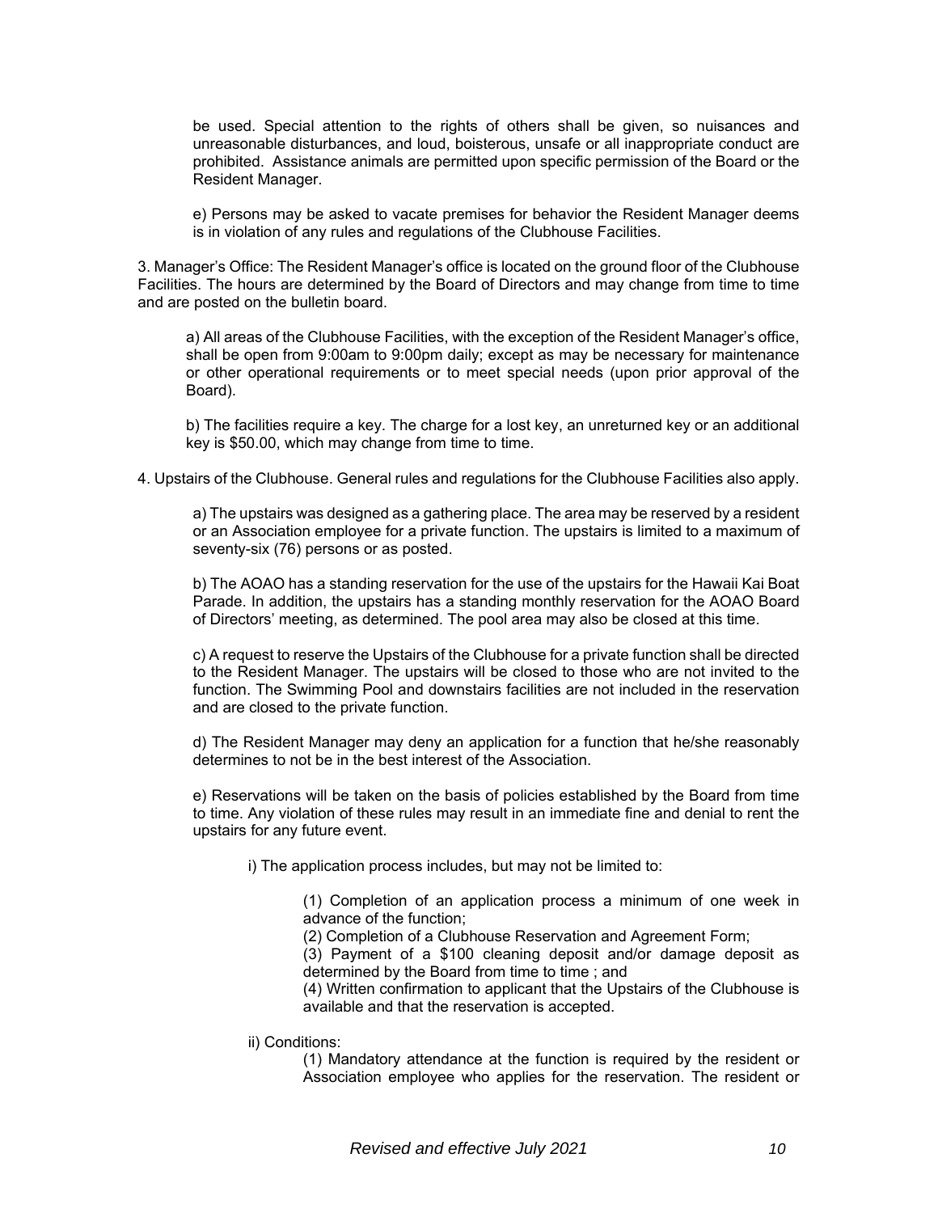be used. Special attention to the rights of others shall be given, so nuisances and unreasonable disturbances, and loud, boisterous, unsafe or all inappropriate conduct are prohibited. Assistance animals are permitted upon specific permission of the Board or the Resident Manager.

e) Persons may be asked to vacate premises for behavior the Resident Manager deems is in violation of any rules and regulations of the Clubhouse Facilities.

3. Manager's Office: The Resident Manager's office is located on the ground floor of the Clubhouse Facilities. The hours are determined by the Board of Directors and may change from time to time and are posted on the bulletin board.

a) All areas of the Clubhouse Facilities, with the exception of the Resident Manager's office, shall be open from 9:00am to 9:00pm daily; except as may be necessary for maintenance or other operational requirements or to meet special needs (upon prior approval of the Board).

b) The facilities require a key. The charge for a lost key, an unreturned key or an additional key is $50.00, which may change from time to time.

4. Upstairs of the Clubhouse. General rules and regulations for the Clubhouse Facilities also apply.

a) The upstairs was designed as a gathering place. The area may be reserved by a resident or an Association employee for a private function. The upstairs is limited to a maximum of seventy-six (76) persons or as posted.

b) The AOAO has a standing reservation for the use of the upstairs for the Hawaii Kai Boat Parade. In addition, the upstairs has a standing monthly reservation for the AOAO Board of Directors' meeting, as determined. The pool area may also be closed at this time.

c) A request to reserve the Upstairs of the Clubhouse for a private function shall be directed to the Resident Manager. The upstairs will be closed to those who are not invited to the function. The Swimming Pool and downstairs facilities are not included in the reservation and are closed to the private function.

d) The Resident Manager may deny an application for a function that he/she reasonably determines to not be in the best interest of the Association.

e) Reservations will be taken on the basis of policies established by the Board from time to time. Any violation of these rules may result in an immediate fine and denial to rent the upstairs for any future event.

i) The application process includes, but may not be limited to:

(1) Completion of an application process a minimum of one week in advance of the function;

(2) Completion of a Clubhouse Reservation and Agreement Form;

(3) Payment of a $100 cleaning deposit and/or damage deposit as determined by the Board from time to time ; and

(4) Written confirmation to applicant that the Upstairs of the Clubhouse is available and that the reservation is accepted.

ii) Conditions:

(1) Mandatory attendance at the function is required by the resident or Association employee who applies for the reservation. The resident or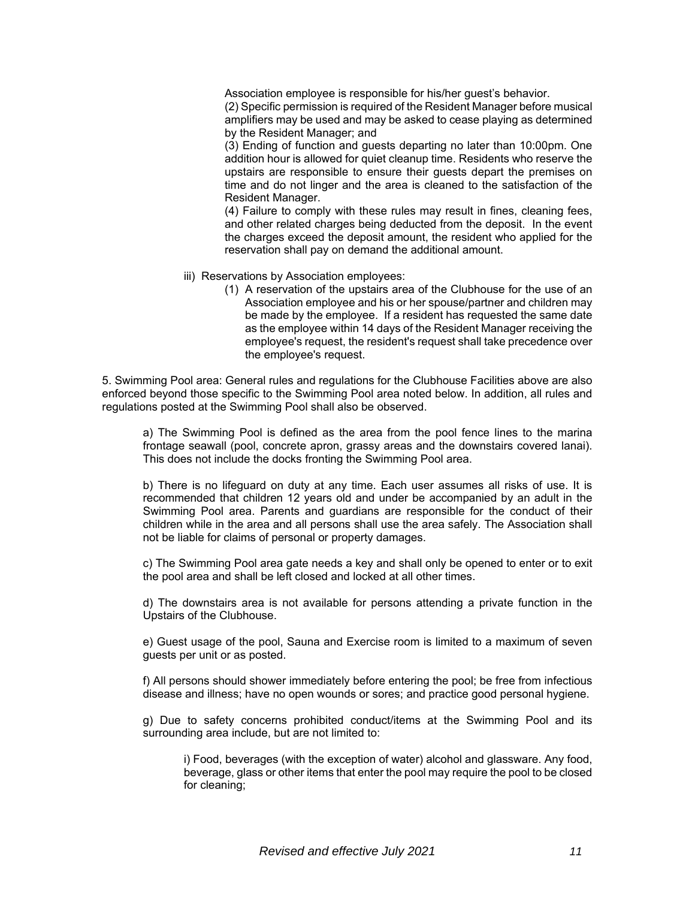Association employee is responsible for his/her guest's behavior.

(2) Specific permission is required of the Resident Manager before musical amplifiers may be used and may be asked to cease playing as determined by the Resident Manager; and

(3) Ending of function and guests departing no later than 10:00pm. One addition hour is allowed for quiet cleanup time. Residents who reserve the upstairs are responsible to ensure their guests depart the premises on time and do not linger and the area is cleaned to the satisfaction of the Resident Manager.

(4) Failure to comply with these rules may result in fines, cleaning fees, and other related charges being deducted from the deposit. In the event the charges exceed the deposit amount, the resident who applied for the reservation shall pay on demand the additional amount.

iii) Reservations by Association employees:

(1) A reservation of the upstairs area of the Clubhouse for the use of an Association employee and his or her spouse/partner and children may be made by the employee. If a resident has requested the same date as the employee within 14 days of the Resident Manager receiving the employee's request, the resident's request shall take precedence over the employee's request.

5. Swimming Pool area: General rules and regulations for the Clubhouse Facilities above are also enforced beyond those specific to the Swimming Pool area noted below. In addition, all rules and regulations posted at the Swimming Pool shall also be observed.

a) The Swimming Pool is defined as the area from the pool fence lines to the marina frontage seawall (pool, concrete apron, grassy areas and the downstairs covered lanai). This does not include the docks fronting the Swimming Pool area.

b) There is no lifeguard on duty at any time. Each user assumes all risks of use. It is recommended that children 12 years old and under be accompanied by an adult in the Swimming Pool area. Parents and guardians are responsible for the conduct of their children while in the area and all persons shall use the area safely. The Association shall not be liable for claims of personal or property damages.

c) The Swimming Pool area gate needs a key and shall only be opened to enter or to exit the pool area and shall be left closed and locked at all other times.

d) The downstairs area is not available for persons attending a private function in the Upstairs of the Clubhouse.

e) Guest usage of the pool, Sauna and Exercise room is limited to a maximum of seven guests per unit or as posted.

f) All persons should shower immediately before entering the pool; be free from infectious disease and illness; have no open wounds or sores; and practice good personal hygiene.

g) Due to safety concerns prohibited conduct/items at the Swimming Pool and its surrounding area include, but are not limited to:

i) Food, beverages (with the exception of water) alcohol and glassware. Any food, beverage, glass or other items that enter the pool may require the pool to be closed for cleaning;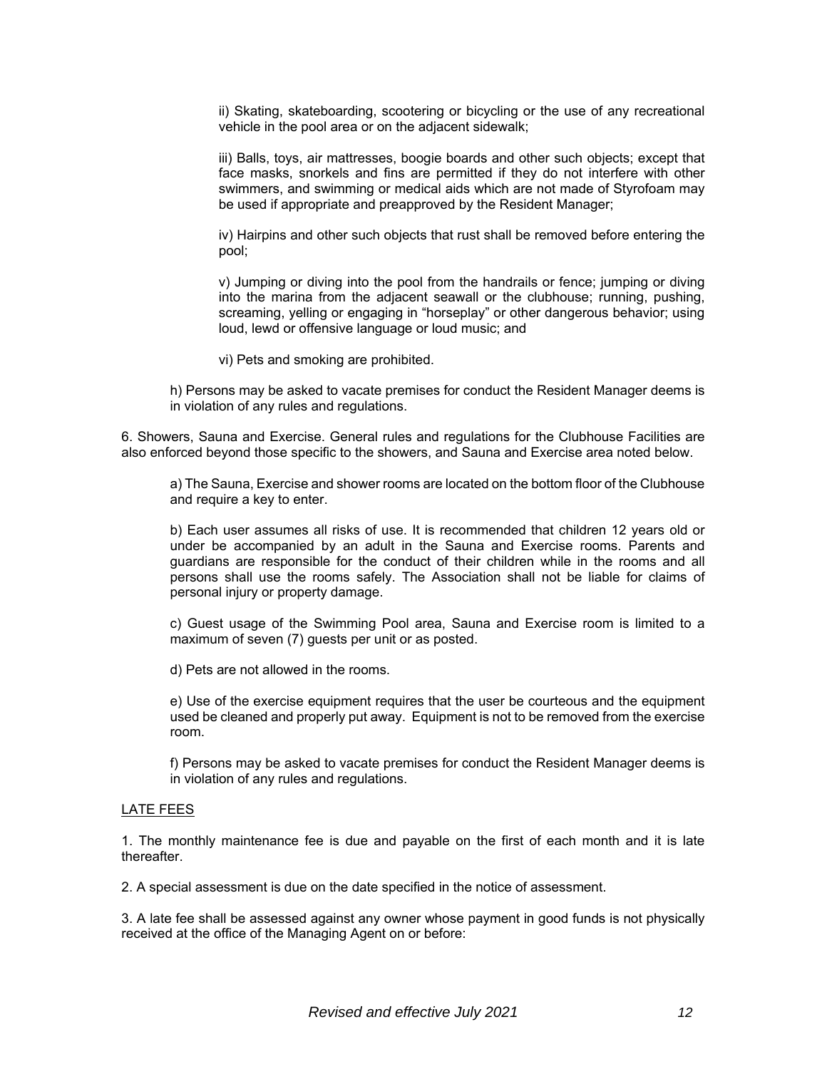ii) Skating, skateboarding, scootering or bicycling or the use of any recreational vehicle in the pool area or on the adjacent sidewalk;

iii) Balls, toys, air mattresses, boogie boards and other such objects; except that face masks, snorkels and fins are permitted if they do not interfere with other swimmers, and swimming or medical aids which are not made of Styrofoam may be used if appropriate and preapproved by the Resident Manager;

iv) Hairpins and other such objects that rust shall be removed before entering the pool;

v) Jumping or diving into the pool from the handrails or fence; jumping or diving into the marina from the adjacent seawall or the clubhouse; running, pushing, screaming, yelling or engaging in "horseplay" or other dangerous behavior; using loud, lewd or offensive language or loud music; and

vi) Pets and smoking are prohibited.

h) Persons may be asked to vacate premises for conduct the Resident Manager deems is in violation of any rules and regulations.

6. Showers, Sauna and Exercise. General rules and regulations for the Clubhouse Facilities are also enforced beyond those specific to the showers, and Sauna and Exercise area noted below.

a) The Sauna, Exercise and shower rooms are located on the bottom floor of the Clubhouse and require a key to enter.

b) Each user assumes all risks of use. It is recommended that children 12 years old or under be accompanied by an adult in the Sauna and Exercise rooms. Parents and guardians are responsible for the conduct of their children while in the rooms and all persons shall use the rooms safely. The Association shall not be liable for claims of personal injury or property damage.

c) Guest usage of the Swimming Pool area, Sauna and Exercise room is limited to a maximum of seven (7) guests per unit or as posted.

d) Pets are not allowed in the rooms.

e) Use of the exercise equipment requires that the user be courteous and the equipment used be cleaned and properly put away. Equipment is not to be removed from the exercise room.

f) Persons may be asked to vacate premises for conduct the Resident Manager deems is in violation of any rules and regulations.

## LATE FEES

1. The monthly maintenance fee is due and payable on the first of each month and it is late thereafter.

2. A special assessment is due on the date specified in the notice of assessment.

3. A late fee shall be assessed against any owner whose payment in good funds is not physically received at the office of the Managing Agent on or before: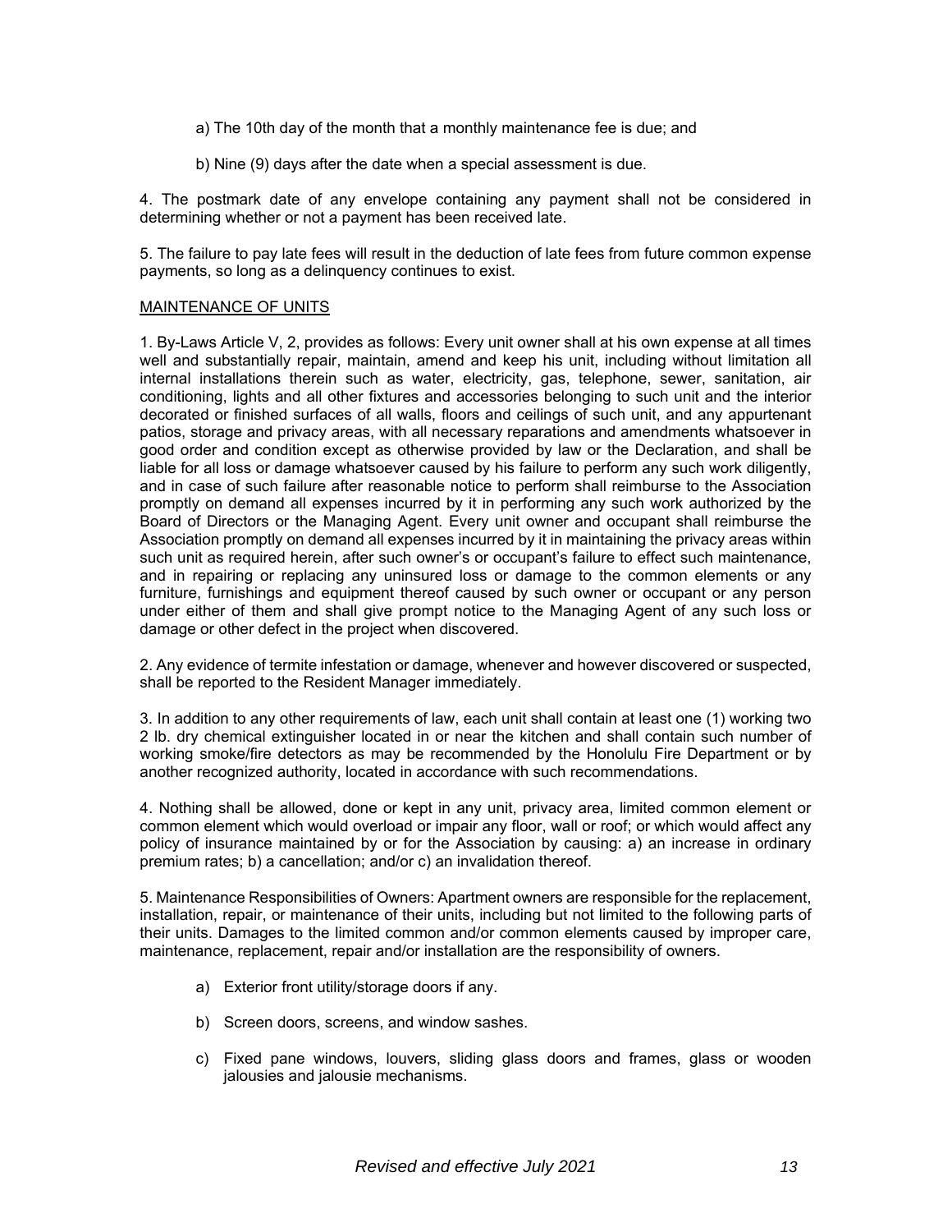a) The 10th day of the month that a monthly maintenance fee is due; and

b) Nine (9) days after the date when a special assessment is due.

4. The postmark date of any envelope containing any payment shall not be considered in determining whether or not a payment has been received late.

5. The failure to pay late fees will result in the deduction of late fees from future common expense payments, so long as a delinquency continues to exist.

## MAINTENANCE OF UNITS

1. By-Laws Article V, 2, provides as follows: Every unit owner shall at his own expense at all times well and substantially repair, maintain, amend and keep his unit, including without limitation all internal installations therein such as water, electricity, gas, telephone, sewer, sanitation, air conditioning, lights and all other fixtures and accessories belonging to such unit and the interior decorated or finished surfaces of all walls, floors and ceilings of such unit, and any appurtenant patios, storage and privacy areas, with all necessary reparations and amendments whatsoever in good order and condition except as otherwise provided by law or the Declaration, and shall be liable for all loss or damage whatsoever caused by his failure to perform any such work diligently, and in case of such failure after reasonable notice to perform shall reimburse to the Association promptly on demand all expenses incurred by it in performing any such work authorized by the Board of Directors or the Managing Agent. Every unit owner and occupant shall reimburse the Association promptly on demand all expenses incurred by it in maintaining the privacy areas within such unit as required herein, after such owner's or occupant's failure to effect such maintenance, and in repairing or replacing any uninsured loss or damage to the common elements or any furniture, furnishings and equipment thereof caused by such owner or occupant or any person under either of them and shall give prompt notice to the Managing Agent of any such loss or damage or other defect in the project when discovered.

2. Any evidence of termite infestation or damage, whenever and however discovered or suspected, shall be reported to the Resident Manager immediately.

3. In addition to any other requirements of law, each unit shall contain at least one (1) working two 2 lb. dry chemical extinguisher located in or near the kitchen and shall contain such number of working smoke/fire detectors as may be recommended by the Honolulu Fire Department or by another recognized authority, located in accordance with such recommendations.

4. Nothing shall be allowed, done or kept in any unit, privacy area, limited common element or common element which would overload or impair any floor, wall or roof; or which would affect any policy of insurance maintained by or for the Association by causing: a) an increase in ordinary premium rates; b) a cancellation; and/or c) an invalidation thereof.

5. Maintenance Responsibilities of Owners: Apartment owners are responsible for the replacement, installation, repair, or maintenance of their units, including but not limited to the following parts of their units. Damages to the limited common and/or common elements caused by improper care, maintenance, replacement, repair and/or installation are the responsibility of owners.

a) Exterior front utility/storage doors if any.

b) Screen doors, screens, and window sashes.

c) Fixed pane windows, louvers, sliding glass doors and frames, glass or wooden jalousies and jalousie mechanisms.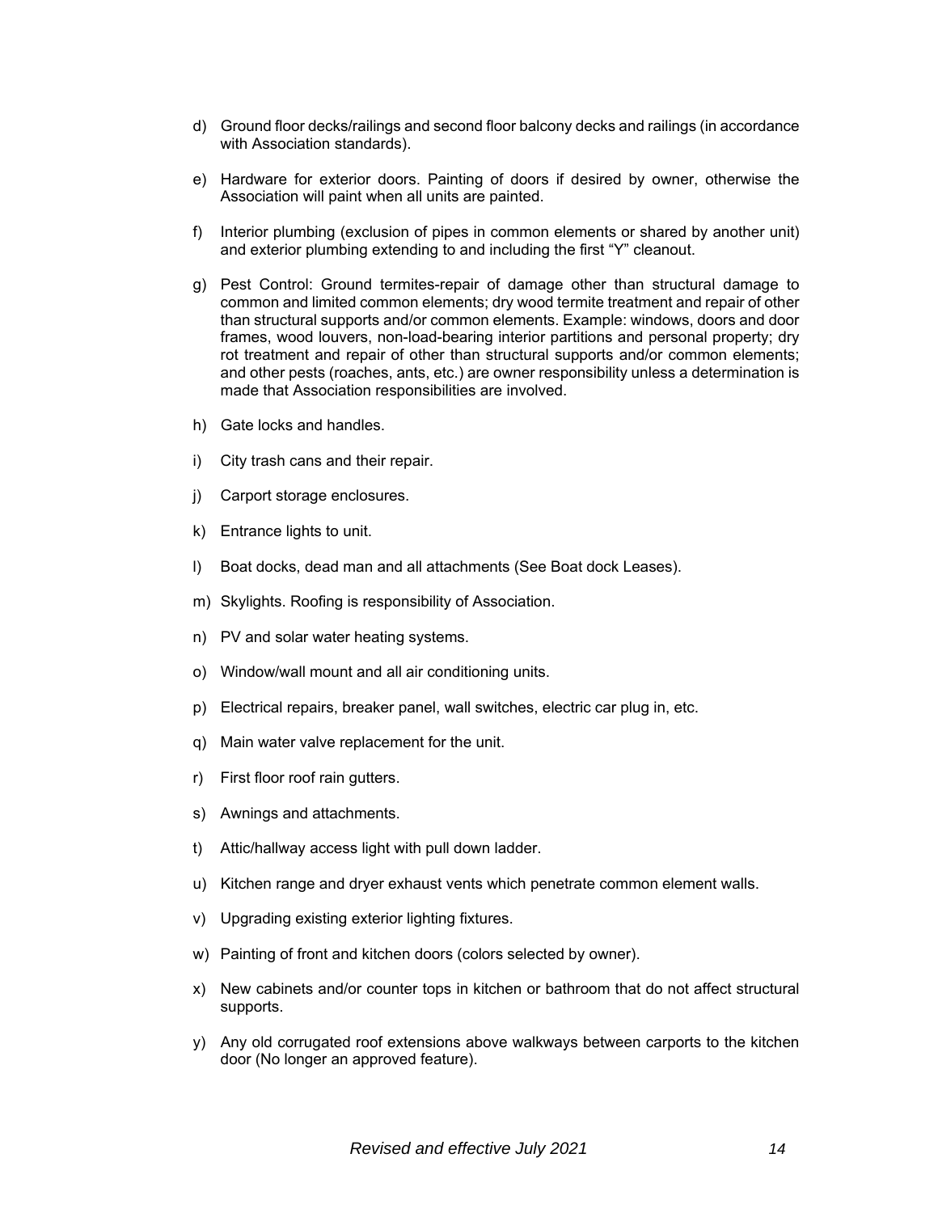d) Ground floor decks/railings and second floor balcony decks and railings (in accordance with Association standards).

e) Hardware for exterior doors. Painting of doors if desired by owner, otherwise the Association will paint when all units are painted.

f) Interior plumbing (exclusion of pipes in common elements or shared by another unit) and exterior plumbing extending to and including the first "Y" cleanout.

g) Pest Control: Ground termites-repair of damage other than structural damage to common and limited common elements; dry wood termite treatment and repair of other than structural supports and/or common elements. Example: windows, doors and door frames, wood louvers, non-load-bearing interior partitions and personal property; dry rot treatment and repair of other than structural supports and/or common elements; and other pests (roaches, ants, etc.) are owner responsibility unless a determination is made that Association responsibilities are involved.

h) Gate locks and handles.

i) City trash cans and their repair.

j) Carport storage enclosures.

k) Entrance lights to unit.

l) Boat docks, dead man and all attachments (See Boat dock Leases).

m) Skylights. Roofing is responsibility of Association.

n) PV and solar water heating systems.

o) Window/wall mount and all air conditioning units.

p) Electrical repairs, breaker panel, wall switches, electric car plug in, etc.

q) Main water valve replacement for the unit.

r) First floor roof rain gutters.

s) Awnings and attachments.

t) Attic/hallway access light with pull down ladder.

u) Kitchen range and dryer exhaust vents which penetrate common element walls.

v) Upgrading existing exterior lighting fixtures.

w) Painting of front and kitchen doors (colors selected by owner).

x) New cabinets and/or counter tops in kitchen or bathroom that do not affect structural supports.

y) Any old corrugated roof extensions above walkways between carports to the kitchen door (No longer an approved feature).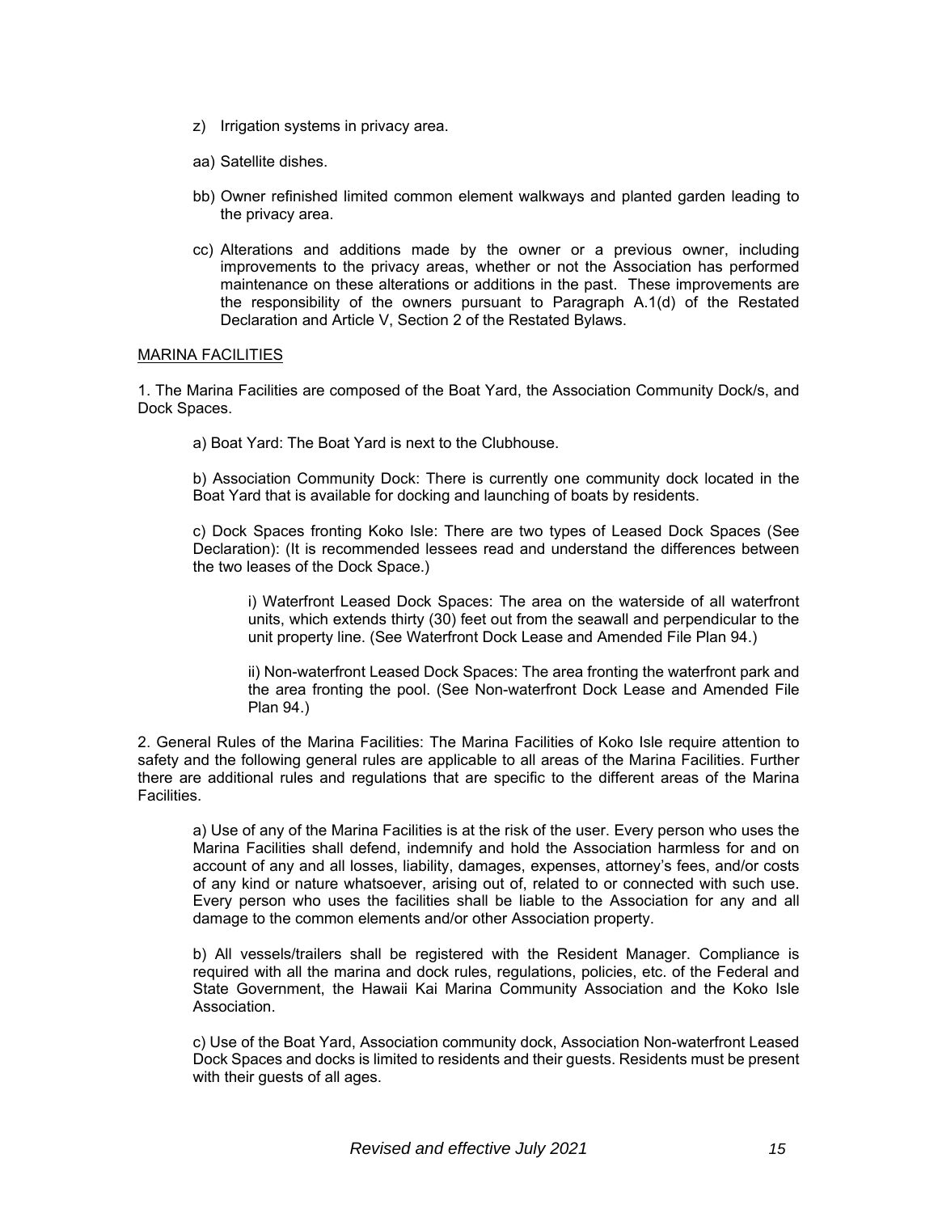z) Irrigation systems in privacy area.

aa) Satellite dishes.

bb) Owner refinished limited common element walkways and planted garden leading to the privacy area.

cc) Alterations and additions made by the owner or a previous owner, including improvements to the privacy areas, whether or not the Association has performed maintenance on these alterations or additions in the past. These improvements are the responsibility of the owners pursuant to Paragraph A.1(d) of the Restated Declaration and Article V, Section 2 of the Restated Bylaws.

## MARINA FACILITIES

1. The Marina Facilities are composed of the Boat Yard, the Association Community Dock/s, and Dock Spaces.

   a) Boat Yard: The Boat Yard is next to the Clubhouse.

   b) Association Community Dock: There is currently one community dock located in the Boat Yard that is available for docking and launching of boats by residents.

   c) Dock Spaces fronting Koko Isle: There are two types of Leased Dock Spaces (See Declaration): (It is recommended lessees read and understand the differences between the two leases of the Dock Space.)

      i) Waterfront Leased Dock Spaces: The area on the waterside of all waterfront units, which extends thirty (30) feet out from the seawall and perpendicular to the unit property line. (See Waterfront Dock Lease and Amended File Plan 94.)

      ii) Non-waterfront Leased Dock Spaces: The area fronting the waterfront park and the area fronting the pool. (See Non-waterfront Dock Lease and Amended File Plan 94.)

2. General Rules of the Marina Facilities: The Marina Facilities of Koko Isle require attention to safety and the following general rules are applicable to all areas of the Marina Facilities. Further there are additional rules and regulations that are specific to the different areas of the Marina Facilities.

   a) Use of any of the Marina Facilities is at the risk of the user. Every person who uses the Marina Facilities shall defend, indemnify and hold the Association harmless for and on account of any and all losses, liability, damages, expenses, attorney's fees, and/or costs of any kind or nature whatsoever, arising out of, related to or connected with such use. Every person who uses the facilities shall be liable to the Association for any and all damage to the common elements and/or other Association property.

   b) All vessels/trailers shall be registered with the Resident Manager. Compliance is required with all the marina and dock rules, regulations, policies, etc. of the Federal and State Government, the Hawaii Kai Marina Community Association and the Koko Isle Association.

   c) Use of the Boat Yard, Association community dock, Association Non-waterfront Leased Dock Spaces and docks is limited to residents and their guests. Residents must be present with their guests of all ages.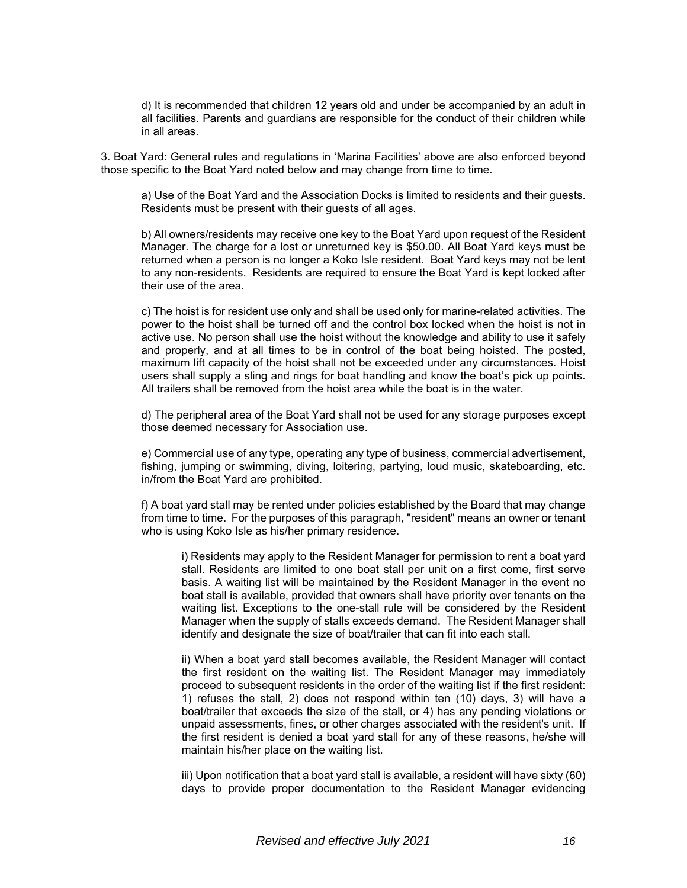d) It is recommended that children 12 years old and under be accompanied by an adult in all facilities. Parents and guardians are responsible for the conduct of their children while in all areas.

3. Boat Yard: General rules and regulations in 'Marina Facilities' above are also enforced beyond those specific to the Boat Yard noted below and may change from time to time.

a) Use of the Boat Yard and the Association Docks is limited to residents and their guests. Residents must be present with their guests of all ages.

b) All owners/residents may receive one key to the Boat Yard upon request of the Resident Manager. The charge for a lost or unreturned key is $50.00. All Boat Yard keys must be returned when a person is no longer a Koko Isle resident. Boat Yard keys may not be lent to any non-residents. Residents are required to ensure the Boat Yard is kept locked after their use of the area.

c) The hoist is for resident use only and shall be used only for marine-related activities. The power to the hoist shall be turned off and the control box locked when the hoist is not in active use. No person shall use the hoist without the knowledge and ability to use it safely and properly, and at all times to be in control of the boat being hoisted. The posted, maximum lift capacity of the hoist shall not be exceeded under any circumstances. Hoist users shall supply a sling and rings for boat handling and know the boat's pick up points. All trailers shall be removed from the hoist area while the boat is in the water.

d) The peripheral area of the Boat Yard shall not be used for any storage purposes except those deemed necessary for Association use.

e) Commercial use of any type, operating any type of business, commercial advertisement, fishing, jumping or swimming, diving, loitering, partying, loud music, skateboarding, etc. in/from the Boat Yard are prohibited.

f) A boat yard stall may be rented under policies established by the Board that may change from time to time. For the purposes of this paragraph, "resident" means an owner or tenant who is using Koko Isle as his/her primary residence.

i) Residents may apply to the Resident Manager for permission to rent a boat yard stall. Residents are limited to one boat stall per unit on a first come, first serve basis. A waiting list will be maintained by the Resident Manager in the event no boat stall is available, provided that owners shall have priority over tenants on the waiting list. Exceptions to the one-stall rule will be considered by the Resident Manager when the supply of stalls exceeds demand. The Resident Manager shall identify and designate the size of boat/trailer that can fit into each stall.

ii) When a boat yard stall becomes available, the Resident Manager will contact the first resident on the waiting list. The Resident Manager may immediately proceed to subsequent residents in the order of the waiting list if the first resident: 1) refuses the stall, 2) does not respond within ten (10) days, 3) will have a boat/trailer that exceeds the size of the stall, or 4) has any pending violations or unpaid assessments, fines, or other charges associated with the resident's unit. If the first resident is denied a boat yard stall for any of these reasons, he/she will maintain his/her place on the waiting list.

iii) Upon notification that a boat yard stall is available, a resident will have sixty (60) days to provide proper documentation to the Resident Manager evidencing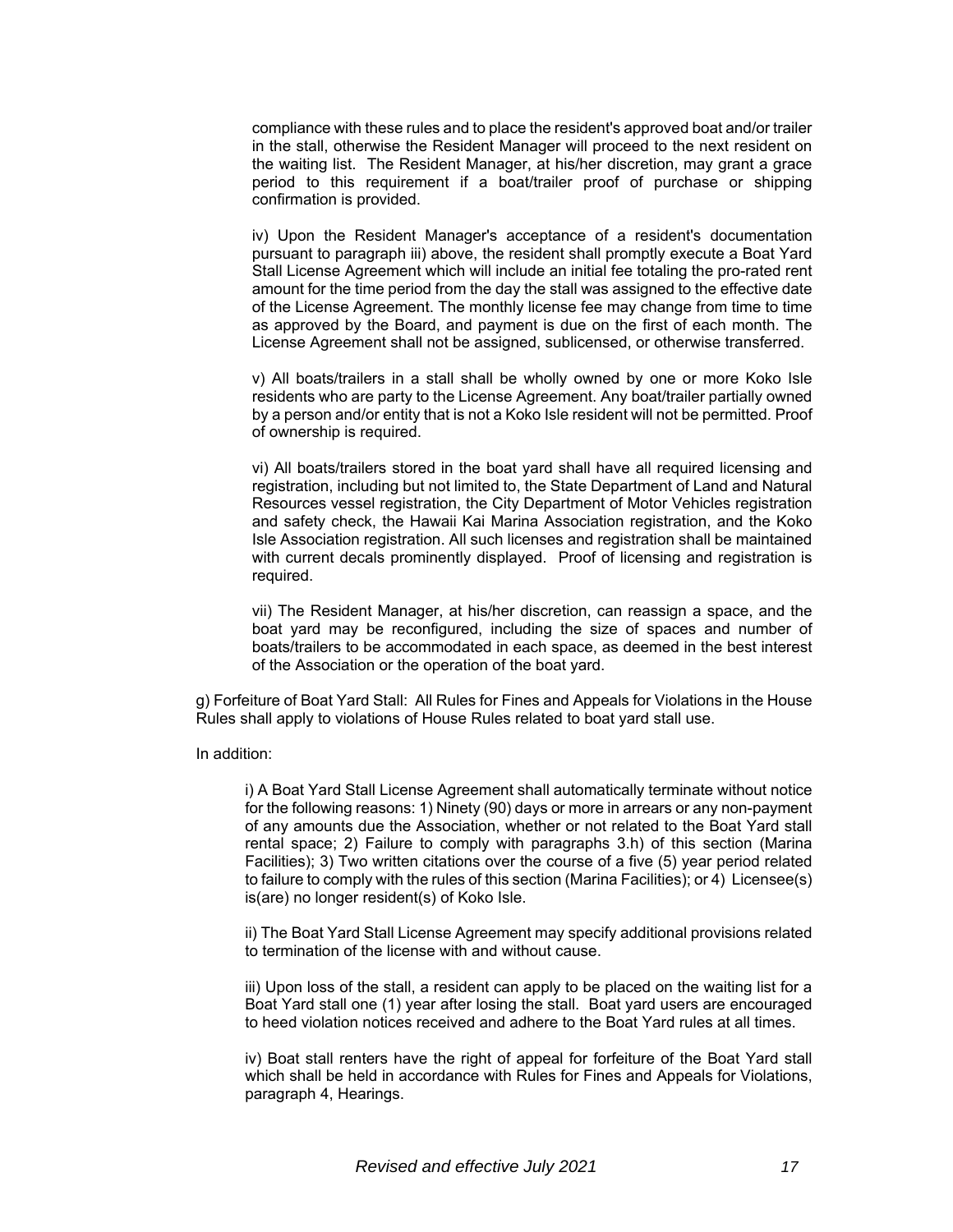compliance with these rules and to place the resident's approved boat and/or trailer in the stall, otherwise the Resident Manager will proceed to the next resident on the waiting list. The Resident Manager, at his/her discretion, may grant a grace period to this requirement if a boat/trailer proof of purchase or shipping confirmation is provided.

iv) Upon the Resident Manager's acceptance of a resident's documentation pursuant to paragraph iii) above, the resident shall promptly execute a Boat Yard Stall License Agreement which will include an initial fee totaling the pro-rated rent amount for the time period from the day the stall was assigned to the effective date of the License Agreement. The monthly license fee may change from time to time as approved by the Board, and payment is due on the first of each month. The License Agreement shall not be assigned, sublicensed, or otherwise transferred.

v) All boats/trailers in a stall shall be wholly owned by one or more Koko Isle residents who are party to the License Agreement. Any boat/trailer partially owned by a person and/or entity that is not a Koko Isle resident will not be permitted. Proof of ownership is required.

vi) All boats/trailers stored in the boat yard shall have all required licensing and registration, including but not limited to, the State Department of Land and Natural Resources vessel registration, the City Department of Motor Vehicles registration and safety check, the Hawaii Kai Marina Association registration, and the Koko Isle Association registration. All such licenses and registration shall be maintained with current decals prominently displayed. Proof of licensing and registration is required.

vii) The Resident Manager, at his/her discretion, can reassign a space, and the boat yard may be reconfigured, including the size of spaces and number of boats/trailers to be accommodated in each space, as deemed in the best interest of the Association or the operation of the boat yard.

g) Forfeiture of Boat Yard Stall: All Rules for Fines and Appeals for Violations in the House Rules shall apply to violations of House Rules related to boat yard stall use.

In addition:

i) A Boat Yard Stall License Agreement shall automatically terminate without notice for the following reasons: 1) Ninety (90) days or more in arrears or any non-payment of any amounts due the Association, whether or not related to the Boat Yard stall rental space; 2) Failure to comply with paragraphs 3.h) of this section (Marina Facilities); 3) Two written citations over the course of a five (5) year period related to failure to comply with the rules of this section (Marina Facilities); or 4) Licensee(s) is(are) no longer resident(s) of Koko Isle.

ii) The Boat Yard Stall License Agreement may specify additional provisions related to termination of the license with and without cause.

iii) Upon loss of the stall, a resident can apply to be placed on the waiting list for a Boat Yard stall one (1) year after losing the stall. Boat yard users are encouraged to heed violation notices received and adhere to the Boat Yard rules at all times.

iv) Boat stall renters have the right of appeal for forfeiture of the Boat Yard stall which shall be held in accordance with Rules for Fines and Appeals for Violations, paragraph 4, Hearings.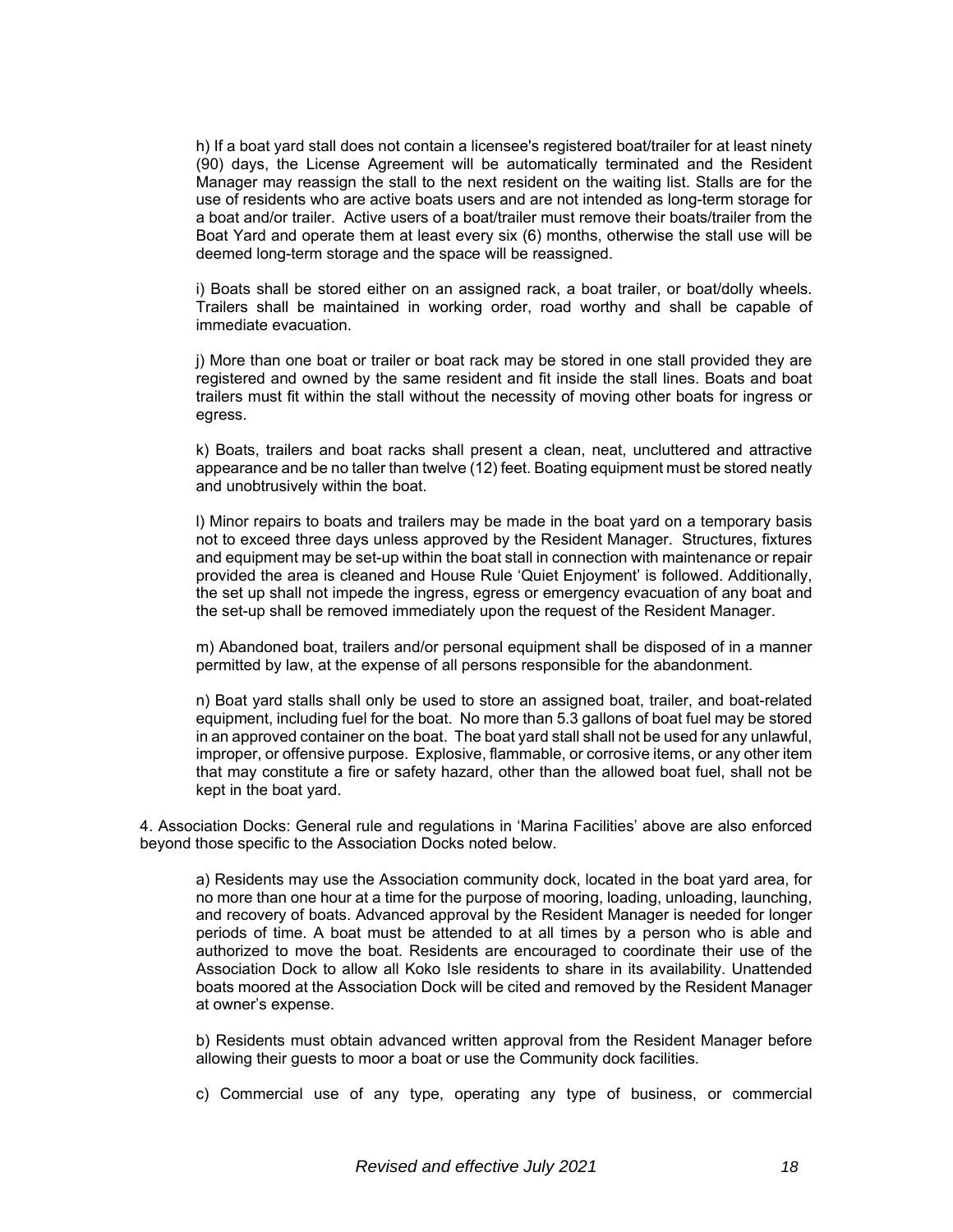h) If a boat yard stall does not contain a licensee's registered boat/trailer for at least ninety (90) days, the License Agreement will be automatically terminated and the Resident Manager may reassign the stall to the next resident on the waiting list. Stalls are for the use of residents who are active boats users and are not intended as long-term storage for a boat and/or trailer. Active users of a boat/trailer must remove their boats/trailer from the Boat Yard and operate them at least every six (6) months, otherwise the stall use will be deemed long-term storage and the space will be reassigned.

i) Boats shall be stored either on an assigned rack, a boat trailer, or boat/dolly wheels. Trailers shall be maintained in working order, road worthy and shall be capable of immediate evacuation.

j) More than one boat or trailer or boat rack may be stored in one stall provided they are registered and owned by the same resident and fit inside the stall lines. Boats and boat trailers must fit within the stall without the necessity of moving other boats for ingress or egress.

k) Boats, trailers and boat racks shall present a clean, neat, uncluttered and attractive appearance and be no taller than twelve (12) feet. Boating equipment must be stored neatly and unobtrusively within the boat.

l) Minor repairs to boats and trailers may be made in the boat yard on a temporary basis not to exceed three days unless approved by the Resident Manager. Structures, fixtures and equipment may be set-up within the boat stall in connection with maintenance or repair provided the area is cleaned and House Rule 'Quiet Enjoyment' is followed. Additionally, the set up shall not impede the ingress, egress or emergency evacuation of any boat and the set-up shall be removed immediately upon the request of the Resident Manager.

m) Abandoned boat, trailers and/or personal equipment shall be disposed of in a manner permitted by law, at the expense of all persons responsible for the abandonment.

n) Boat yard stalls shall only be used to store an assigned boat, trailer, and boat-related equipment, including fuel for the boat. No more than 5.3 gallons of boat fuel may be stored in an approved container on the boat. The boat yard stall shall not be used for any unlawful, improper, or offensive purpose. Explosive, flammable, or corrosive items, or any other item that may constitute a fire or safety hazard, other than the allowed boat fuel, shall not be kept in the boat yard.

4. Association Docks: General rule and regulations in 'Marina Facilities' above are also enforced beyond those specific to the Association Docks noted below.

a) Residents may use the Association community dock, located in the boat yard area, for no more than one hour at a time for the purpose of mooring, loading, unloading, launching, and recovery of boats. Advanced approval by the Resident Manager is needed for longer periods of time. A boat must be attended to at all times by a person who is able and authorized to move the boat. Residents are encouraged to coordinate their use of the Association Dock to allow all Koko Isle residents to share in its availability. Unattended boats moored at the Association Dock will be cited and removed by the Resident Manager at owner's expense.

b) Residents must obtain advanced written approval from the Resident Manager before allowing their guests to moor a boat or use the Community dock facilities.

c) Commercial use of any type, operating any type of business, or commercial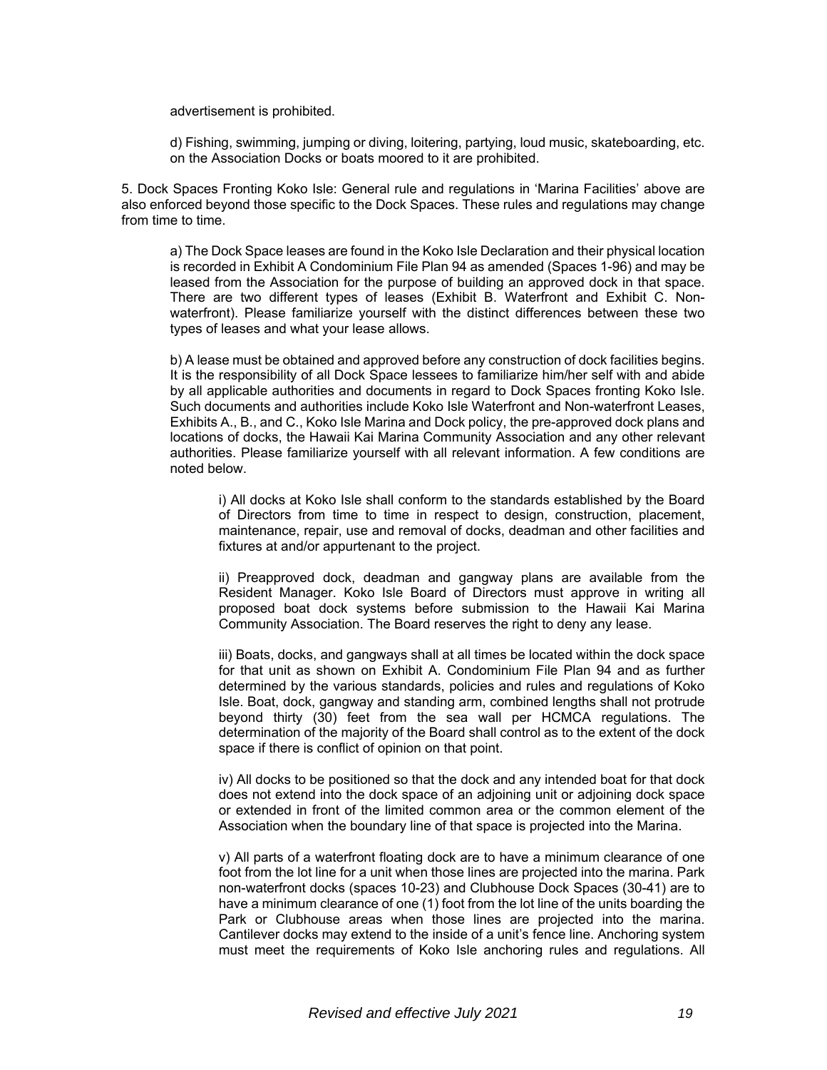advertisement is prohibited.

d) Fishing, swimming, jumping or diving, loitering, partying, loud music, skateboarding, etc. on the Association Docks or boats moored to it are prohibited.

5. Dock Spaces Fronting Koko Isle: General rule and regulations in 'Marina Facilities' above are also enforced beyond those specific to the Dock Spaces. These rules and regulations may change from time to time.

a) The Dock Space leases are found in the Koko Isle Declaration and their physical location is recorded in Exhibit A Condominium File Plan 94 as amended (Spaces 1-96) and may be leased from the Association for the purpose of building an approved dock in that space. There are two different types of leases (Exhibit B. Waterfront and Exhibit C. Non-waterfront). Please familiarize yourself with the distinct differences between these two types of leases and what your lease allows.

b) A lease must be obtained and approved before any construction of dock facilities begins. It is the responsibility of all Dock Space lessees to familiarize him/her self with and abide by all applicable authorities and documents in regard to Dock Spaces fronting Koko Isle. Such documents and authorities include Koko Isle Waterfront and Non-waterfront Leases, Exhibits A., B., and C., Koko Isle Marina and Dock policy, the pre-approved dock plans and locations of docks, the Hawaii Kai Marina Community Association and any other relevant authorities. Please familiarize yourself with all relevant information. A few conditions are noted below.

i) All docks at Koko Isle shall conform to the standards established by the Board of Directors from time to time in respect to design, construction, placement, maintenance, repair, use and removal of docks, deadman and other facilities and fixtures at and/or appurtenant to the project.

ii) Preapproved dock, deadman and gangway plans are available from the Resident Manager. Koko Isle Board of Directors must approve in writing all proposed boat dock systems before submission to the Hawaii Kai Marina Community Association. The Board reserves the right to deny any lease.

iii) Boats, docks, and gangways shall at all times be located within the dock space for that unit as shown on Exhibit A. Condominium File Plan 94 and as further determined by the various standards, policies and rules and regulations of Koko Isle. Boat, dock, gangway and standing arm, combined lengths shall not protrude beyond thirty (30) feet from the sea wall per HCMCA regulations. The determination of the majority of the Board shall control as to the extent of the dock space if there is conflict of opinion on that point.

iv) All docks to be positioned so that the dock and any intended boat for that dock does not extend into the dock space of an adjoining unit or adjoining dock space or extended in front of the limited common area or the common element of the Association when the boundary line of that space is projected into the Marina.

v) All parts of a waterfront floating dock are to have a minimum clearance of one foot from the lot line for a unit when those lines are projected into the marina. Park non-waterfront docks (spaces 10-23) and Clubhouse Dock Spaces (30-41) are to have a minimum clearance of one (1) foot from the lot line of the units boarding the Park or Clubhouse areas when those lines are projected into the marina. Cantilever docks may extend to the inside of a unit's fence line. Anchoring system must meet the requirements of Koko Isle anchoring rules and regulations. All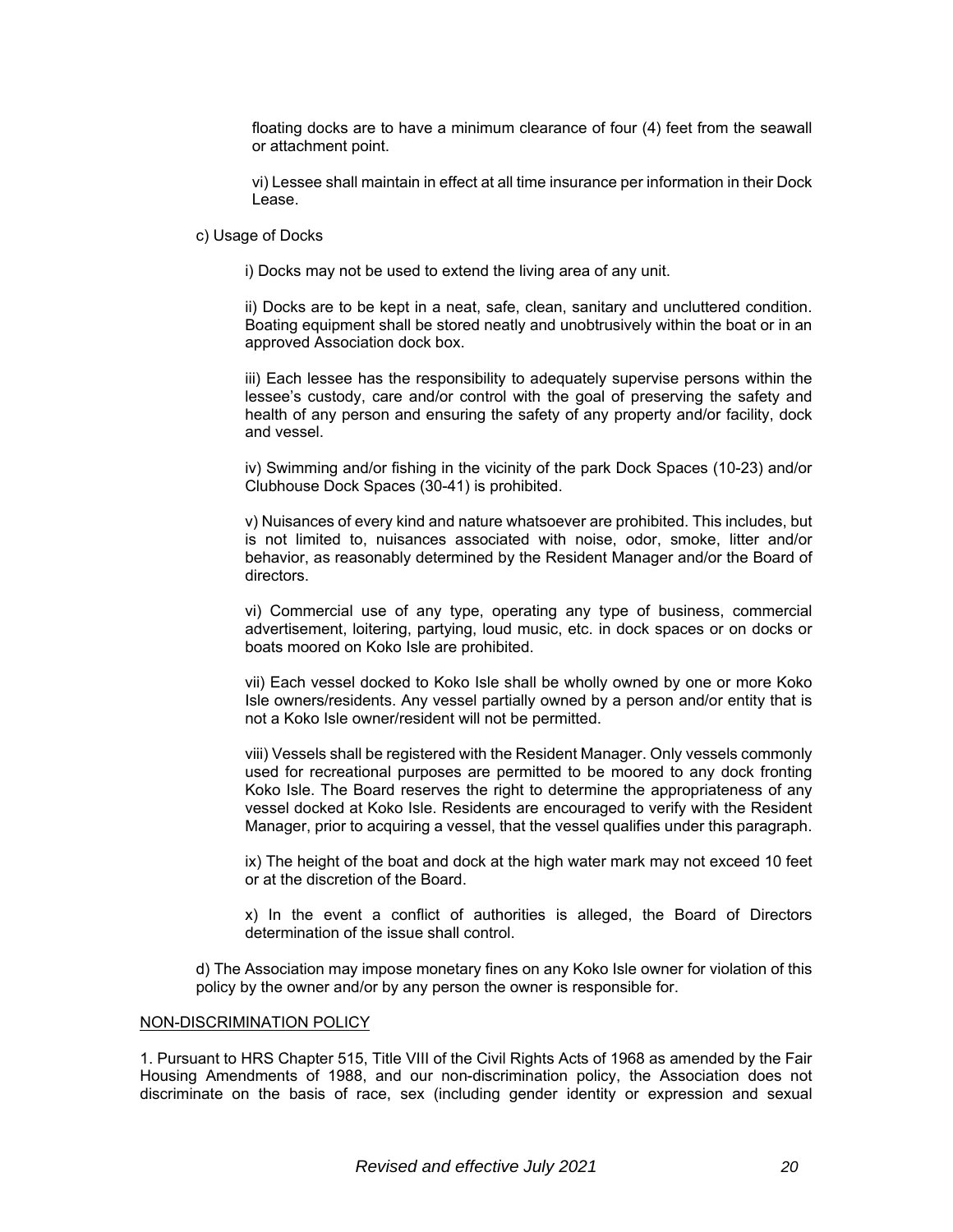floating docks are to have a minimum clearance of four (4) feet from the seawall or attachment point.

vi) Lessee shall maintain in effect at all time insurance per information in their Dock Lease.

c) Usage of Docks

i) Docks may not be used to extend the living area of any unit.

ii) Docks are to be kept in a neat, safe, clean, sanitary and uncluttered condition. Boating equipment shall be stored neatly and unobtrusively within the boat or in an approved Association dock box.

iii) Each lessee has the responsibility to adequately supervise persons within the lessee's custody, care and/or control with the goal of preserving the safety and health of any person and ensuring the safety of any property and/or facility, dock and vessel.

iv) Swimming and/or fishing in the vicinity of the park Dock Spaces (10-23) and/or Clubhouse Dock Spaces (30-41) is prohibited.

v) Nuisances of every kind and nature whatsoever are prohibited. This includes, but is not limited to, nuisances associated with noise, odor, smoke, litter and/or behavior, as reasonably determined by the Resident Manager and/or the Board of directors.

vi) Commercial use of any type, operating any type of business, commercial advertisement, loitering, partying, loud music, etc. in dock spaces or on docks or boats moored on Koko Isle are prohibited.

vii) Each vessel docked to Koko Isle shall be wholly owned by one or more Koko Isle owners/residents. Any vessel partially owned by a person and/or entity that is not a Koko Isle owner/resident will not be permitted.

viii) Vessels shall be registered with the Resident Manager. Only vessels commonly used for recreational purposes are permitted to be moored to any dock fronting Koko Isle. The Board reserves the right to determine the appropriateness of any vessel docked at Koko Isle. Residents are encouraged to verify with the Resident Manager, prior to acquiring a vessel, that the vessel qualifies under this paragraph.

ix) The height of the boat and dock at the high water mark may not exceed 10 feet or at the discretion of the Board.

x) In the event a conflict of authorities is alleged, the Board of Directors determination of the issue shall control.

d) The Association may impose monetary fines on any Koko Isle owner for violation of this policy by the owner and/or by any person the owner is responsible for.

## NON-DISCRIMINATION POLICY

1. Pursuant to HRS Chapter 515, Title VIII of the Civil Rights Acts of 1968 as amended by the Fair Housing Amendments of 1988, and our non-discrimination policy, the Association does not discriminate on the basis of race, sex (including gender identity or expression and sexual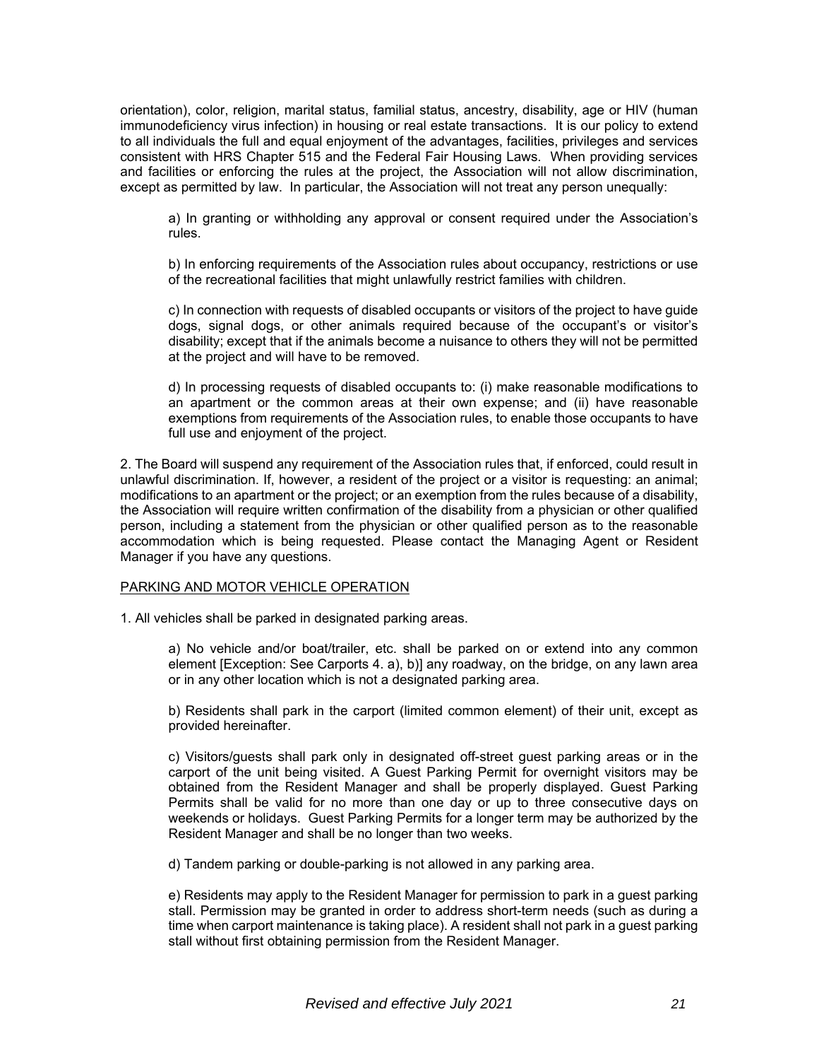orientation), color, religion, marital status, familial status, ancestry, disability, age or HIV (human immunodeficiency virus infection) in housing or real estate transactions. It is our policy to extend to all individuals the full and equal enjoyment of the advantages, facilities, privileges and services consistent with HRS Chapter 515 and the Federal Fair Housing Laws. When providing services and facilities or enforcing the rules at the project, the Association will not allow discrimination, except as permitted by law. In particular, the Association will not treat any person unequally:

a) In granting or withholding any approval or consent required under the Association's rules.

b) In enforcing requirements of the Association rules about occupancy, restrictions or use of the recreational facilities that might unlawfully restrict families with children.

c) In connection with requests of disabled occupants or visitors of the project to have guide dogs, signal dogs, or other animals required because of the occupant's or visitor's disability; except that if the animals become a nuisance to others they will not be permitted at the project and will have to be removed.

d) In processing requests of disabled occupants to: (i) make reasonable modifications to an apartment or the common areas at their own expense; and (ii) have reasonable exemptions from requirements of the Association rules, to enable those occupants to have full use and enjoyment of the project.

2. The Board will suspend any requirement of the Association rules that, if enforced, could result in unlawful discrimination. If, however, a resident of the project or a visitor is requesting: an animal; modifications to an apartment or the project; or an exemption from the rules because of a disability, the Association will require written confirmation of the disability from a physician or other qualified person, including a statement from the physician or other qualified person as to the reasonable accommodation which is being requested. Please contact the Managing Agent or Resident Manager if you have any questions.

## PARKING AND MOTOR VEHICLE OPERATION

1. All vehicles shall be parked in designated parking areas.

a) No vehicle and/or boat/trailer, etc. shall be parked on or extend into any common element [Exception: See Carports 4. a), b)] any roadway, on the bridge, on any lawn area or in any other location which is not a designated parking area.

b) Residents shall park in the carport (limited common element) of their unit, except as provided hereinafter.

c) Visitors/guests shall park only in designated off-street guest parking areas or in the carport of the unit being visited. A Guest Parking Permit for overnight visitors may be obtained from the Resident Manager and shall be properly displayed. Guest Parking Permits shall be valid for no more than one day or up to three consecutive days on weekends or holidays. Guest Parking Permits for a longer term may be authorized by the Resident Manager and shall be no longer than two weeks.

d) Tandem parking or double-parking is not allowed in any parking area.

e) Residents may apply to the Resident Manager for permission to park in a guest parking stall. Permission may be granted in order to address short-term needs (such as during a time when carport maintenance is taking place). A resident shall not park in a guest parking stall without first obtaining permission from the Resident Manager.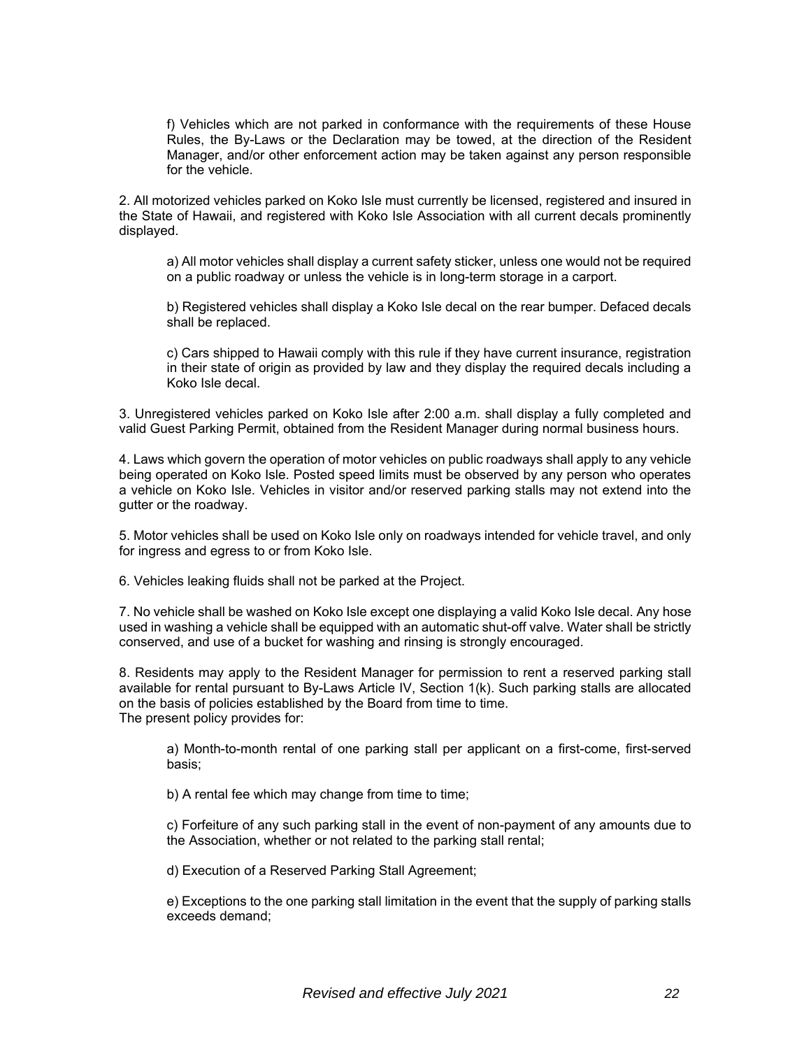f) Vehicles which are not parked in conformance with the requirements of these House Rules, the By-Laws or the Declaration may be towed, at the direction of the Resident Manager, and/or other enforcement action may be taken against any person responsible for the vehicle.

2. All motorized vehicles parked on Koko Isle must currently be licensed, registered and insured in the State of Hawaii, and registered with Koko Isle Association with all current decals prominently displayed.

a) All motor vehicles shall display a current safety sticker, unless one would not be required on a public roadway or unless the vehicle is in long-term storage in a carport.

b) Registered vehicles shall display a Koko Isle decal on the rear bumper. Defaced decals shall be replaced.

c) Cars shipped to Hawaii comply with this rule if they have current insurance, registration in their state of origin as provided by law and they display the required decals including a Koko Isle decal.

3. Unregistered vehicles parked on Koko Isle after 2:00 a.m. shall display a fully completed and valid Guest Parking Permit, obtained from the Resident Manager during normal business hours.

4. Laws which govern the operation of motor vehicles on public roadways shall apply to any vehicle being operated on Koko Isle. Posted speed limits must be observed by any person who operates a vehicle on Koko Isle. Vehicles in visitor and/or reserved parking stalls may not extend into the gutter or the roadway.

5. Motor vehicles shall be used on Koko Isle only on roadways intended for vehicle travel, and only for ingress and egress to or from Koko Isle.

6. Vehicles leaking fluids shall not be parked at the Project.

7. No vehicle shall be washed on Koko Isle except one displaying a valid Koko Isle decal. Any hose used in washing a vehicle shall be equipped with an automatic shut-off valve. Water shall be strictly conserved, and use of a bucket for washing and rinsing is strongly encouraged.

8. Residents may apply to the Resident Manager for permission to rent a reserved parking stall available for rental pursuant to By-Laws Article IV, Section 1(k). Such parking stalls are allocated on the basis of policies established by the Board from time to time.
The present policy provides for:

a) Month-to-month rental of one parking stall per applicant on a first-come, first-served basis;

b) A rental fee which may change from time to time;

c) Forfeiture of any such parking stall in the event of non-payment of any amounts due to the Association, whether or not related to the parking stall rental;

d) Execution of a Reserved Parking Stall Agreement;

e) Exceptions to the one parking stall limitation in the event that the supply of parking stalls exceeds demand;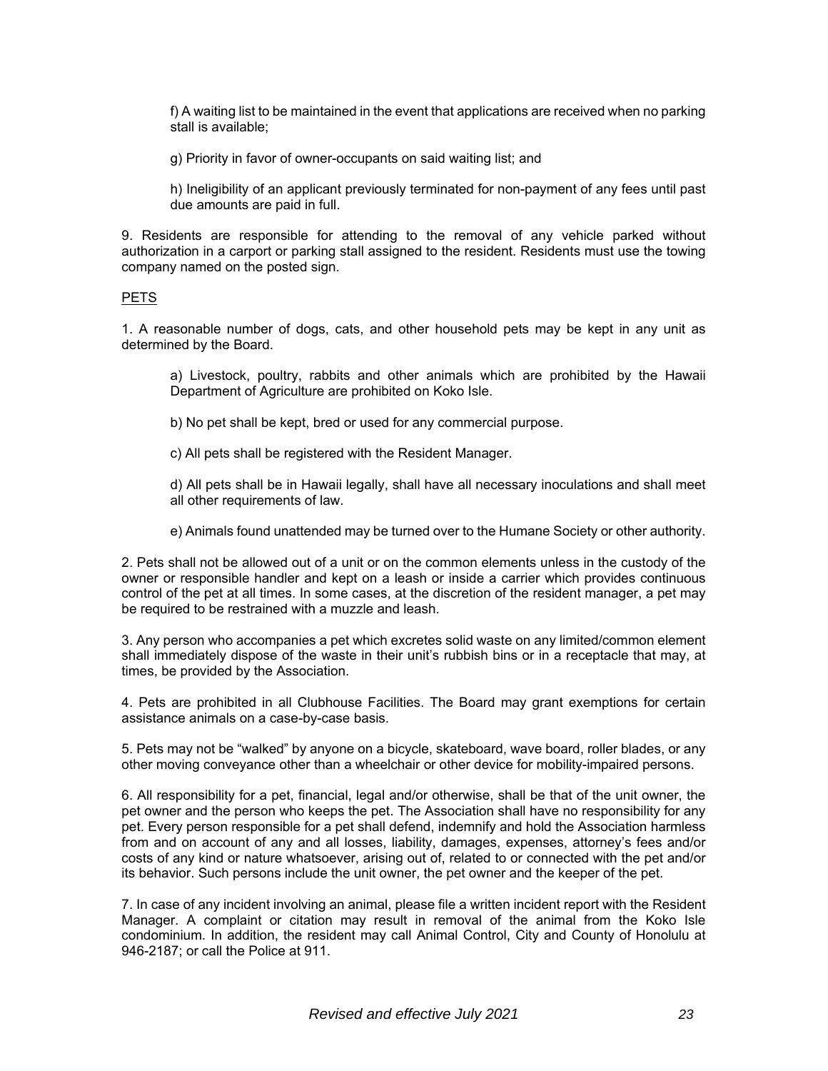f) A waiting list to be maintained in the event that applications are received when no parking stall is available;

g) Priority in favor of owner-occupants on said waiting list; and

h) Ineligibility of an applicant previously terminated for non-payment of any fees until past due amounts are paid in full.

9. Residents are responsible for attending to the removal of any vehicle parked without authorization in a carport or parking stall assigned to the resident. Residents must use the towing company named on the posted sign.

## PETS

1. A reasonable number of dogs, cats, and other household pets may be kept in any unit as determined by the Board.

   a) Livestock, poultry, rabbits and other animals which are prohibited by the Hawaii Department of Agriculture are prohibited on Koko Isle.

   b) No pet shall be kept, bred or used for any commercial purpose.

   c) All pets shall be registered with the Resident Manager.

   d) All pets shall be in Hawaii legally, shall have all necessary inoculations and shall meet all other requirements of law.

   e) Animals found unattended may be turned over to the Humane Society or other authority.

2. Pets shall not be allowed out of a unit or on the common elements unless in the custody of the owner or responsible handler and kept on a leash or inside a carrier which provides continuous control of the pet at all times. In some cases, at the discretion of the resident manager, a pet may be required to be restrained with a muzzle and leash.

3. Any person who accompanies a pet which excretes solid waste on any limited/common element shall immediately dispose of the waste in their unit's rubbish bins or in a receptacle that may, at times, be provided by the Association.

4. Pets are prohibited in all Clubhouse Facilities. The Board may grant exemptions for certain assistance animals on a case-by-case basis.

5. Pets may not be "walked" by anyone on a bicycle, skateboard, wave board, roller blades, or any other moving conveyance other than a wheelchair or other device for mobility-impaired persons.

6. All responsibility for a pet, financial, legal and/or otherwise, shall be that of the unit owner, the pet owner and the person who keeps the pet. The Association shall have no responsibility for any pet. Every person responsible for a pet shall defend, indemnify and hold the Association harmless from and on account of any and all losses, liability, damages, expenses, attorney's fees and/or costs of any kind or nature whatsoever, arising out of, related to or connected with the pet and/or its behavior. Such persons include the unit owner, the pet owner and the keeper of the pet.

7. In case of any incident involving an animal, please file a written incident report with the Resident Manager. A complaint or citation may result in removal of the animal from the Koko Isle condominium. In addition, the resident may call Animal Control, City and County of Honolulu at 946-2187; or call the Police at 911.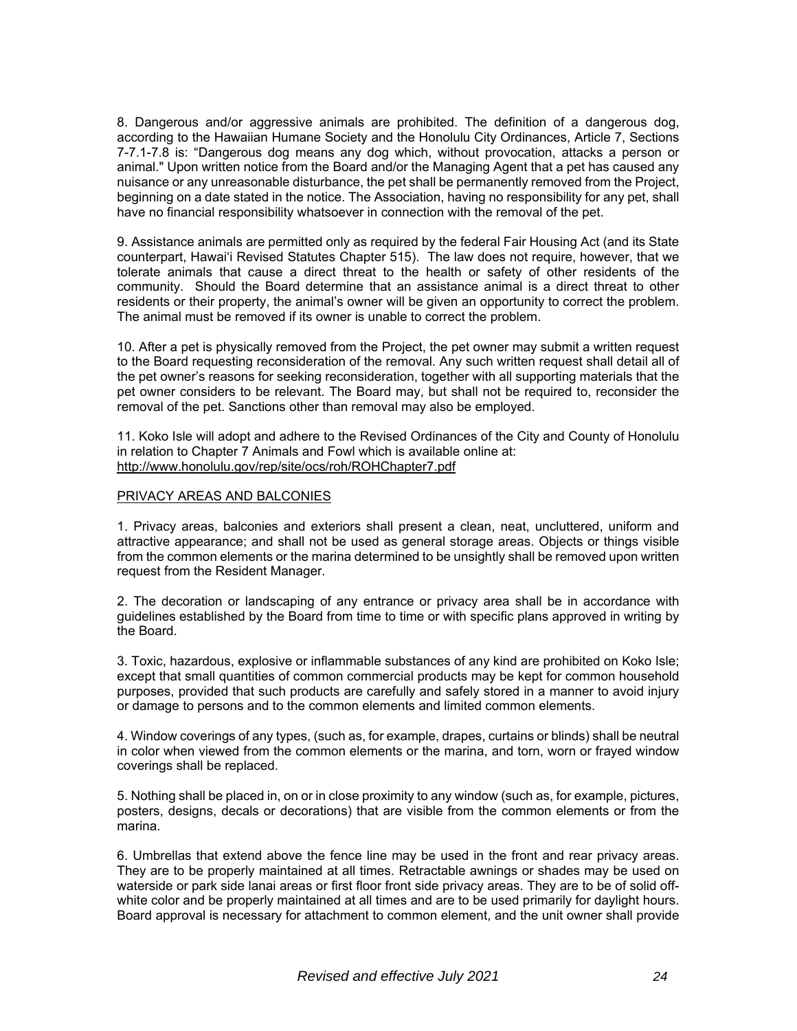8. Dangerous and/or aggressive animals are prohibited. The definition of a dangerous dog, according to the Hawaiian Humane Society and the Honolulu City Ordinances, Article 7, Sections 7-7.1-7.8 is: "Dangerous dog means any dog which, without provocation, attacks a person or animal." Upon written notice from the Board and/or the Managing Agent that a pet has caused any nuisance or any unreasonable disturbance, the pet shall be permanently removed from the Project, beginning on a date stated in the notice. The Association, having no responsibility for any pet, shall have no financial responsibility whatsoever in connection with the removal of the pet.

9. Assistance animals are permitted only as required by the federal Fair Housing Act (and its State counterpart, Hawai'i Revised Statutes Chapter 515). The law does not require, however, that we tolerate animals that cause a direct threat to the health or safety of other residents of the community. Should the Board determine that an assistance animal is a direct threat to other residents or their property, the animal's owner will be given an opportunity to correct the problem. The animal must be removed if its owner is unable to correct the problem.

10. After a pet is physically removed from the Project, the pet owner may submit a written request to the Board requesting reconsideration of the removal. Any such written request shall detail all of the pet owner's reasons for seeking reconsideration, together with all supporting materials that the pet owner considers to be relevant. The Board may, but shall not be required to, reconsider the removal of the pet. Sanctions other than removal may also be employed.

11. Koko Isle will adopt and adhere to the Revised Ordinances of the City and County of Honolulu in relation to Chapter 7 Animals and Fowl which is available online at: http://www.honolulu.gov/rep/site/ocs/roh/ROHChapter7.pdf

PRIVACY AREAS AND BALCONIES

1. Privacy areas, balconies and exteriors shall present a clean, neat, uncluttered, uniform and attractive appearance; and shall not be used as general storage areas. Objects or things visible from the common elements or the marina determined to be unsightly shall be removed upon written request from the Resident Manager.

2. The decoration or landscaping of any entrance or privacy area shall be in accordance with guidelines established by the Board from time to time or with specific plans approved in writing by the Board.

3. Toxic, hazardous, explosive or inflammable substances of any kind are prohibited on Koko Isle; except that small quantities of common commercial products may be kept for common household purposes, provided that such products are carefully and safely stored in a manner to avoid injury or damage to persons and to the common elements and limited common elements.

4. Window coverings of any types, (such as, for example, drapes, curtains or blinds) shall be neutral in color when viewed from the common elements or the marina, and torn, worn or frayed window coverings shall be replaced.

5. Nothing shall be placed in, on or in close proximity to any window (such as, for example, pictures, posters, designs, decals or decorations) that are visible from the common elements or from the marina.

6. Umbrellas that extend above the fence line may be used in the front and rear privacy areas. They are to be properly maintained at all times. Retractable awnings or shades may be used on waterside or park side lanai areas or first floor front side privacy areas. They are to be of solid off-white color and be properly maintained at all times and are to be used primarily for daylight hours. Board approval is necessary for attachment to common element, and the unit owner shall provide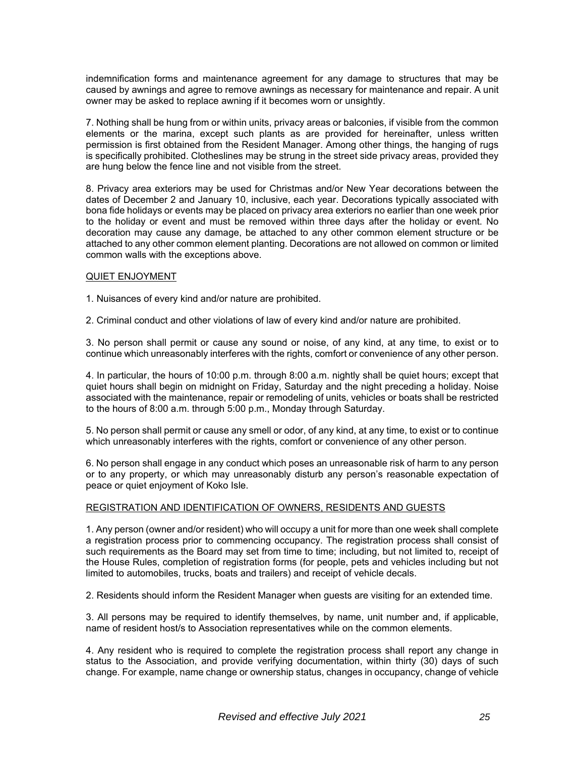indemnification forms and maintenance agreement for any damage to structures that may be caused by awnings and agree to remove awnings as necessary for maintenance and repair. A unit owner may be asked to replace awning if it becomes worn or unsightly.

7. Nothing shall be hung from or within units, privacy areas or balconies, if visible from the common elements or the marina, except such plants as are provided for hereinafter, unless written permission is first obtained from the Resident Manager. Among other things, the hanging of rugs is specifically prohibited. Clotheslines may be strung in the street side privacy areas, provided they are hung below the fence line and not visible from the street.

8. Privacy area exteriors may be used for Christmas and/or New Year decorations between the dates of December 2 and January 10, inclusive, each year. Decorations typically associated with bona fide holidays or events may be placed on privacy area exteriors no earlier than one week prior to the holiday or event and must be removed within three days after the holiday or event. No decoration may cause any damage, be attached to any other common element structure or be attached to any other common element planting. Decorations are not allowed on common or limited common walls with the exceptions above.

## QUIET ENJOYMENT

1. Nuisances of every kind and/or nature are prohibited.

2. Criminal conduct and other violations of law of every kind and/or nature are prohibited.

3. No person shall permit or cause any sound or noise, of any kind, at any time, to exist or to continue which unreasonably interferes with the rights, comfort or convenience of any other person.

4. In particular, the hours of 10:00 p.m. through 8:00 a.m. nightly shall be quiet hours; except that quiet hours shall begin on midnight on Friday, Saturday and the night preceding a holiday. Noise associated with the maintenance, repair or remodeling of units, vehicles or boats shall be restricted to the hours of 8:00 a.m. through 5:00 p.m., Monday through Saturday.

5. No person shall permit or cause any smell or odor, of any kind, at any time, to exist or to continue which unreasonably interferes with the rights, comfort or convenience of any other person.

6. No person shall engage in any conduct which poses an unreasonable risk of harm to any person or to any property, or which may unreasonably disturb any person's reasonable expectation of peace or quiet enjoyment of Koko Isle.

## REGISTRATION AND IDENTIFICATION OF OWNERS, RESIDENTS AND GUESTS

1. Any person (owner and/or resident) who will occupy a unit for more than one week shall complete a registration process prior to commencing occupancy. The registration process shall consist of such requirements as the Board may set from time to time; including, but not limited to, receipt of the House Rules, completion of registration forms (for people, pets and vehicles including but not limited to automobiles, trucks, boats and trailers) and receipt of vehicle decals.

2. Residents should inform the Resident Manager when guests are visiting for an extended time.

3. All persons may be required to identify themselves, by name, unit number and, if applicable, name of resident host/s to Association representatives while on the common elements.

4. Any resident who is required to complete the registration process shall report any change in status to the Association, and provide verifying documentation, within thirty (30) days of such change. For example, name change or ownership status, changes in occupancy, change of vehicle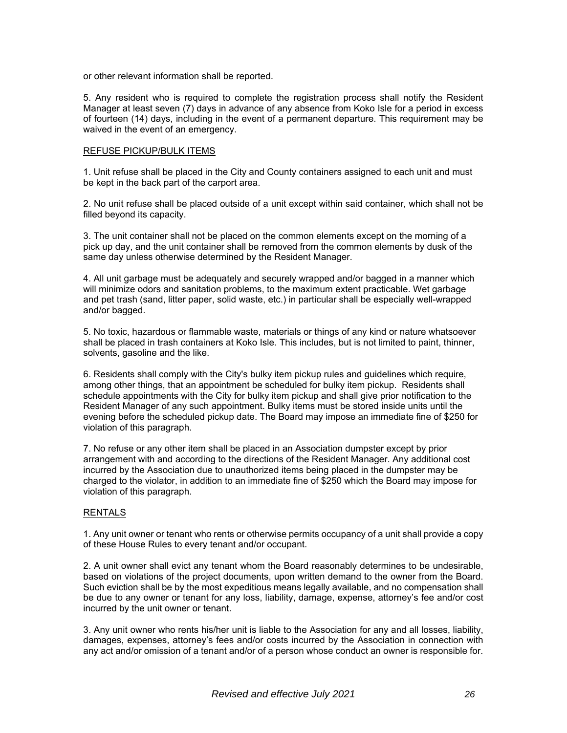or other relevant information shall be reported.

5. Any resident who is required to complete the registration process shall notify the Resident Manager at least seven (7) days in advance of any absence from Koko Isle for a period in excess of fourteen (14) days, including in the event of a permanent departure. This requirement may be waived in the event of an emergency.

## REFUSE PICKUP/BULK ITEMS

1. Unit refuse shall be placed in the City and County containers assigned to each unit and must be kept in the back part of the carport area.

2. No unit refuse shall be placed outside of a unit except within said container, which shall not be filled beyond its capacity.

3. The unit container shall not be placed on the common elements except on the morning of a pick up day, and the unit container shall be removed from the common elements by dusk of the same day unless otherwise determined by the Resident Manager.

4. All unit garbage must be adequately and securely wrapped and/or bagged in a manner which will minimize odors and sanitation problems, to the maximum extent practicable. Wet garbage and pet trash (sand, litter paper, solid waste, etc.) in particular shall be especially well-wrapped and/or bagged.

5. No toxic, hazardous or flammable waste, materials or things of any kind or nature whatsoever shall be placed in trash containers at Koko Isle. This includes, but is not limited to paint, thinner, solvents, gasoline and the like.

6. Residents shall comply with the City's bulky item pickup rules and guidelines which require, among other things, that an appointment be scheduled for bulky item pickup. Residents shall schedule appointments with the City for bulky item pickup and shall give prior notification to the Resident Manager of any such appointment. Bulky items must be stored inside units until the evening before the scheduled pickup date. The Board may impose an immediate fine of $250 for violation of this paragraph.

7. No refuse or any other item shall be placed in an Association dumpster except by prior arrangement with and according to the directions of the Resident Manager. Any additional cost incurred by the Association due to unauthorized items being placed in the dumpster may be charged to the violator, in addition to an immediate fine of $250 which the Board may impose for violation of this paragraph.

## RENTALS

1. Any unit owner or tenant who rents or otherwise permits occupancy of a unit shall provide a copy of these House Rules to every tenant and/or occupant.

2. A unit owner shall evict any tenant whom the Board reasonably determines to be undesirable, based on violations of the project documents, upon written demand to the owner from the Board. Such eviction shall be by the most expeditious means legally available, and no compensation shall be due to any owner or tenant for any loss, liability, damage, expense, attorney's fee and/or cost incurred by the unit owner or tenant.

3. Any unit owner who rents his/her unit is liable to the Association for any and all losses, liability, damages, expenses, attorney's fees and/or costs incurred by the Association in connection with any act and/or omission of a tenant and/or of a person whose conduct an owner is responsible for.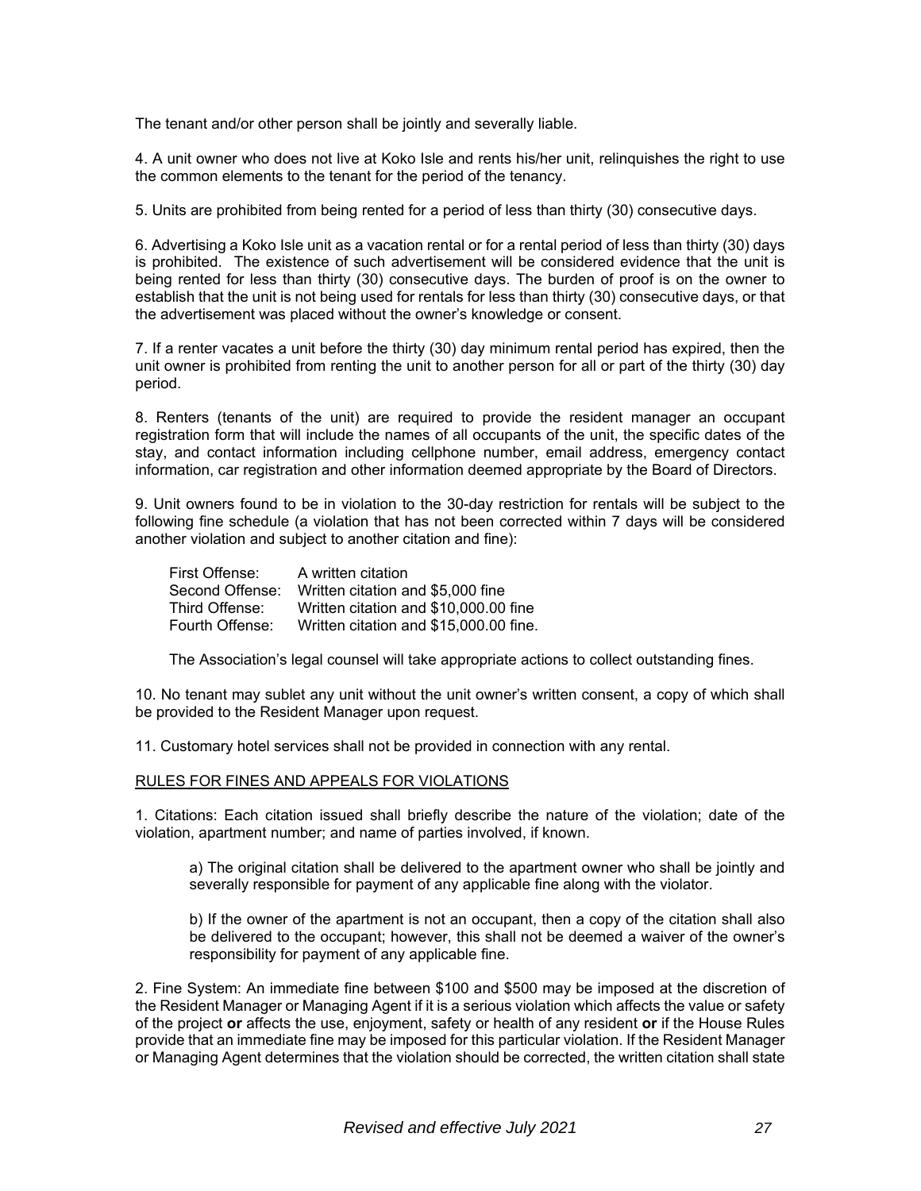The tenant and/or other person shall be jointly and severally liable.

4. A unit owner who does not live at Koko Isle and rents his/her unit, relinquishes the right to use the common elements to the tenant for the period of the tenancy.

5. Units are prohibited from being rented for a period of less than thirty (30) consecutive days.

6. Advertising a Koko Isle unit as a vacation rental or for a rental period of less than thirty (30) days is prohibited. The existence of such advertisement will be considered evidence that the unit is being rented for less than thirty (30) consecutive days. The burden of proof is on the owner to establish that the unit is not being used for rentals for less than thirty (30) consecutive days, or that the advertisement was placed without the owner's knowledge or consent.

7. If a renter vacates a unit before the thirty (30) day minimum rental period has expired, then the unit owner is prohibited from renting the unit to another person for all or part of the thirty (30) day period.

8. Renters (tenants of the unit) are required to provide the resident manager an occupant registration form that will include the names of all occupants of the unit, the specific dates of the stay, and contact information including cellphone number, email address, emergency contact information, car registration and other information deemed appropriate by the Board of Directors.

9. Unit owners found to be in violation to the 30-day restriction for rentals will be subject to the following fine schedule (a violation that has not been corrected within 7 days will be considered another violation and subject to another citation and fine):

| | |
|---|---|
| First Offense: | A written citation |
| Second Offense: | Written citation and $5,000 fine |
| Third Offense: | Written citation and $10,000.00 fine |
| Fourth Offense: | Written citation and $15,000.00 fine. |

The Association's legal counsel will take appropriate actions to collect outstanding fines.

10. No tenant may sublet any unit without the unit owner's written consent, a copy of which shall be provided to the Resident Manager upon request.

11. Customary hotel services shall not be provided in connection with any rental.

## RULES FOR FINES AND APPEALS FOR VIOLATIONS

1. Citations: Each citation issued shall briefly describe the nature of the violation; date of the violation, apartment number; and name of parties involved, if known.

   a) The original citation shall be delivered to the apartment owner who shall be jointly and severally responsible for payment of any applicable fine along with the violator.

   b) If the owner of the apartment is not an occupant, then a copy of the citation shall also be delivered to the occupant; however, this shall not be deemed a waiver of the owner's responsibility for payment of any applicable fine.

2. Fine System: An immediate fine between $100 and $500 may be imposed at the discretion of the Resident Manager or Managing Agent if it is a serious violation which affects the value or safety of the project **or** affects the use, enjoyment, safety or health of any resident **or** if the House Rules provide that an immediate fine may be imposed for this particular violation. If the Resident Manager or Managing Agent determines that the violation should be corrected, the written citation shall state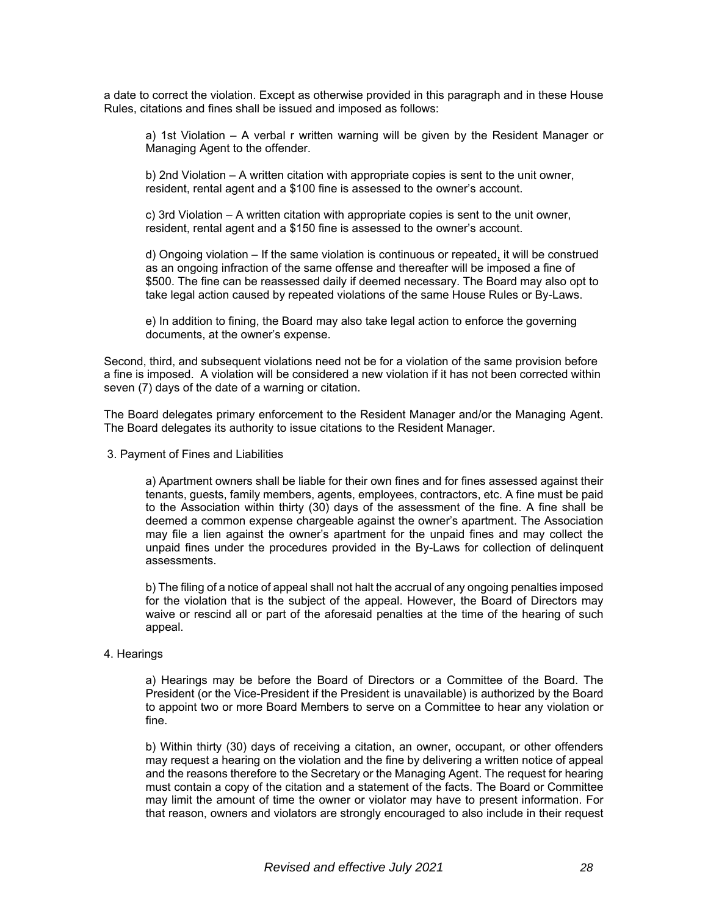a date to correct the violation. Except as otherwise provided in this paragraph and in these House Rules, citations and fines shall be issued and imposed as follows:

a) 1st Violation – A verbal r written warning will be given by the Resident Manager or Managing Agent to the offender.

b) 2nd Violation – A written citation with appropriate copies is sent to the unit owner, resident, rental agent and a $100 fine is assessed to the owner's account.

c) 3rd Violation – A written citation with appropriate copies is sent to the unit owner, resident, rental agent and a $150 fine is assessed to the owner's account.

d) Ongoing violation – If the same violation is continuous or repeated, it will be construed as an ongoing infraction of the same offense and thereafter will be imposed a fine of $500. The fine can be reassessed daily if deemed necessary. The Board may also opt to take legal action caused by repeated violations of the same House Rules or By-Laws.

e) In addition to fining, the Board may also take legal action to enforce the governing documents, at the owner's expense.

Second, third, and subsequent violations need not be for a violation of the same provision before a fine is imposed. A violation will be considered a new violation if it has not been corrected within seven (7) days of the date of a warning or citation.

The Board delegates primary enforcement to the Resident Manager and/or the Managing Agent. The Board delegates its authority to issue citations to the Resident Manager.

3. Payment of Fines and Liabilities

a) Apartment owners shall be liable for their own fines and for fines assessed against their tenants, guests, family members, agents, employees, contractors, etc. A fine must be paid to the Association within thirty (30) days of the assessment of the fine. A fine shall be deemed a common expense chargeable against the owner's apartment. The Association may file a lien against the owner's apartment for the unpaid fines and may collect the unpaid fines under the procedures provided in the By-Laws for collection of delinquent assessments.

b) The filing of a notice of appeal shall not halt the accrual of any ongoing penalties imposed for the violation that is the subject of the appeal. However, the Board of Directors may waive or rescind all or part of the aforesaid penalties at the time of the hearing of such appeal.

4. Hearings

a) Hearings may be before the Board of Directors or a Committee of the Board. The President (or the Vice-President if the President is unavailable) is authorized by the Board to appoint two or more Board Members to serve on a Committee to hear any violation or fine.

b) Within thirty (30) days of receiving a citation, an owner, occupant, or other offenders may request a hearing on the violation and the fine by delivering a written notice of appeal and the reasons therefore to the Secretary or the Managing Agent. The request for hearing must contain a copy of the citation and a statement of the facts. The Board or Committee may limit the amount of time the owner or violator may have to present information. For that reason, owners and violators are strongly encouraged to also include in their request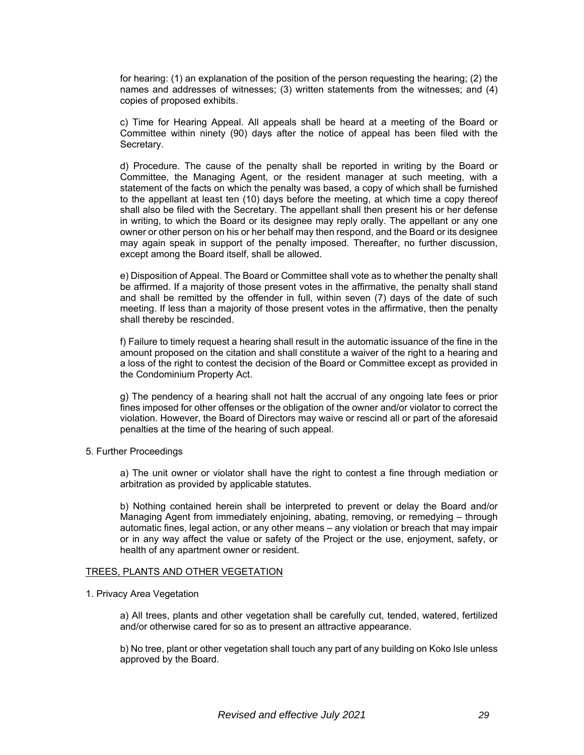for hearing: (1) an explanation of the position of the person requesting the hearing; (2) the names and addresses of witnesses; (3) written statements from the witnesses; and (4) copies of proposed exhibits.

c) Time for Hearing Appeal. All appeals shall be heard at a meeting of the Board or Committee within ninety (90) days after the notice of appeal has been filed with the Secretary.

d) Procedure. The cause of the penalty shall be reported in writing by the Board or Committee, the Managing Agent, or the resident manager at such meeting, with a statement of the facts on which the penalty was based, a copy of which shall be furnished to the appellant at least ten (10) days before the meeting, at which time a copy thereof shall also be filed with the Secretary. The appellant shall then present his or her defense in writing, to which the Board or its designee may reply orally. The appellant or any one owner or other person on his or her behalf may then respond, and the Board or its designee may again speak in support of the penalty imposed. Thereafter, no further discussion, except among the Board itself, shall be allowed.

e) Disposition of Appeal. The Board or Committee shall vote as to whether the penalty shall be affirmed. If a majority of those present votes in the affirmative, the penalty shall stand and shall be remitted by the offender in full, within seven (7) days of the date of such meeting. If less than a majority of those present votes in the affirmative, then the penalty shall thereby be rescinded.

f) Failure to timely request a hearing shall result in the automatic issuance of the fine in the amount proposed on the citation and shall constitute a waiver of the right to a hearing and a loss of the right to contest the decision of the Board or Committee except as provided in the Condominium Property Act.

g) The pendency of a hearing shall not halt the accrual of any ongoing late fees or prior fines imposed for other offenses or the obligation of the owner and/or violator to correct the violation. However, the Board of Directors may waive or rescind all or part of the aforesaid penalties at the time of the hearing of such appeal.

5. Further Proceedings

a) The unit owner or violator shall have the right to contest a fine through mediation or arbitration as provided by applicable statutes.

b) Nothing contained herein shall be interpreted to prevent or delay the Board and/or Managing Agent from immediately enjoining, abating, removing, or remedying – through automatic fines, legal action, or any other means – any violation or breach that may impair or in any way affect the value or safety of the Project or the use, enjoyment, safety, or health of any apartment owner or resident.

## TREES, PLANTS AND OTHER VEGETATION

1. Privacy Area Vegetation

a) All trees, plants and other vegetation shall be carefully cut, tended, watered, fertilized and/or otherwise cared for so as to present an attractive appearance.

b) No tree, plant or other vegetation shall touch any part of any building on Koko Isle unless approved by the Board.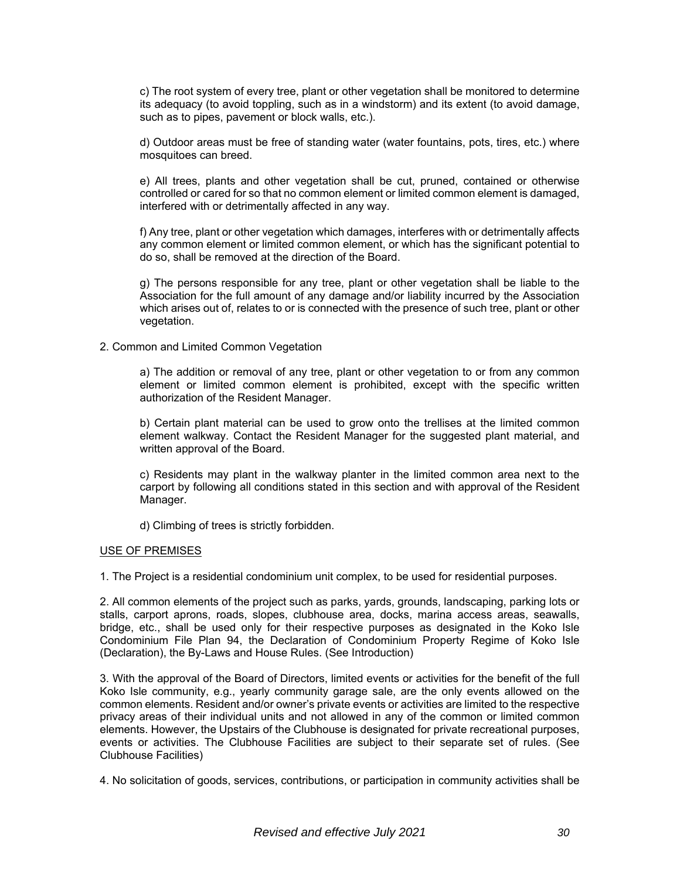c) The root system of every tree, plant or other vegetation shall be monitored to determine its adequacy (to avoid toppling, such as in a windstorm) and its extent (to avoid damage, such as to pipes, pavement or block walls, etc.).

d) Outdoor areas must be free of standing water (water fountains, pots, tires, etc.) where mosquitoes can breed.

e) All trees, plants and other vegetation shall be cut, pruned, contained or otherwise controlled or cared for so that no common element or limited common element is damaged, interfered with or detrimentally affected in any way.

f) Any tree, plant or other vegetation which damages, interferes with or detrimentally affects any common element or limited common element, or which has the significant potential to do so, shall be removed at the direction of the Board.

g) The persons responsible for any tree, plant or other vegetation shall be liable to the Association for the full amount of any damage and/or liability incurred by the Association which arises out of, relates to or is connected with the presence of such tree, plant or other vegetation.

2. Common and Limited Common Vegetation

a) The addition or removal of any tree, plant or other vegetation to or from any common element or limited common element is prohibited, except with the specific written authorization of the Resident Manager.

b) Certain plant material can be used to grow onto the trellises at the limited common element walkway. Contact the Resident Manager for the suggested plant material, and written approval of the Board.

c) Residents may plant in the walkway planter in the limited common area next to the carport by following all conditions stated in this section and with approval of the Resident Manager.

d) Climbing of trees is strictly forbidden.

## USE OF PREMISES

1. The Project is a residential condominium unit complex, to be used for residential purposes.

2. All common elements of the project such as parks, yards, grounds, landscaping, parking lots or stalls, carport aprons, roads, slopes, clubhouse area, docks, marina access areas, seawalls, bridge, etc., shall be used only for their respective purposes as designated in the Koko Isle Condominium File Plan 94, the Declaration of Condominium Property Regime of Koko Isle (Declaration), the By-Laws and House Rules. (See Introduction)

3. With the approval of the Board of Directors, limited events or activities for the benefit of the full Koko Isle community, e.g., yearly community garage sale, are the only events allowed on the common elements. Resident and/or owner's private events or activities are limited to the respective privacy areas of their individual units and not allowed in any of the common or limited common elements. However, the Upstairs of the Clubhouse is designated for private recreational purposes, events or activities. The Clubhouse Facilities are subject to their separate set of rules. (See Clubhouse Facilities)

4. No solicitation of goods, services, contributions, or participation in community activities shall be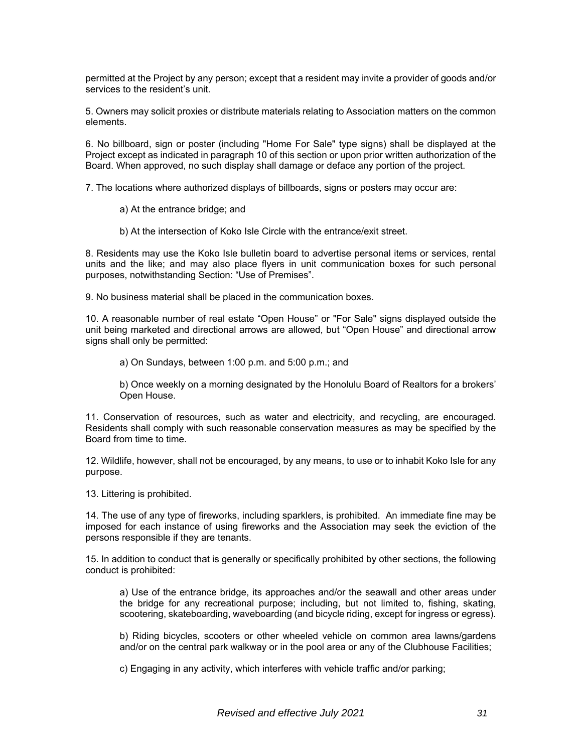permitted at the Project by any person; except that a resident may invite a provider of goods and/or services to the resident's unit.

5. Owners may solicit proxies or distribute materials relating to Association matters on the common elements.

6. No billboard, sign or poster (including "Home For Sale" type signs) shall be displayed at the Project except as indicated in paragraph 10 of this section or upon prior written authorization of the Board. When approved, no such display shall damage or deface any portion of the project.

7. The locations where authorized displays of billboards, signs or posters may occur are:

> a) At the entrance bridge; and
>
> b) At the intersection of Koko Isle Circle with the entrance/exit street.

8. Residents may use the Koko Isle bulletin board to advertise personal items or services, rental units and the like; and may also place flyers in unit communication boxes for such personal purposes, notwithstanding Section: "Use of Premises".

9. No business material shall be placed in the communication boxes.

10. A reasonable number of real estate "Open House" or "For Sale" signs displayed outside the unit being marketed and directional arrows are allowed, but "Open House" and directional arrow signs shall only be permitted:

> a) On Sundays, between 1:00 p.m. and 5:00 p.m.; and
>
> b) Once weekly on a morning designated by the Honolulu Board of Realtors for a brokers' Open House.

11. Conservation of resources, such as water and electricity, and recycling, are encouraged. Residents shall comply with such reasonable conservation measures as may be specified by the Board from time to time.

12. Wildlife, however, shall not be encouraged, by any means, to use or to inhabit Koko Isle for any purpose.

13. Littering is prohibited.

14. The use of any type of fireworks, including sparklers, is prohibited. An immediate fine may be imposed for each instance of using fireworks and the Association may seek the eviction of the persons responsible if they are tenants.

15. In addition to conduct that is generally or specifically prohibited by other sections, the following conduct is prohibited:

> a) Use of the entrance bridge, its approaches and/or the seawall and other areas under the bridge for any recreational purpose; including, but not limited to, fishing, skating, scootering, skateboarding, waveboarding (and bicycle riding, except for ingress or egress).
>
> b) Riding bicycles, scooters or other wheeled vehicle on common area lawns/gardens and/or on the central park walkway or in the pool area or any of the Clubhouse Facilities;
>
> c) Engaging in any activity, which interferes with vehicle traffic and/or parking;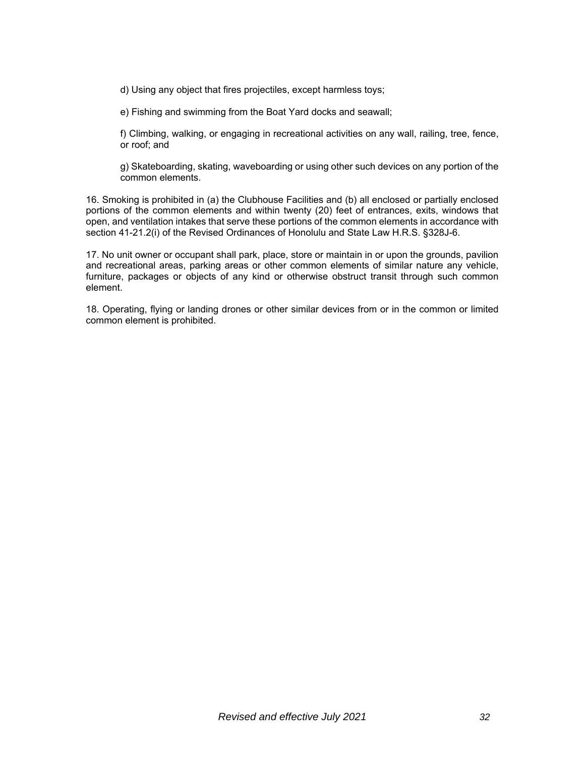d) Using any object that fires projectiles, except harmless toys;

e) Fishing and swimming from the Boat Yard docks and seawall;

f) Climbing, walking, or engaging in recreational activities on any wall, railing, tree, fence, or roof; and

g) Skateboarding, skating, waveboarding or using other such devices on any portion of the common elements.

16. Smoking is prohibited in (a) the Clubhouse Facilities and (b) all enclosed or partially enclosed portions of the common elements and within twenty (20) feet of entrances, exits, windows that open, and ventilation intakes that serve these portions of the common elements in accordance with section 41-21.2(i) of the Revised Ordinances of Honolulu and State Law H.R.S. §328J-6.

17. No unit owner or occupant shall park, place, store or maintain in or upon the grounds, pavilion and recreational areas, parking areas or other common elements of similar nature any vehicle, furniture, packages or objects of any kind or otherwise obstruct transit through such common element.

18. Operating, flying or landing drones or other similar devices from or in the common or limited common element is prohibited.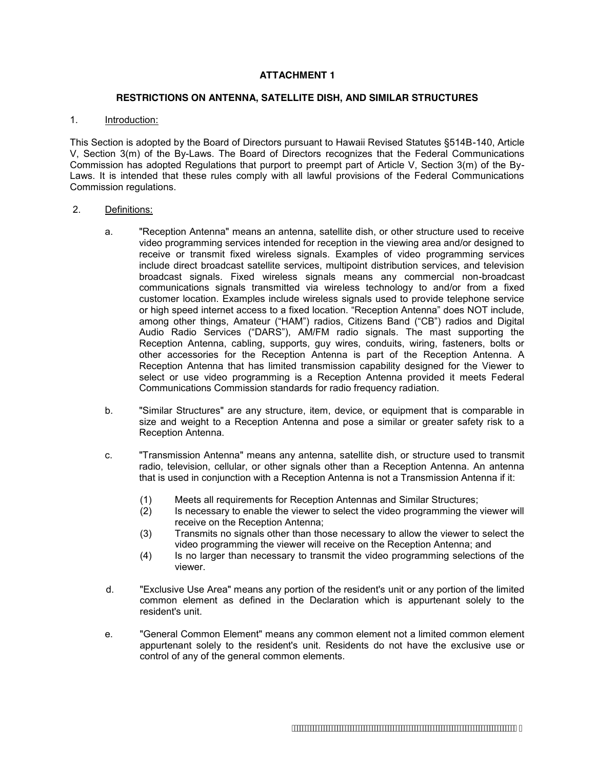# ATTACHMENT 1

## RESTRICTIONS ON ANTENNA, SATELLITE DISH, AND SIMILAR STRUCTURES

1. Introduction:

This Section is adopted by the Board of Directors pursuant to Hawaii Revised Statutes §514B-140, Article V, Section 3(m) of the By-Laws. The Board of Directors recognizes that the Federal Communications Commission has adopted Regulations that purport to preempt part of Article V, Section 3(m) of the By-Laws. It is intended that these rules comply with all lawful provisions of the Federal Communications Commission regulations.

2. Definitions:

   a. "Reception Antenna" means an antenna, satellite dish, or other structure used to receive video programming services intended for reception in the viewing area and/or designed to receive or transmit fixed wireless signals. Examples of video programming services include direct broadcast satellite services, multipoint distribution services, and television broadcast signals. Fixed wireless signals means any commercial non-broadcast communications signals transmitted via wireless technology to and/or from a fixed customer location. Examples include wireless signals used to provide telephone service or high speed internet access to a fixed location. "Reception Antenna" does NOT include, among other things, Amateur ("HAM") radios, Citizens Band ("CB") radios and Digital Audio Radio Services ("DARS"), AM/FM radio signals. The mast supporting the Reception Antenna, cabling, supports, guy wires, conduits, wiring, fasteners, bolts or other accessories for the Reception Antenna is part of the Reception Antenna. A Reception Antenna that has limited transmission capability designed for the Viewer to select or use video programming is a Reception Antenna provided it meets Federal Communications Commission standards for radio frequency radiation.

   b. "Similar Structures" are any structure, item, device, or equipment that is comparable in size and weight to a Reception Antenna and pose a similar or greater safety risk to a Reception Antenna.

   c. "Transmission Antenna" means any antenna, satellite dish, or structure used to transmit radio, television, cellular, or other signals other than a Reception Antenna. An antenna that is used in conjunction with a Reception Antenna is not a Transmission Antenna if it:

      (1) Meets all requirements for Reception Antennas and Similar Structures;
      (2) Is necessary to enable the viewer to select the video programming the viewer will receive on the Reception Antenna;
      (3) Transmits no signals other than those necessary to allow the viewer to select the video programming the viewer will receive on the Reception Antenna; and
      (4) Is no larger than necessary to transmit the video programming selections of the viewer.

   d. "Exclusive Use Area" means any portion of the resident's unit or any portion of the limited common element as defined in the Declaration which is appurtenant solely to the resident's unit.

   e. "General Common Element" means any common element not a limited common element appurtenant solely to the resident's unit. Residents do not have the exclusive use or control of any of the general common elements.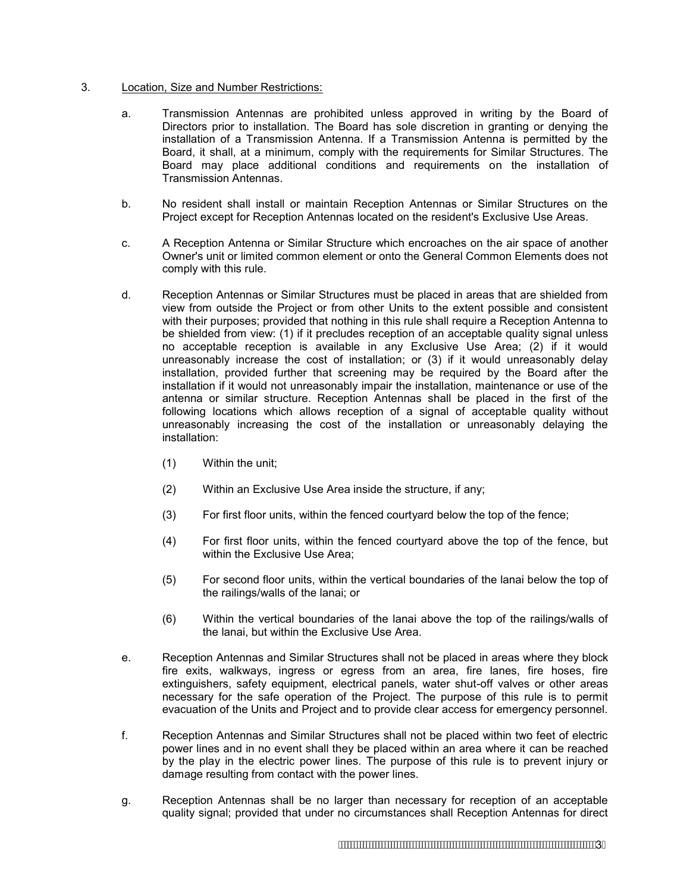3. Location, Size and Number Restrictions:

   a. Transmission Antennas are prohibited unless approved in writing by the Board of Directors prior to installation. The Board has sole discretion in granting or denying the installation of a Transmission Antenna. If a Transmission Antenna is permitted by the Board, it shall, at a minimum, comply with the requirements for Similar Structures. The Board may place additional conditions and requirements on the installation of Transmission Antennas.

   b. No resident shall install or maintain Reception Antennas or Similar Structures on the Project except for Reception Antennas located on the resident's Exclusive Use Areas.

   c. A Reception Antenna or Similar Structure which encroaches on the air space of another Owner's unit or limited common element or onto the General Common Elements does not comply with this rule.

   d. Reception Antennas or Similar Structures must be placed in areas that are shielded from view from outside the Project or from other Units to the extent possible and consistent with their purposes; provided that nothing in this rule shall require a Reception Antenna to be shielded from view: (1) if it precludes reception of an acceptable quality signal unless no acceptable reception is available in any Exclusive Use Area; (2) if it would unreasonably increase the cost of installation; or (3) if it would unreasonably delay installation, provided further that screening may be required by the Board after the installation if it would not unreasonably impair the installation, maintenance or use of the antenna or similar structure. Reception Antennas shall be placed in the first of the following locations which allows reception of a signal of acceptable quality without unreasonably increasing the cost of the installation or unreasonably delaying the installation:

      (1) Within the unit;

      (2) Within an Exclusive Use Area inside the structure, if any;

      (3) For first floor units, within the fenced courtyard below the top of the fence;

      (4) For first floor units, within the fenced courtyard above the top of the fence, but within the Exclusive Use Area;

      (5) For second floor units, within the vertical boundaries of the lanai below the top of the railings/walls of the lanai; or

      (6) Within the vertical boundaries of the lanai above the top of the railings/walls of the lanai, but within the Exclusive Use Area.

   e. Reception Antennas and Similar Structures shall not be placed in areas where they block fire exits, walkways, ingress or egress from an area, fire lanes, fire hoses, fire extinguishers, safety equipment, electrical panels, water shut-off valves or other areas necessary for the safe operation of the Project. The purpose of this rule is to permit evacuation of the Units and Project and to provide clear access for emergency personnel.

   f. Reception Antennas and Similar Structures shall not be placed within two feet of electric power lines and in no event shall they be placed within an area where it can be reached by the play in the electric power lines. The purpose of this rule is to prevent injury or damage resulting from contact with the power lines.

   g. Reception Antennas shall be no larger than necessary for reception of an acceptable quality signal; provided that under no circumstances shall Reception Antennas for direct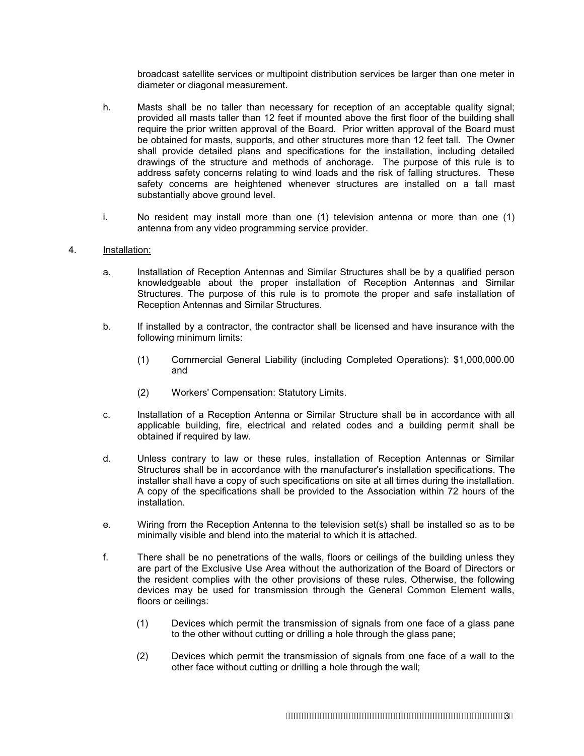broadcast satellite services or multipoint distribution services be larger than one meter in diameter or diagonal measurement.

h. Masts shall be no taller than necessary for reception of an acceptable quality signal; provided all masts taller than 12 feet if mounted above the first floor of the building shall require the prior written approval of the Board. Prior written approval of the Board must be obtained for masts, supports, and other structures more than 12 feet tall. The Owner shall provide detailed plans and specifications for the installation, including detailed drawings of the structure and methods of anchorage. The purpose of this rule is to address safety concerns relating to wind loads and the risk of falling structures. These safety concerns are heightened whenever structures are installed on a tall mast substantially above ground level.

i. No resident may install more than one (1) television antenna or more than one (1) antenna from any video programming service provider.

4. Installation:

a. Installation of Reception Antennas and Similar Structures shall be by a qualified person knowledgeable about the proper installation of Reception Antennas and Similar Structures. The purpose of this rule is to promote the proper and safe installation of Reception Antennas and Similar Structures.

b. If installed by a contractor, the contractor shall be licensed and have insurance with the following minimum limits:

(1) Commercial General Liability (including Completed Operations): $1,000,000.00 and

(2) Workers' Compensation: Statutory Limits.

c. Installation of a Reception Antenna or Similar Structure shall be in accordance with all applicable building, fire, electrical and related codes and a building permit shall be obtained if required by law.

d. Unless contrary to law or these rules, installation of Reception Antennas or Similar Structures shall be in accordance with the manufacturer's installation specifications. The installer shall have a copy of such specifications on site at all times during the installation. A copy of the specifications shall be provided to the Association within 72 hours of the installation.

e. Wiring from the Reception Antenna to the television set(s) shall be installed so as to be minimally visible and blend into the material to which it is attached.

f. There shall be no penetrations of the walls, floors or ceilings of the building unless they are part of the Exclusive Use Area without the authorization of the Board of Directors or the resident complies with the other provisions of these rules. Otherwise, the following devices may be used for transmission through the General Common Element walls, floors or ceilings:

(1) Devices which permit the transmission of signals from one face of a glass pane to the other without cutting or drilling a hole through the glass pane;

(2) Devices which permit the transmission of signals from one face of a wall to the other face without cutting or drilling a hole through the wall;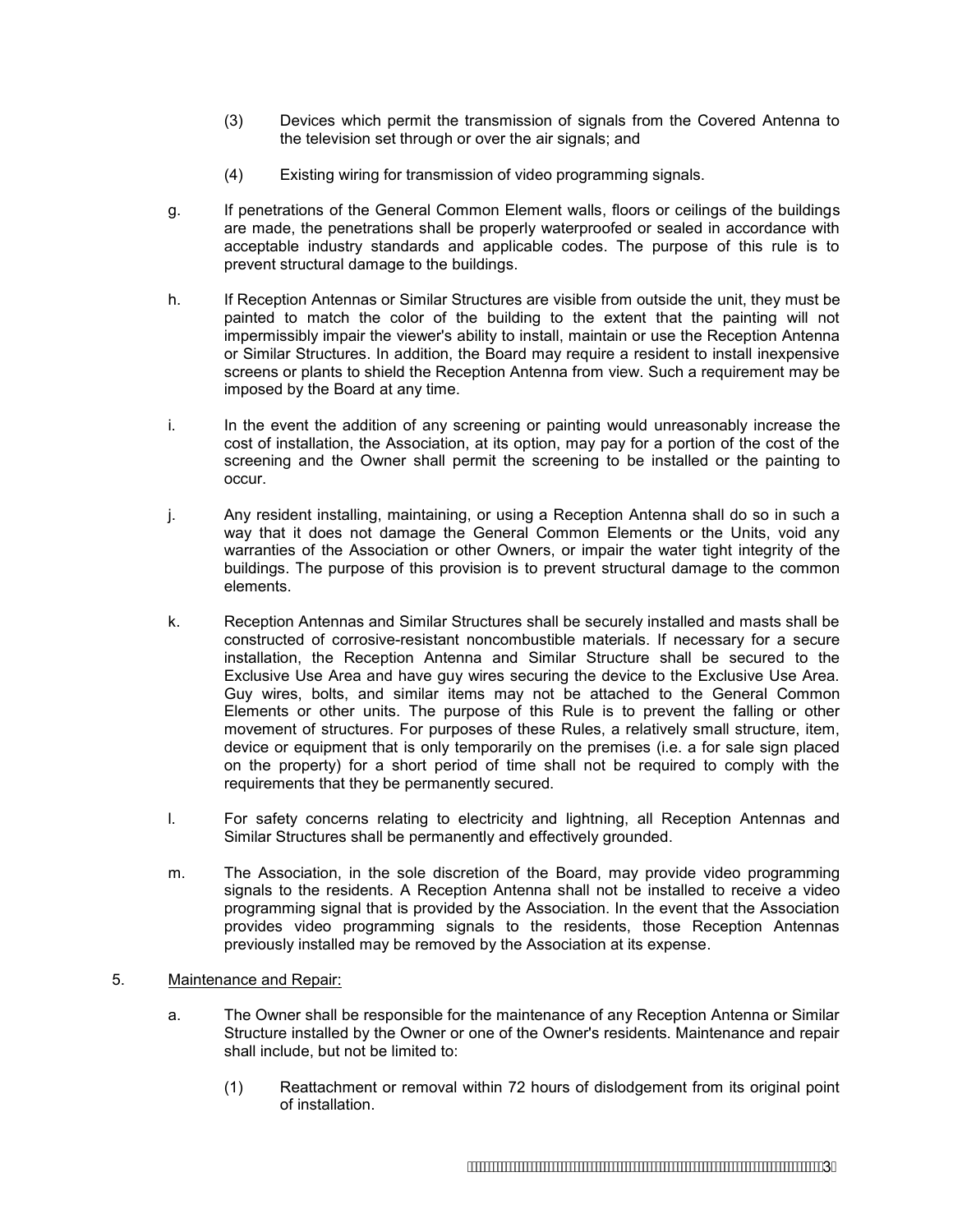(3) Devices which permit the transmission of signals from the Covered Antenna to the television set through or over the air signals; and

(4) Existing wiring for transmission of video programming signals.

g. If penetrations of the General Common Element walls, floors or ceilings of the buildings are made, the penetrations shall be properly waterproofed or sealed in accordance with acceptable industry standards and applicable codes. The purpose of this rule is to prevent structural damage to the buildings.

h. If Reception Antennas or Similar Structures are visible from outside the unit, they must be painted to match the color of the building to the extent that the painting will not impermissibly impair the viewer's ability to install, maintain or use the Reception Antenna or Similar Structures. In addition, the Board may require a resident to install inexpensive screens or plants to shield the Reception Antenna from view. Such a requirement may be imposed by the Board at any time.

i. In the event the addition of any screening or painting would unreasonably increase the cost of installation, the Association, at its option, may pay for a portion of the cost of the screening and the Owner shall permit the screening to be installed or the painting to occur.

j. Any resident installing, maintaining, or using a Reception Antenna shall do so in such a way that it does not damage the General Common Elements or the Units, void any warranties of the Association or other Owners, or impair the water tight integrity of the buildings. The purpose of this provision is to prevent structural damage to the common elements.

k. Reception Antennas and Similar Structures shall be securely installed and masts shall be constructed of corrosive-resistant noncombustible materials. If necessary for a secure installation, the Reception Antenna and Similar Structure shall be secured to the Exclusive Use Area and have guy wires securing the device to the Exclusive Use Area. Guy wires, bolts, and similar items may not be attached to the General Common Elements or other units. The purpose of this Rule is to prevent the falling or other movement of structures. For purposes of these Rules, a relatively small structure, item, device or equipment that is only temporarily on the premises (i.e. a for sale sign placed on the property) for a short period of time shall not be required to comply with the requirements that they be permanently secured.

l. For safety concerns relating to electricity and lightning, all Reception Antennas and Similar Structures shall be permanently and effectively grounded.

m. The Association, in the sole discretion of the Board, may provide video programming signals to the residents. A Reception Antenna shall not be installed to receive a video programming signal that is provided by the Association. In the event that the Association provides video programming signals to the residents, those Reception Antennas previously installed may be removed by the Association at its expense.

5. <u>Maintenance and Repair:</u>

a. The Owner shall be responsible for the maintenance of any Reception Antenna or Similar Structure installed by the Owner or one of the Owner's residents. Maintenance and repair shall include, but not be limited to:

(1) Reattachment or removal within 72 hours of dislodgement from its original point of installation.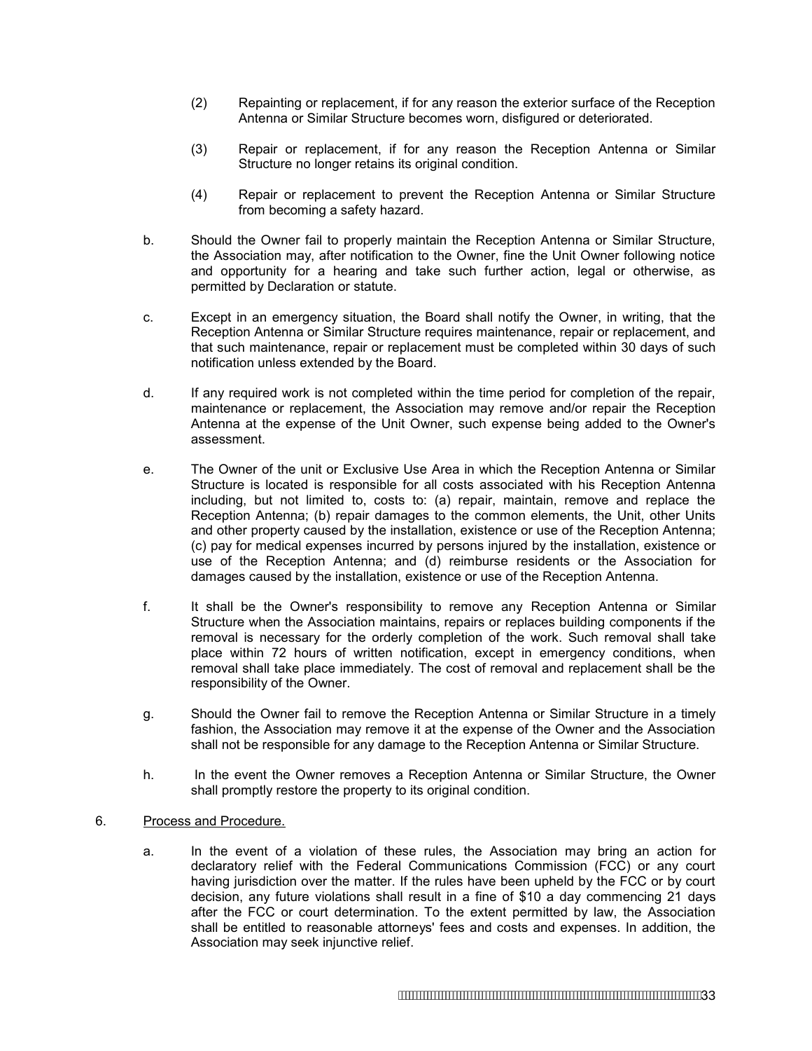(2) Repainting or replacement, if for any reason the exterior surface of the Reception Antenna or Similar Structure becomes worn, disfigured or deteriorated.

(3) Repair or replacement, if for any reason the Reception Antenna or Similar Structure no longer retains its original condition.

(4) Repair or replacement to prevent the Reception Antenna or Similar Structure from becoming a safety hazard.

b. Should the Owner fail to properly maintain the Reception Antenna or Similar Structure, the Association may, after notification to the Owner, fine the Unit Owner following notice and opportunity for a hearing and take such further action, legal or otherwise, as permitted by Declaration or statute.

c. Except in an emergency situation, the Board shall notify the Owner, in writing, that the Reception Antenna or Similar Structure requires maintenance, repair or replacement, and that such maintenance, repair or replacement must be completed within 30 days of such notification unless extended by the Board.

d. If any required work is not completed within the time period for completion of the repair, maintenance or replacement, the Association may remove and/or repair the Reception Antenna at the expense of the Unit Owner, such expense being added to the Owner's assessment.

e. The Owner of the unit or Exclusive Use Area in which the Reception Antenna or Similar Structure is located is responsible for all costs associated with his Reception Antenna including, but not limited to, costs to: (a) repair, maintain, remove and replace the Reception Antenna; (b) repair damages to the common elements, the Unit, other Units and other property caused by the installation, existence or use of the Reception Antenna; (c) pay for medical expenses incurred by persons injured by the installation, existence or use of the Reception Antenna; and (d) reimburse residents or the Association for damages caused by the installation, existence or use of the Reception Antenna.

f. It shall be the Owner's responsibility to remove any Reception Antenna or Similar Structure when the Association maintains, repairs or replaces building components if the removal is necessary for the orderly completion of the work. Such removal shall take place within 72 hours of written notification, except in emergency conditions, when removal shall take place immediately. The cost of removal and replacement shall be the responsibility of the Owner.

g. Should the Owner fail to remove the Reception Antenna or Similar Structure in a timely fashion, the Association may remove it at the expense of the Owner and the Association shall not be responsible for any damage to the Reception Antenna or Similar Structure.

h. In the event the Owner removes a Reception Antenna or Similar Structure, the Owner shall promptly restore the property to its original condition.

6. Process and Procedure.

a. In the event of a violation of these rules, the Association may bring an action for declaratory relief with the Federal Communications Commission (FCC) or any court having jurisdiction over the matter. If the rules have been upheld by the FCC or by court decision, any future violations shall result in a fine of $10 a day commencing 21 days after the FCC or court determination. To the extent permitted by law, the Association shall be entitled to reasonable attorneys' fees and costs and expenses. In addition, the Association may seek injunctive relief.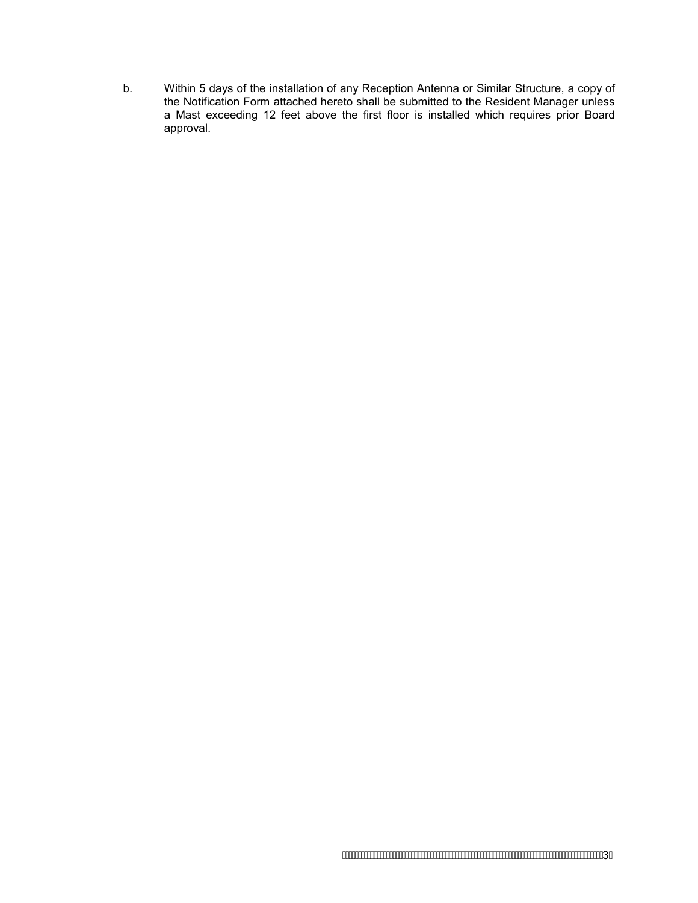b. Within 5 days of the installation of any Reception Antenna or Similar Structure, a copy of the Notification Form attached hereto shall be submitted to the Resident Manager unless a Mast exceeding 12 feet above the first floor is installed which requires prior Board approval.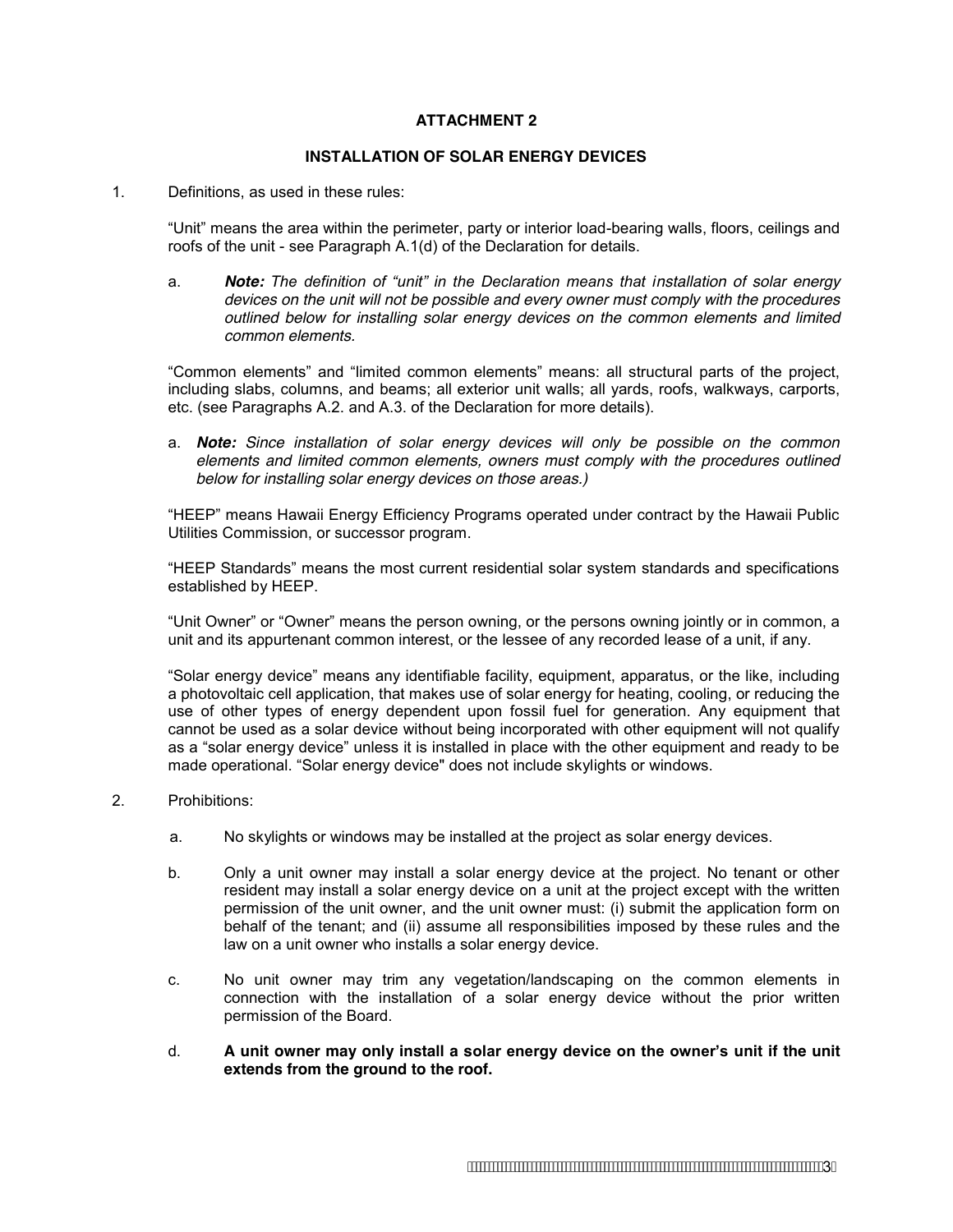## ATTACHMENT 2

## INSTALLATION OF SOLAR ENERGY DEVICES

1. Definitions, as used in these rules:

   "Unit" means the area within the perimeter, party or interior load-bearing walls, floors, ceilings and roofs of the unit - see Paragraph A.1(d) of the Declaration for details.

   a. ***Note:*** *The definition of "unit" in the Declaration means that installation of solar energy devices on the unit will not be possible and every owner must comply with the procedures outlined below for installing solar energy devices on the common elements and limited common elements.*

   "Common elements" and "limited common elements" means: all structural parts of the project, including slabs, columns, and beams; all exterior unit walls; all yards, roofs, walkways, carports, etc. (see Paragraphs A.2. and A.3. of the Declaration for more details).

   a. ***Note:*** *Since installation of solar energy devices will only be possible on the common elements and limited common elements, owners must comply with the procedures outlined below for installing solar energy devices on those areas.)*

   "HEEP" means Hawaii Energy Efficiency Programs operated under contract by the Hawaii Public Utilities Commission, or successor program.

   "HEEP Standards" means the most current residential solar system standards and specifications established by HEEP.

   "Unit Owner" or "Owner" means the person owning, or the persons owning jointly or in common, a unit and its appurtenant common interest, or the lessee of any recorded lease of a unit, if any.

   "Solar energy device" means any identifiable facility, equipment, apparatus, or the like, including a photovoltaic cell application, that makes use of solar energy for heating, cooling, or reducing the use of other types of energy dependent upon fossil fuel for generation. Any equipment that cannot be used as a solar device without being incorporated with other equipment will not qualify as a "solar energy device" unless it is installed in place with the other equipment and ready to be made operational. "Solar energy device" does not include skylights or windows.

2. Prohibitions:

   a. No skylights or windows may be installed at the project as solar energy devices.

   b. Only a unit owner may install a solar energy device at the project. No tenant or other resident may install a solar energy device on a unit at the project except with the written permission of the unit owner, and the unit owner must: (i) submit the application form on behalf of the tenant; and (ii) assume all responsibilities imposed by these rules and the law on a unit owner who installs a solar energy device.

   c. No unit owner may trim any vegetation/landscaping on the common elements in connection with the installation of a solar energy device without the prior written permission of the Board.

   d. **A unit owner may only install a solar energy device on the owner's unit if the unit extends from the ground to the roof.**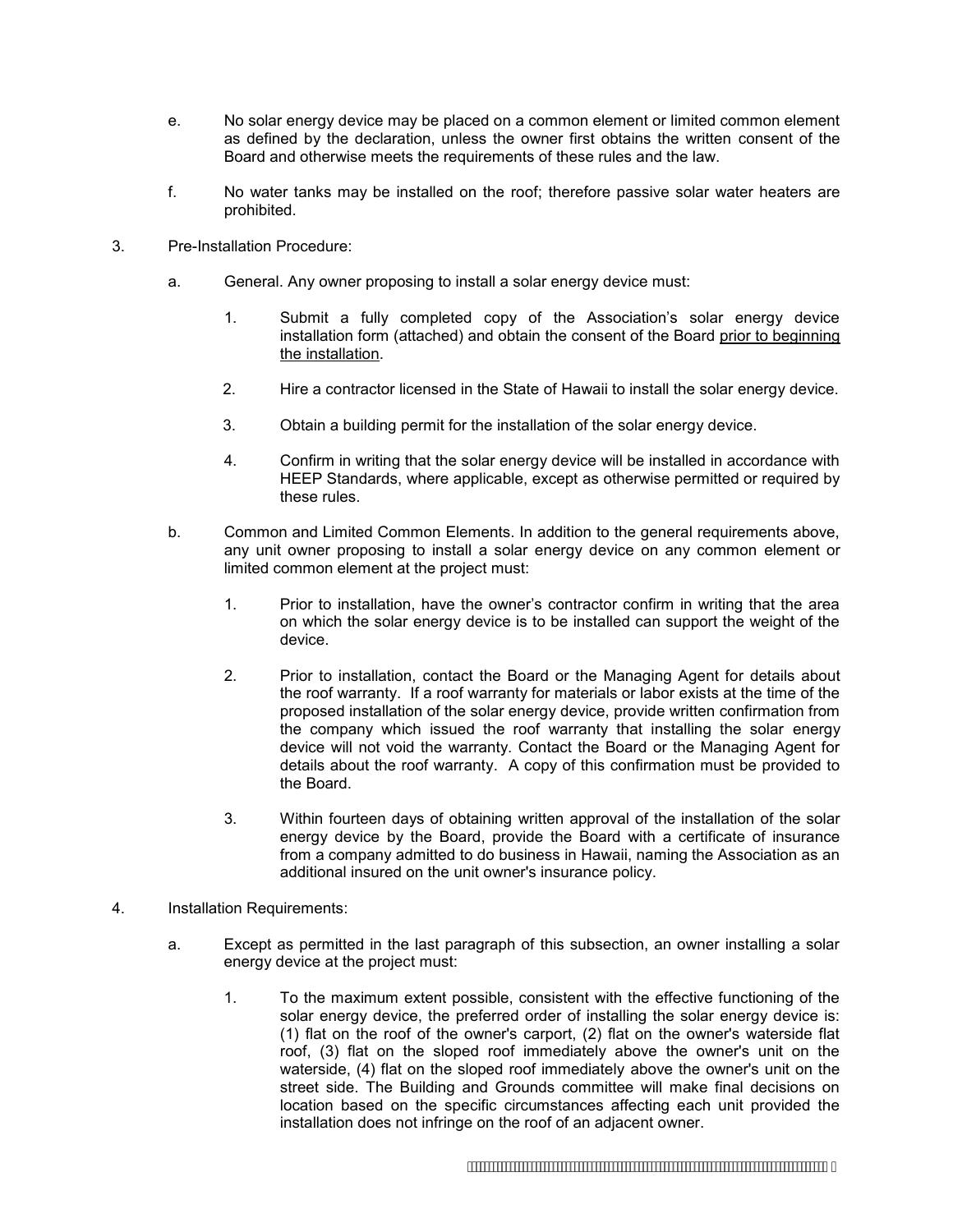e. No solar energy device may be placed on a common element or limited common element as defined by the declaration, unless the owner first obtains the written consent of the Board and otherwise meets the requirements of these rules and the law.

f. No water tanks may be installed on the roof; therefore passive solar water heaters are prohibited.

3. Pre-Installation Procedure:

   a. General. Any owner proposing to install a solar energy device must:

      1. Submit a fully completed copy of the Association's solar energy device installation form (attached) and obtain the consent of the Board <u>prior to beginning the installation</u>.

      2. Hire a contractor licensed in the State of Hawaii to install the solar energy device.

      3. Obtain a building permit for the installation of the solar energy device.

      4. Confirm in writing that the solar energy device will be installed in accordance with HEEP Standards, where applicable, except as otherwise permitted or required by these rules.

   b. Common and Limited Common Elements. In addition to the general requirements above, any unit owner proposing to install a solar energy device on any common element or limited common element at the project must:

      1. Prior to installation, have the owner's contractor confirm in writing that the area on which the solar energy device is to be installed can support the weight of the device.

      2. Prior to installation, contact the Board or the Managing Agent for details about the roof warranty. If a roof warranty for materials or labor exists at the time of the proposed installation of the solar energy device, provide written confirmation from the company which issued the roof warranty that installing the solar energy device will not void the warranty. Contact the Board or the Managing Agent for details about the roof warranty. A copy of this confirmation must be provided to the Board.

      3. Within fourteen days of obtaining written approval of the installation of the solar energy device by the Board, provide the Board with a certificate of insurance from a company admitted to do business in Hawaii, naming the Association as an additional insured on the unit owner's insurance policy.

4. Installation Requirements:

   a. Except as permitted in the last paragraph of this subsection, an owner installing a solar energy device at the project must:

      1. To the maximum extent possible, consistent with the effective functioning of the solar energy device, the preferred order of installing the solar energy device is: (1) flat on the roof of the owner's carport, (2) flat on the owner's waterside flat roof, (3) flat on the sloped roof immediately above the owner's unit on the waterside, (4) flat on the sloped roof immediately above the owner's unit on the street side. The Building and Grounds committee will make final decisions on location based on the specific circumstances affecting each unit provided the installation does not infringe on the roof of an adjacent owner.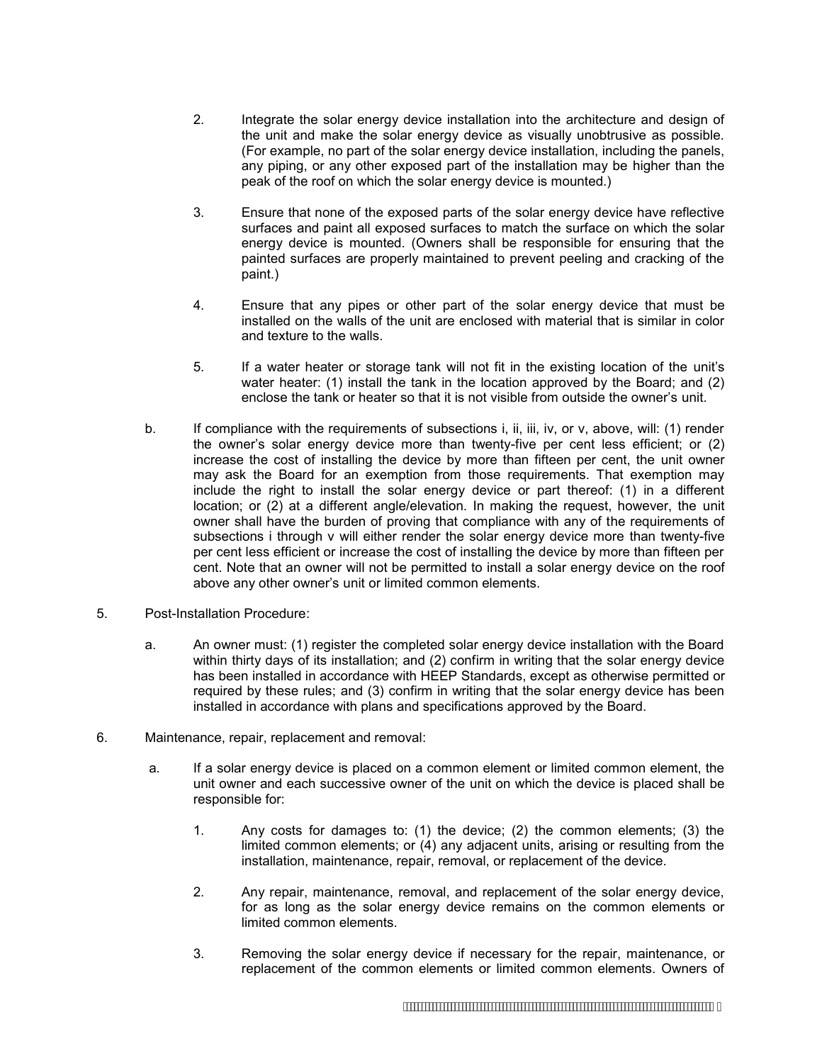2. Integrate the solar energy device installation into the architecture and design of the unit and make the solar energy device as visually unobtrusive as possible. (For example, no part of the solar energy device installation, including the panels, any piping, or any other exposed part of the installation may be higher than the peak of the roof on which the solar energy device is mounted.)

3. Ensure that none of the exposed parts of the solar energy device have reflective surfaces and paint all exposed surfaces to match the surface on which the solar energy device is mounted. (Owners shall be responsible for ensuring that the painted surfaces are properly maintained to prevent peeling and cracking of the paint.)

4. Ensure that any pipes or other part of the solar energy device that must be installed on the walls of the unit are enclosed with material that is similar in color and texture to the walls.

5. If a water heater or storage tank will not fit in the existing location of the unit's water heater: (1) install the tank in the location approved by the Board; and (2) enclose the tank or heater so that it is not visible from outside the owner's unit.

b. If compliance with the requirements of subsections i, ii, iii, iv, or v, above, will: (1) render the owner's solar energy device more than twenty-five per cent less efficient; or (2) increase the cost of installing the device by more than fifteen per cent, the unit owner may ask the Board for an exemption from those requirements. That exemption may include the right to install the solar energy device or part thereof: (1) in a different location; or (2) at a different angle/elevation. In making the request, however, the unit owner shall have the burden of proving that compliance with any of the requirements of subsections i through v will either render the solar energy device more than twenty-five per cent less efficient or increase the cost of installing the device by more than fifteen per cent. Note that an owner will not be permitted to install a solar energy device on the roof above any other owner's unit or limited common elements.

5. Post-Installation Procedure:

a. An owner must: (1) register the completed solar energy device installation with the Board within thirty days of its installation; and (2) confirm in writing that the solar energy device has been installed in accordance with HEEP Standards, except as otherwise permitted or required by these rules; and (3) confirm in writing that the solar energy device has been installed in accordance with plans and specifications approved by the Board.

6. Maintenance, repair, replacement and removal:

a. If a solar energy device is placed on a common element or limited common element, the unit owner and each successive owner of the unit on which the device is placed shall be responsible for:

1. Any costs for damages to: (1) the device; (2) the common elements; (3) the limited common elements; or (4) any adjacent units, arising or resulting from the installation, maintenance, repair, removal, or replacement of the device.

2. Any repair, maintenance, removal, and replacement of the solar energy device, for as long as the solar energy device remains on the common elements or limited common elements.

3. Removing the solar energy device if necessary for the repair, maintenance, or replacement of the common elements or limited common elements. Owners of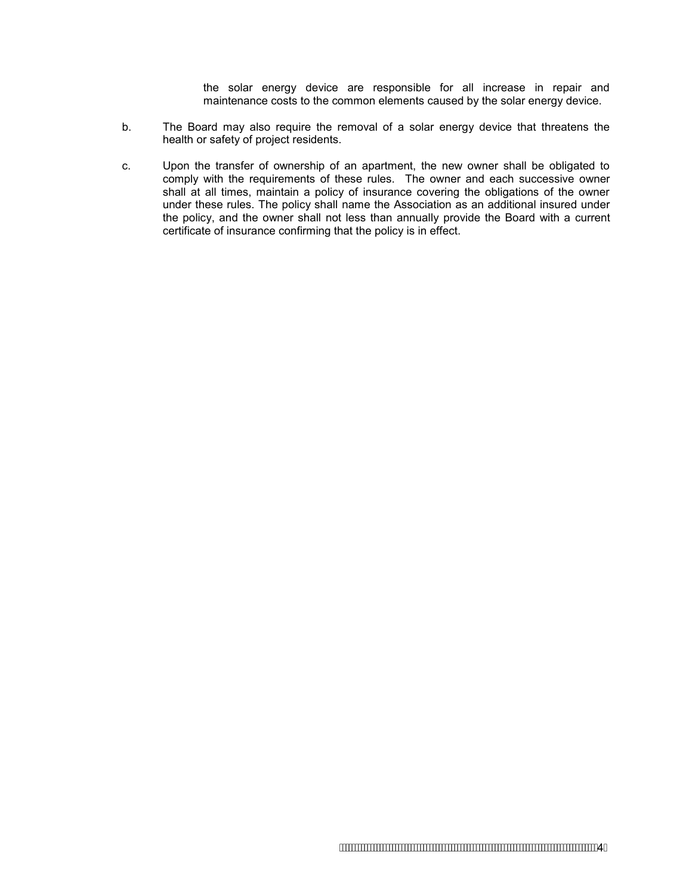the solar energy device are responsible for all increase in repair and maintenance costs to the common elements caused by the solar energy device.

b. The Board may also require the removal of a solar energy device that threatens the health or safety of project residents.

c. Upon the transfer of ownership of an apartment, the new owner shall be obligated to comply with the requirements of these rules. The owner and each successive owner shall at all times, maintain a policy of insurance covering the obligations of the owner under these rules. The policy shall name the Association as an additional insured under the policy, and the owner shall not less than annually provide the Board with a current certificate of insurance confirming that the policy is in effect.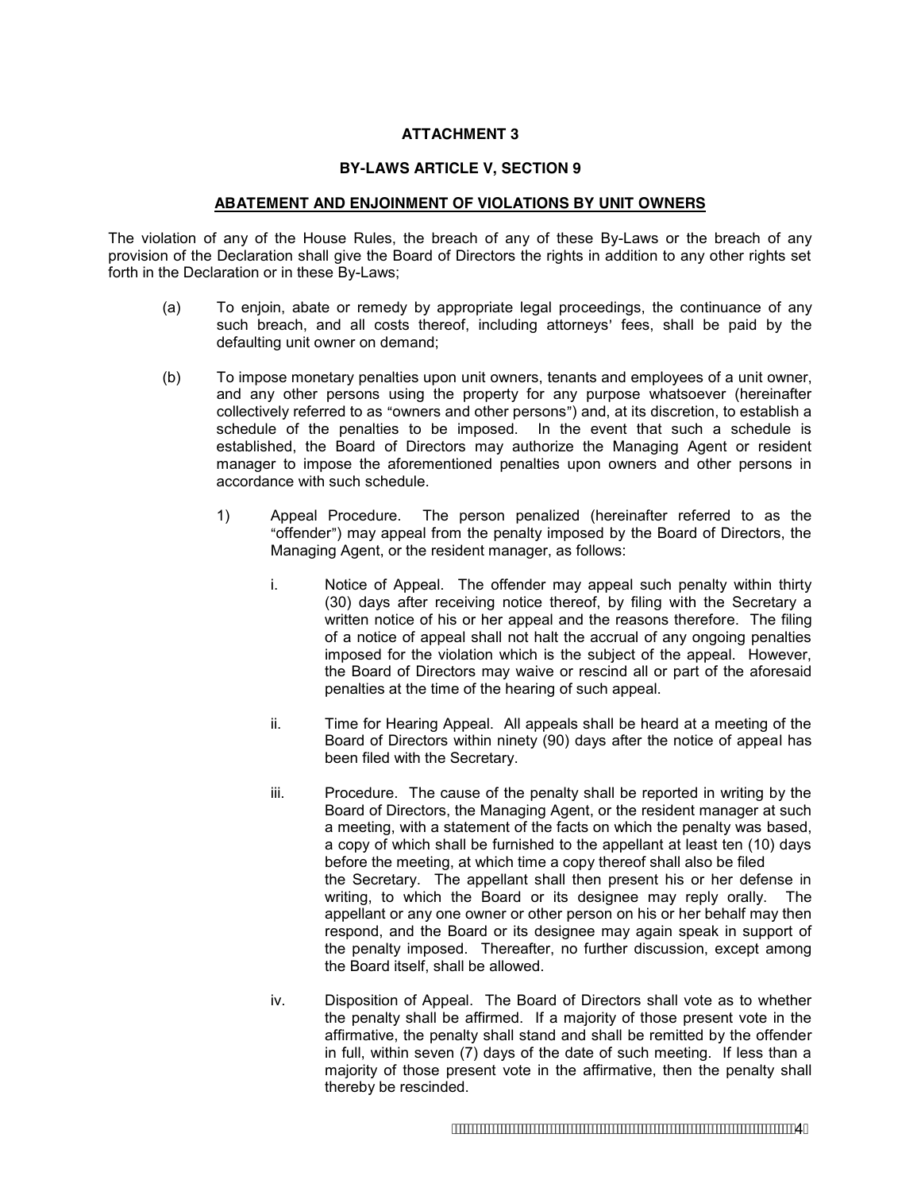**ATTACHMENT 3**

**BY-LAWS ARTICLE V, SECTION 9**

**ABATEMENT AND ENJOINMENT OF VIOLATIONS BY UNIT OWNERS**

The violation of any of the House Rules, the breach of any of these By-Laws or the breach of any provision of the Declaration shall give the Board of Directors the rights in addition to any other rights set forth in the Declaration or in these By-Laws;

(a) To enjoin, abate or remedy by appropriate legal proceedings, the continuance of any such breach, and all costs thereof, including attorneys' fees, shall be paid by the defaulting unit owner on demand;

(b) To impose monetary penalties upon unit owners, tenants and employees of a unit owner, and any other persons using the property for any purpose whatsoever (hereinafter collectively referred to as "owners and other persons") and, at its discretion, to establish a schedule of the penalties to be imposed. In the event that such a schedule is established, the Board of Directors may authorize the Managing Agent or resident manager to impose the aforementioned penalties upon owners and other persons in accordance with such schedule.

1) Appeal Procedure. The person penalized (hereinafter referred to as the "offender") may appeal from the penalty imposed by the Board of Directors, the Managing Agent, or the resident manager, as follows:

i. Notice of Appeal. The offender may appeal such penalty within thirty (30) days after receiving notice thereof, by filing with the Secretary a written notice of his or her appeal and the reasons therefore. The filing of a notice of appeal shall not halt the accrual of any ongoing penalties imposed for the violation which is the subject of the appeal. However, the Board of Directors may waive or rescind all or part of the aforesaid penalties at the time of the hearing of such appeal.

ii. Time for Hearing Appeal. All appeals shall be heard at a meeting of the Board of Directors within ninety (90) days after the notice of appeal has been filed with the Secretary.

iii. Procedure. The cause of the penalty shall be reported in writing by the Board of Directors, the Managing Agent, or the resident manager at such a meeting, with a statement of the facts on which the penalty was based, a copy of which shall be furnished to the appellant at least ten (10) days before the meeting, at which time a copy thereof shall also be filed the Secretary. The appellant shall then present his or her defense in writing, to which the Board or its designee may reply orally. The appellant or any one owner or other person on his or her behalf may then respond, and the Board or its designee may again speak in support of the penalty imposed. Thereafter, no further discussion, except among the Board itself, shall be allowed.

iv. Disposition of Appeal. The Board of Directors shall vote as to whether the penalty shall be affirmed. If a majority of those present vote in the affirmative, the penalty shall stand and shall be remitted by the offender in full, within seven (7) days of the date of such meeting. If less than a majority of those present vote in the affirmative, then the penalty shall thereby be rescinded.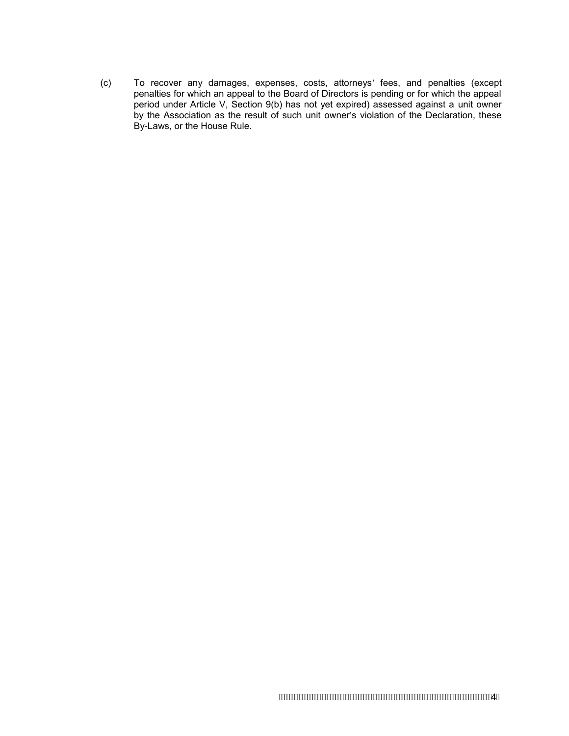(c) To recover any damages, expenses, costs, attorneys' fees, and penalties (except penalties for which an appeal to the Board of Directors is pending or for which the appeal period under Article V, Section 9(b) has not yet expired) assessed against a unit owner by the Association as the result of such unit owner's violation of the Declaration, these By-Laws, or the House Rule.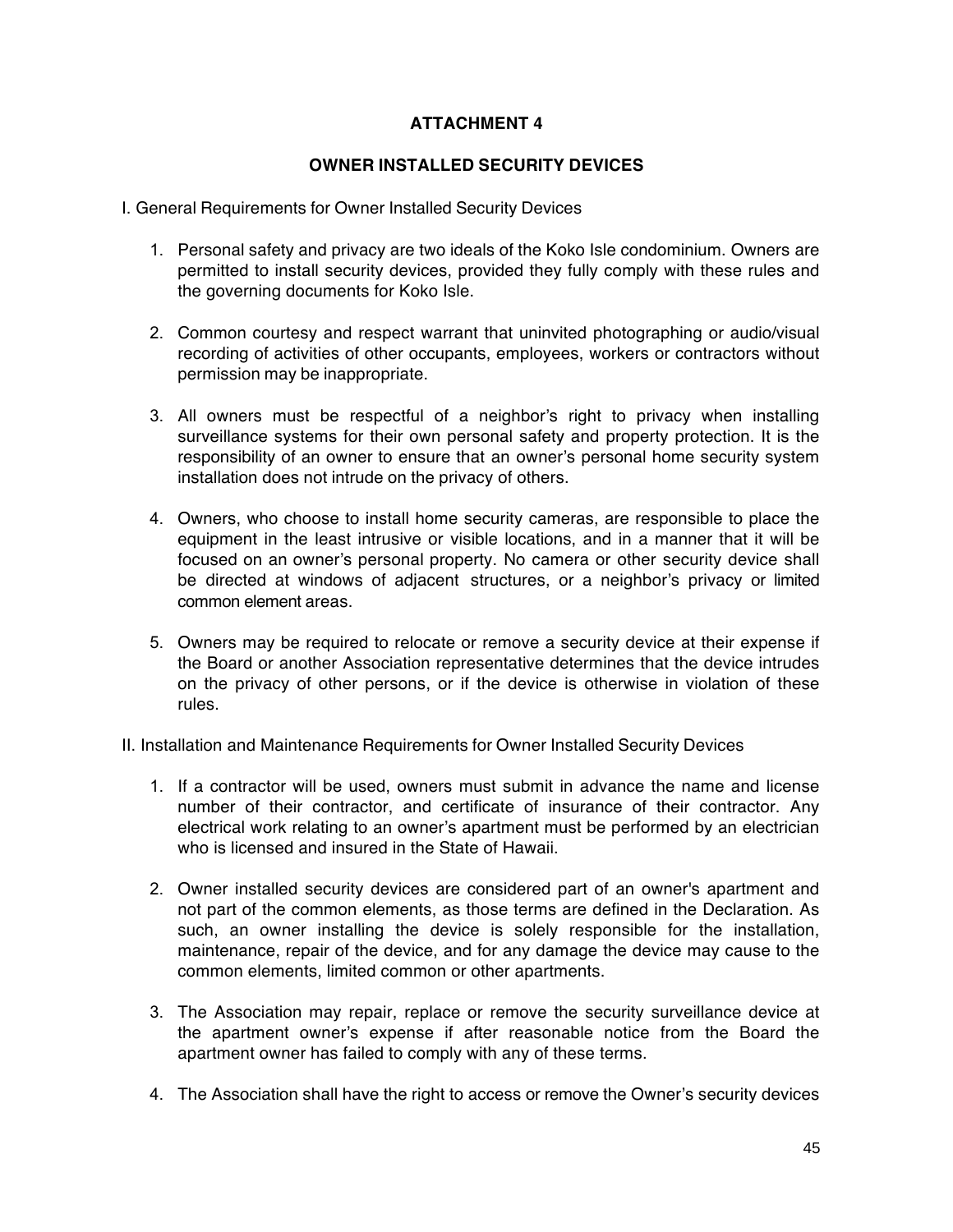# ATTACHMENT 4

## OWNER INSTALLED SECURITY DEVICES

I. General Requirements for Owner Installed Security Devices

1. Personal safety and privacy are two ideals of the Koko Isle condominium. Owners are permitted to install security devices, provided they fully comply with these rules and the governing documents for Koko Isle.

2. Common courtesy and respect warrant that uninvited photographing or audio/visual recording of activities of other occupants, employees, workers or contractors without permission may be inappropriate.

3. All owners must be respectful of a neighbor's right to privacy when installing surveillance systems for their own personal safety and property protection. It is the responsibility of an owner to ensure that an owner's personal home security system installation does not intrude on the privacy of others.

4. Owners, who choose to install home security cameras, are responsible to place the equipment in the least intrusive or visible locations, and in a manner that it will be focused on an owner's personal property. No camera or other security device shall be directed at windows of adjacent structures, or a neighbor's privacy or limited common element areas.

5. Owners may be required to relocate or remove a security device at their expense if the Board or another Association representative determines that the device intrudes on the privacy of other persons, or if the device is otherwise in violation of these rules.

II. Installation and Maintenance Requirements for Owner Installed Security Devices

1. If a contractor will be used, owners must submit in advance the name and license number of their contractor, and certificate of insurance of their contractor. Any electrical work relating to an owner's apartment must be performed by an electrician who is licensed and insured in the State of Hawaii.

2. Owner installed security devices are considered part of an owner's apartment and not part of the common elements, as those terms are defined in the Declaration. As such, an owner installing the device is solely responsible for the installation, maintenance, repair of the device, and for any damage the device may cause to the common elements, limited common or other apartments.

3. The Association may repair, replace or remove the security surveillance device at the apartment owner's expense if after reasonable notice from the Board the apartment owner has failed to comply with any of these terms.

4. The Association shall have the right to access or remove the Owner's security devices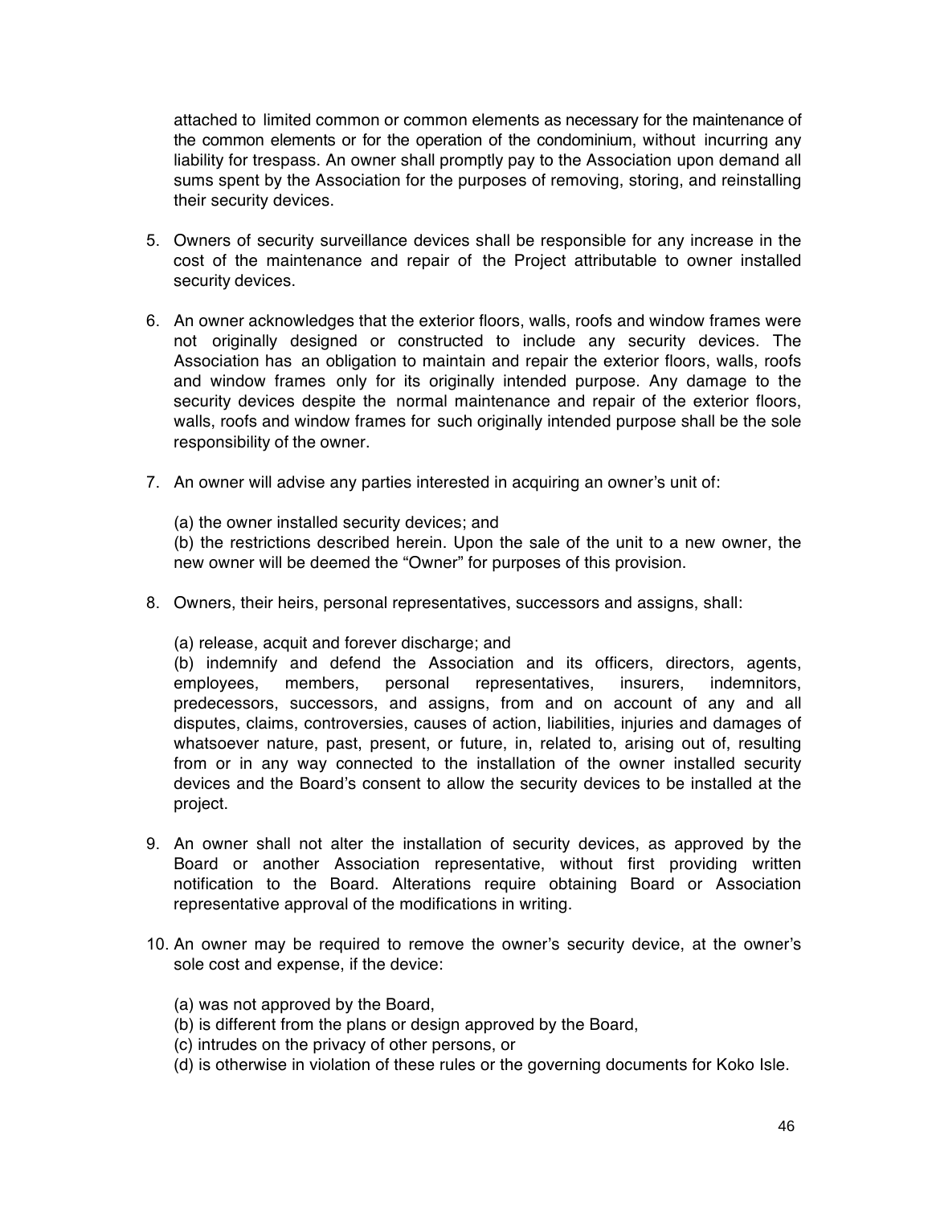attached to limited common or common elements as necessary for the maintenance of the common elements or for the operation of the condominium, without incurring any liability for trespass. An owner shall promptly pay to the Association upon demand all sums spent by the Association for the purposes of removing, storing, and reinstalling their security devices.

5. Owners of security surveillance devices shall be responsible for any increase in the cost of the maintenance and repair of the Project attributable to owner installed security devices.

6. An owner acknowledges that the exterior floors, walls, roofs and window frames were not originally designed or constructed to include any security devices. The Association has an obligation to maintain and repair the exterior floors, walls, roofs and window frames only for its originally intended purpose. Any damage to the security devices despite the normal maintenance and repair of the exterior floors, walls, roofs and window frames for such originally intended purpose shall be the sole responsibility of the owner.

7. An owner will advise any parties interested in acquiring an owner's unit of:

   (a) the owner installed security devices; and
   (b) the restrictions described herein. Upon the sale of the unit to a new owner, the new owner will be deemed the "Owner" for purposes of this provision.

8. Owners, their heirs, personal representatives, successors and assigns, shall:

   (a) release, acquit and forever discharge; and
   (b) indemnify and defend the Association and its officers, directors, agents, employees, members, personal representatives, insurers, indemnitors, predecessors, successors, and assigns, from and on account of any and all disputes, claims, controversies, causes of action, liabilities, injuries and damages of whatsoever nature, past, present, or future, in, related to, arising out of, resulting from or in any way connected to the installation of the owner installed security devices and the Board's consent to allow the security devices to be installed at the project.

9. An owner shall not alter the installation of security devices, as approved by the Board or another Association representative, without first providing written notification to the Board. Alterations require obtaining Board or Association representative approval of the modifications in writing.

10. An owner may be required to remove the owner's security device, at the owner's sole cost and expense, if the device:

    (a) was not approved by the Board,
    (b) is different from the plans or design approved by the Board,
    (c) intrudes on the privacy of other persons, or
    (d) is otherwise in violation of these rules or the governing documents for Koko Isle.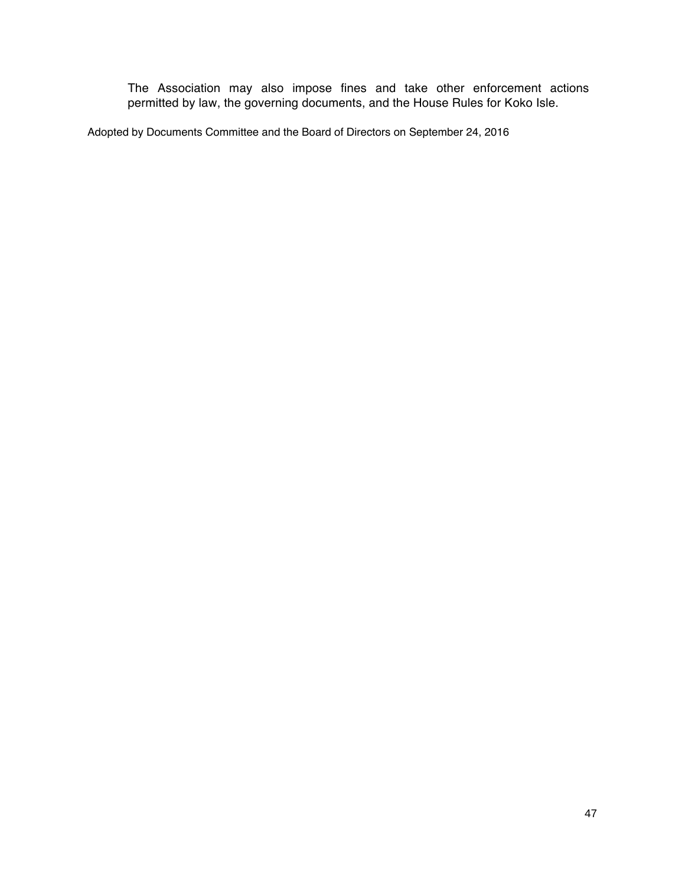The Association may also impose fines and take other enforcement actions permitted by law, the governing documents, and the House Rules for Koko Isle.

Adopted by Documents Committee and the Board of Directors on September 24, 2016